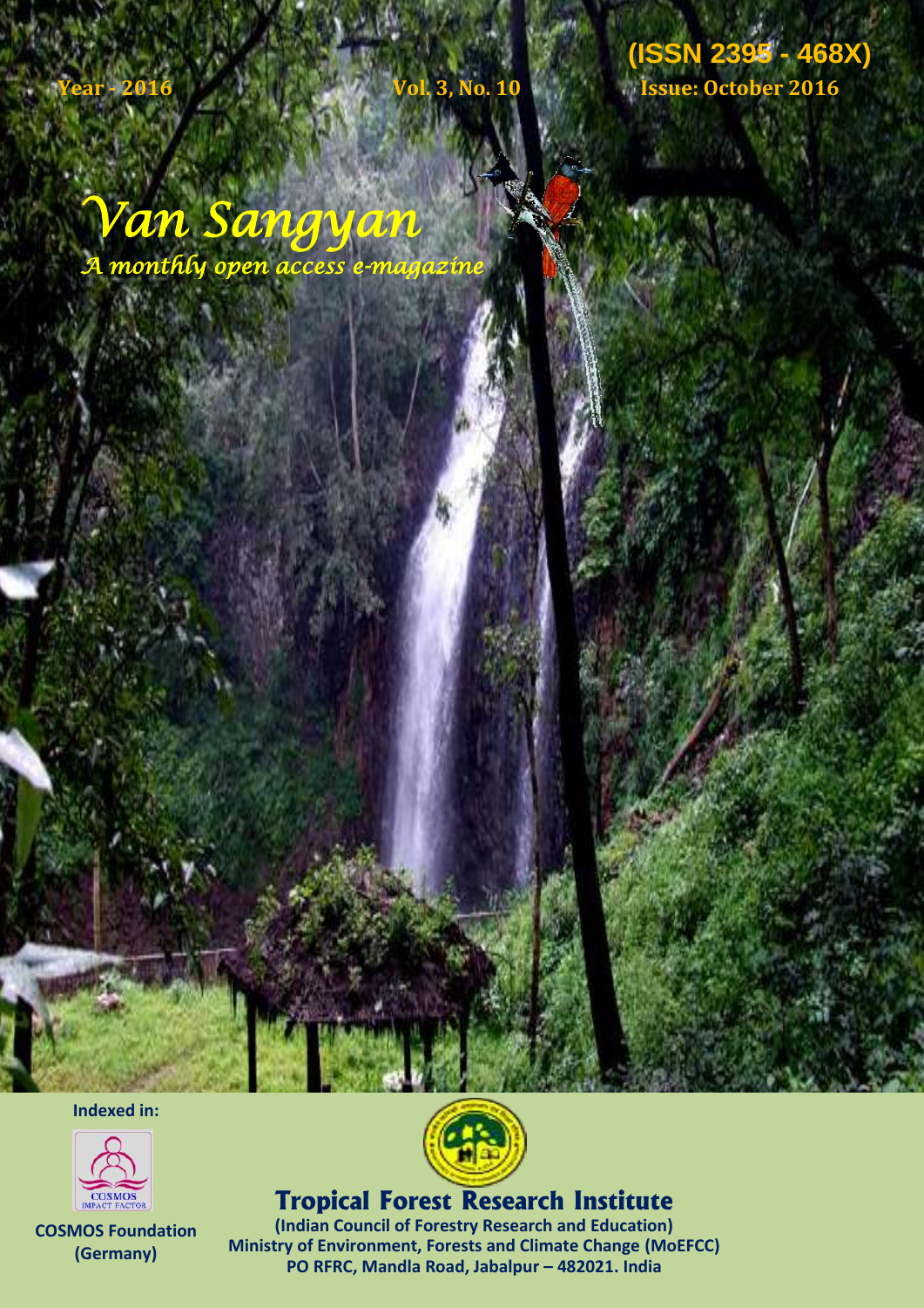(ISSN 2395 - 468X)

Year - 2016 Vol. 3, No. 10 Issue: October 2016

# Van Sangyan

*A monthly open access e-magazine*

Indexed in:

COSMOS Foundation (Germany)

## Tropical Forest Research Institute

**(Indian Council of Forestry Research and Education)**
**Ministry of Environment, Forests and Climate Change (MoEFCC)**
**PO RFRC, Mandla Road, Jabalpur – 482021. India**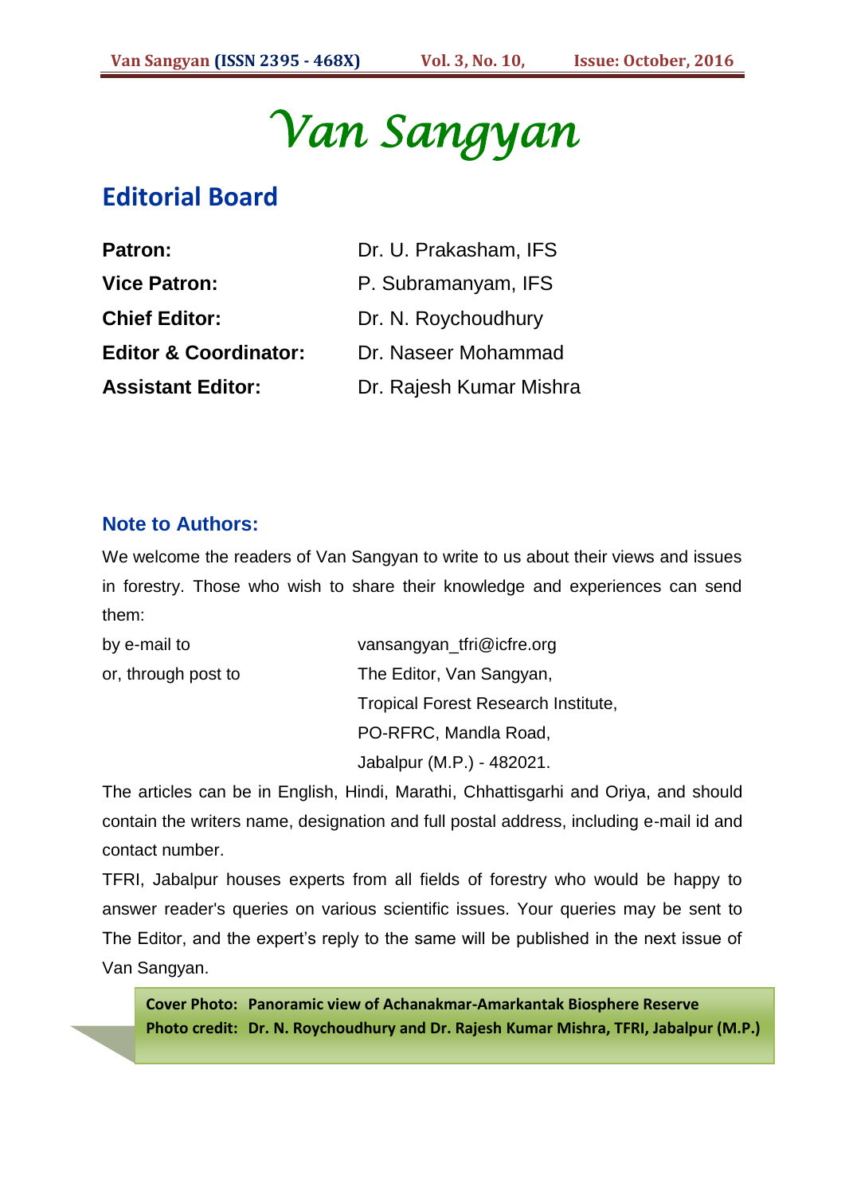# *Van Sangyan*

## Editorial Board

| | |
|---|---|
| **Patron:** | Dr. U. Prakasham, IFS |
| **Vice Patron:** | P. Subramanyam, IFS |
| **Chief Editor:** | Dr. N. Roychoudhury |
| **Editor & Coordinator:** | Dr. Naseer Mohammad |
| **Assistant Editor:** | Dr. Rajesh Kumar Mishra |

### Note to Authors:

We welcome the readers of Van Sangyan to write to us about their views and issues in forestry. Those who wish to share their knowledge and experiences can send them:

by e-mail to vansangyan_tfri@icfre.org

or, through post to The Editor, Van Sangyan,
Tropical Forest Research Institute,
PO-RFRC, Mandla Road,
Jabalpur (M.P.) - 482021.

The articles can be in English, Hindi, Marathi, Chhattisgarhi and Oriya, and should contain the writers name, designation and full postal address, including e-mail id and contact number.

TFRI, Jabalpur houses experts from all fields of forestry who would be happy to answer reader's queries on various scientific issues. Your queries may be sent to The Editor, and the expert's reply to the same will be published in the next issue of Van Sangyan.

**Cover Photo: Panoramic view of Achanakmar-Amarkantak Biosphere Reserve**
**Photo credit: Dr. N. Roychoudhury and Dr. Rajesh Kumar Mishra, TFRI, Jabalpur (M.P.)**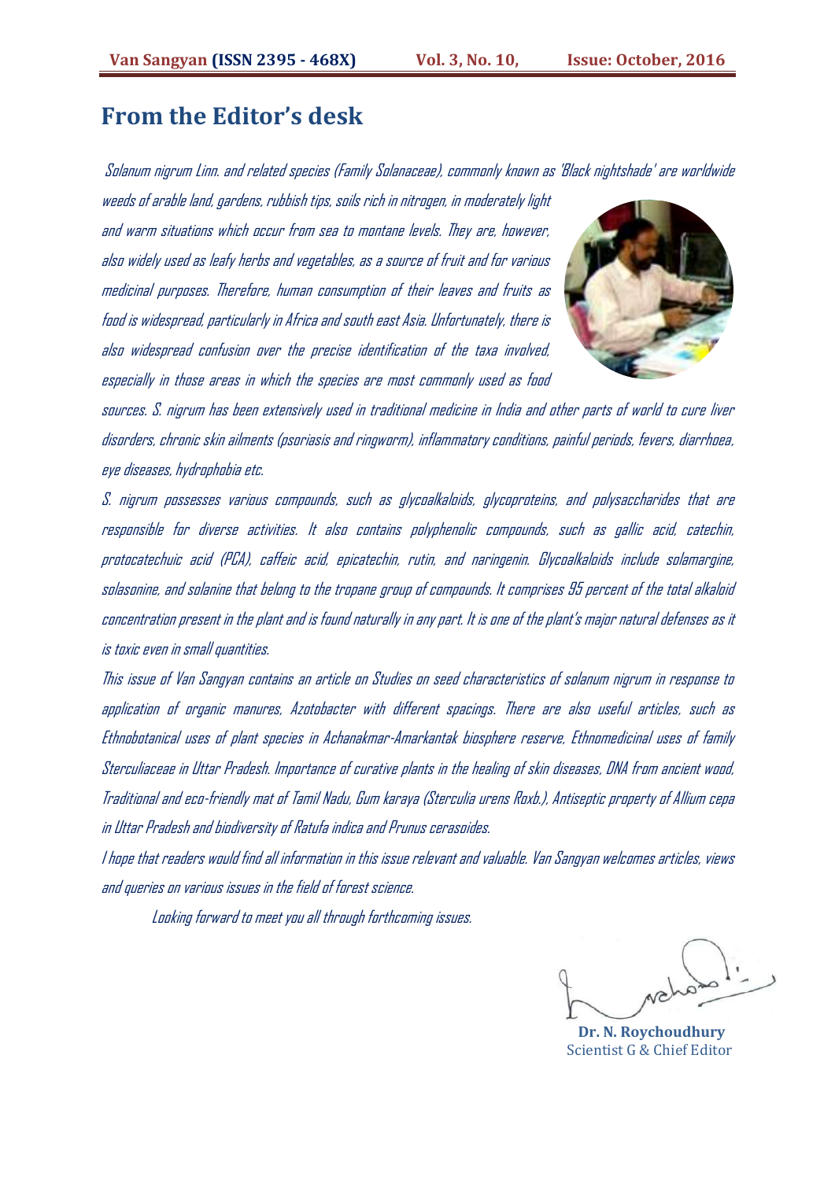# From the Editor's desk

*Solanum nigrum Linn. and related species (Family Solanaceae), commonly known as 'Black nightshade' are worldwide weeds of arable land, gardens, rubbish tips, soils rich in nitrogen, in moderately light and warm situations which occur from sea to montane levels. They are, however, also widely used as leafy herbs and vegetables, as a source of fruit and for various medicinal purposes. Therefore, human consumption of their leaves and fruits as food is widespread, particularly in Africa and south east Asia. Unfortunately, there is also widespread confusion over the precise identification of the taxa involved, especially in those areas in which the species are most commonly used as food sources. S. nigrum has been extensively used in traditional medicine in India and other parts of world to cure liver disorders, chronic skin ailments (psoriasis and ringworm), inflammatory conditions, painful periods, fevers, diarrhoea, eye diseases, hydrophobia etc.*

*S. nigrum possesses various compounds, such as glycoalkaloids, glycoproteins, and polysaccharides that are responsible for diverse activities. It also contains polyphenolic compounds, such as gallic acid, catechin, protocatechuic acid (PCA), caffeic acid, epicatechin, rutin, and naringenin. Glycoalkaloids include solamargine, solasonine, and solanine that belong to the tropane group of compounds. It comprises 95 percent of the total alkaloid concentration present in the plant and is found naturally in any part. It is one of the plant's major natural defenses as it is toxic even in small quantities.*

*This issue of Van Sangyan contains an article on Studies on seed characteristics of solanum nigrum in response to application of organic manures, Azotobacter with different spacings. There are also useful articles, such as Ethnobotanical uses of plant species in Achanakmar-Amarkantak biosphere reserve, Ethnomedicinal uses of family Sterculiaceae in Uttar Pradesh. Importance of curative plants in the healing of skin diseases, DNA from ancient wood, Traditional and eco-friendly mat of Tamil Nadu, Gum karaya (Sterculia urens Roxb.), Antiseptic property of Allium cepa in Uttar Pradesh and biodiversity of Ratufa indica and Prunus cerasoides.*

*I hope that readers would find all information in this issue relevant and valuable. Van Sangyan welcomes articles, views and queries on various issues in the field of forest science.*

*Looking forward to meet you all through forthcoming issues.*

**Dr. N. Roychoudhury**
Scientist G & Chief Editor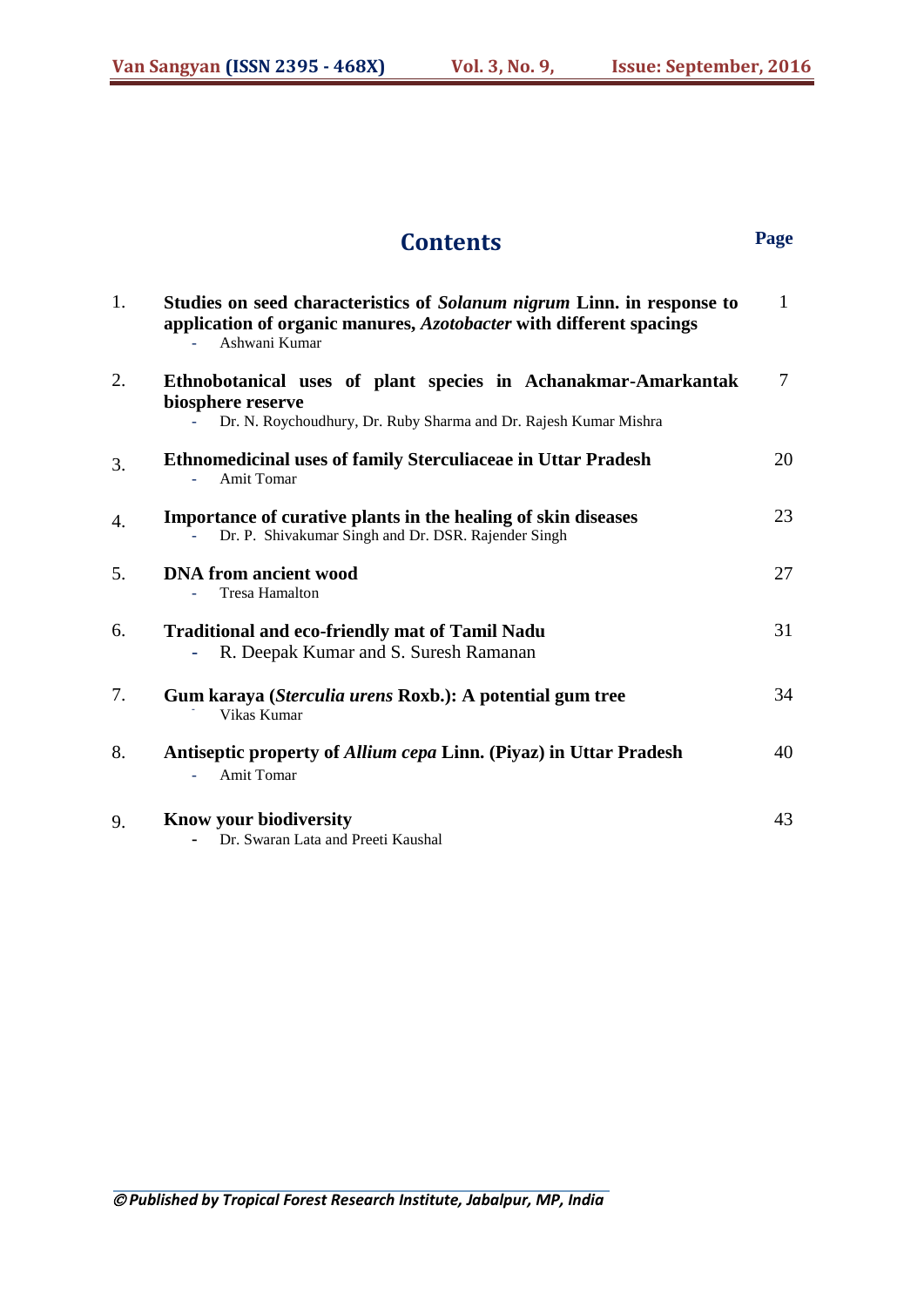# Contents

| | | Page |
|---|---|---|
| 1. | **Studies on seed characteristics of *Solanum nigrum* Linn. in response to application of organic manures, *Azotobacter* with different spacings** <br> - Ashwani Kumar | 1 |
| 2. | **Ethnobotanical uses of plant species in Achanakmar-Amarkantak biosphere reserve** <br> - Dr. N. Roychoudhury, Dr. Ruby Sharma and Dr. Rajesh Kumar Mishra | 7 |
| 3. | **Ethnomedicinal uses of family Sterculiaceae in Uttar Pradesh** <br> - Amit Tomar | 20 |
| 4. | **Importance of curative plants in the healing of skin diseases** <br> - Dr. P. Shivakumar Singh and Dr. DSR. Rajender Singh | 23 |
| 5. | **DNA from ancient wood** <br> - Tresa Hamalton | 27 |
| 6. | **Traditional and eco-friendly mat of Tamil Nadu** <br> - R. Deepak Kumar and S. Suresh Ramanan | 31 |
| 7. | **Gum karaya (*Sterculia urens* Roxb.): A potential gum tree** <br> - Vikas Kumar | 34 |
| 8. | **Antiseptic property of *Allium cepa* Linn. (Piyaz) in Uttar Pradesh** <br> - Amit Tomar | 40 |
| 9. | **Know your biodiversity** <br> - Dr. Swaran Lata and Preeti Kaushal | 43 |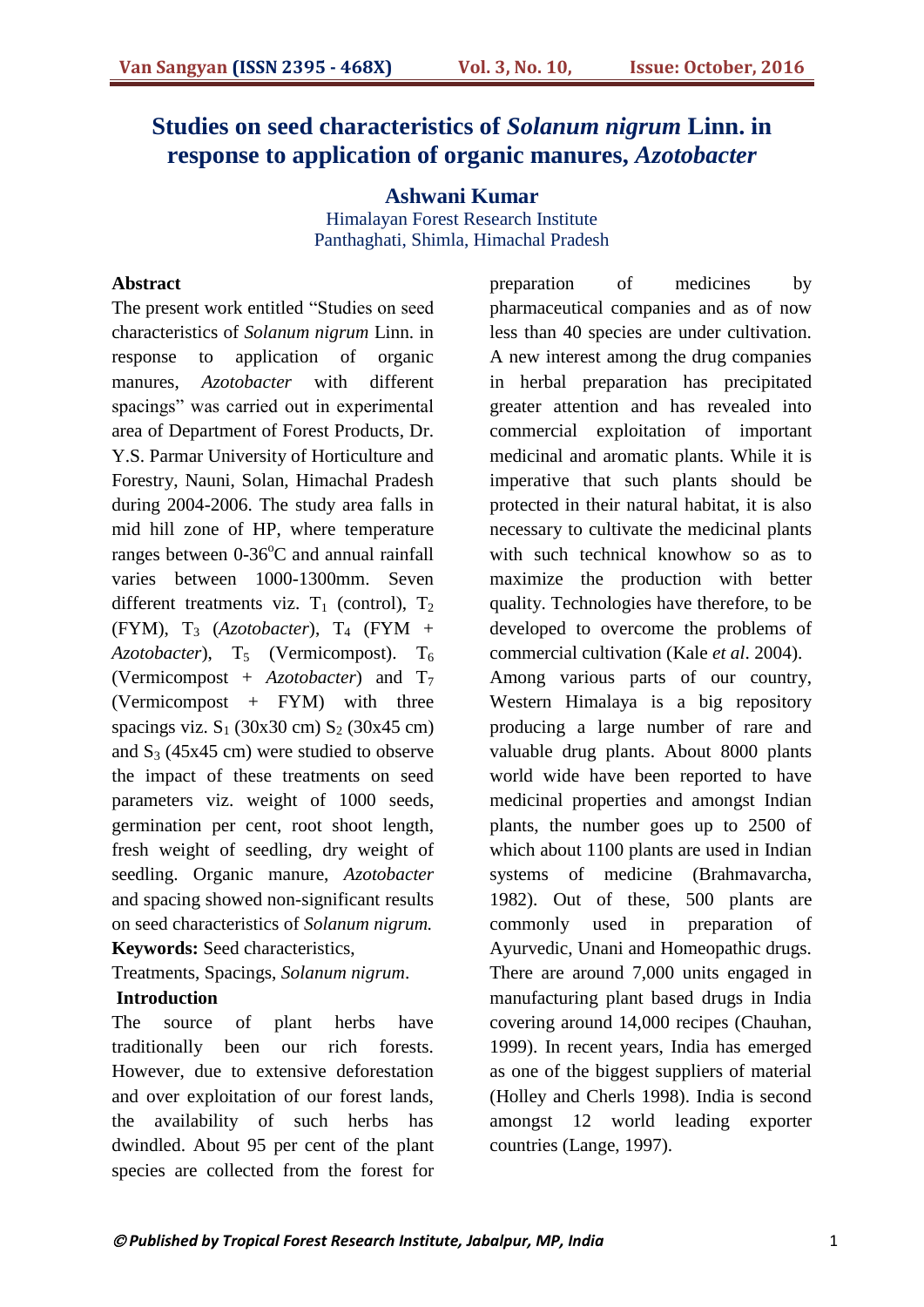# Studies on seed characteristics of *Solanum nigrum* Linn. in response to application of organic manures, *Azotobacter*

**Ashwani Kumar**

Himalayan Forest Research Institute
Panthaghati, Shimla, Himachal Pradesh

## Abstract

The present work entitled "Studies on seed characteristics of *Solanum nigrum* Linn. in response to application of organic manures, *Azotobacter* with different spacings" was carried out in experimental area of Department of Forest Products, Dr. Y.S. Parmar University of Horticulture and Forestry, Nauni, Solan, Himachal Pradesh during 2004-2006. The study area falls in mid hill zone of HP, where temperature ranges between 0-36$^{o}$C and annual rainfall varies between 1000-1300mm. Seven different treatments viz. $T_1$ (control), $T_2$ (FYM), $T_3$ (*Azotobacter*), $T_4$ (FYM + *Azotobacter*), $T_5$ (Vermicompost). $T_6$ (Vermicompost + *Azotobacter*) and $T_7$ (Vermicompost + FYM) with three spacings viz. $S_1$ (30x30 cm) $S_2$ (30x45 cm) and $S_3$ (45x45 cm) were studied to observe the impact of these treatments on seed parameters viz. weight of 1000 seeds, germination per cent, root shoot length, fresh weight of seedling, dry weight of seedling. Organic manure, *Azotobacter* and spacing showed non-significant results on seed characteristics of *Solanum nigrum.*

**Keywords:** Seed characteristics, Treatments, Spacings, *Solanum nigrum*.

## Introduction

The source of plant herbs have traditionally been our rich forests. However, due to extensive deforestation and over exploitation of our forest lands, the availability of such herbs has dwindled. About 95 per cent of the plant species are collected from the forest for preparation of medicines by pharmaceutical companies and as of now less than 40 species are under cultivation. A new interest among the drug companies in herbal preparation has precipitated greater attention and has revealed into commercial exploitation of important medicinal and aromatic plants. While it is imperative that such plants should be protected in their natural habitat, it is also necessary to cultivate the medicinal plants with such technical knowhow so as to maximize the production with better quality. Technologies have therefore, to be developed to overcome the problems of commercial cultivation (Kale *et al*. 2004).

Among various parts of our country, Western Himalaya is a big repository producing a large number of rare and valuable drug plants. About 8000 plants world wide have been reported to have medicinal properties and amongst Indian plants, the number goes up to 2500 of which about 1100 plants are used in Indian systems of medicine (Brahmavarcha, 1982). Out of these, 500 plants are commonly used in preparation of Ayurvedic, Unani and Homeopathic drugs. There are around 7,000 units engaged in manufacturing plant based drugs in India covering around 14,000 recipes (Chauhan, 1999). In recent years, India has emerged as one of the biggest suppliers of material (Holley and Cherls 1998). India is second amongst 12 world leading exporter countries (Lange, 1997).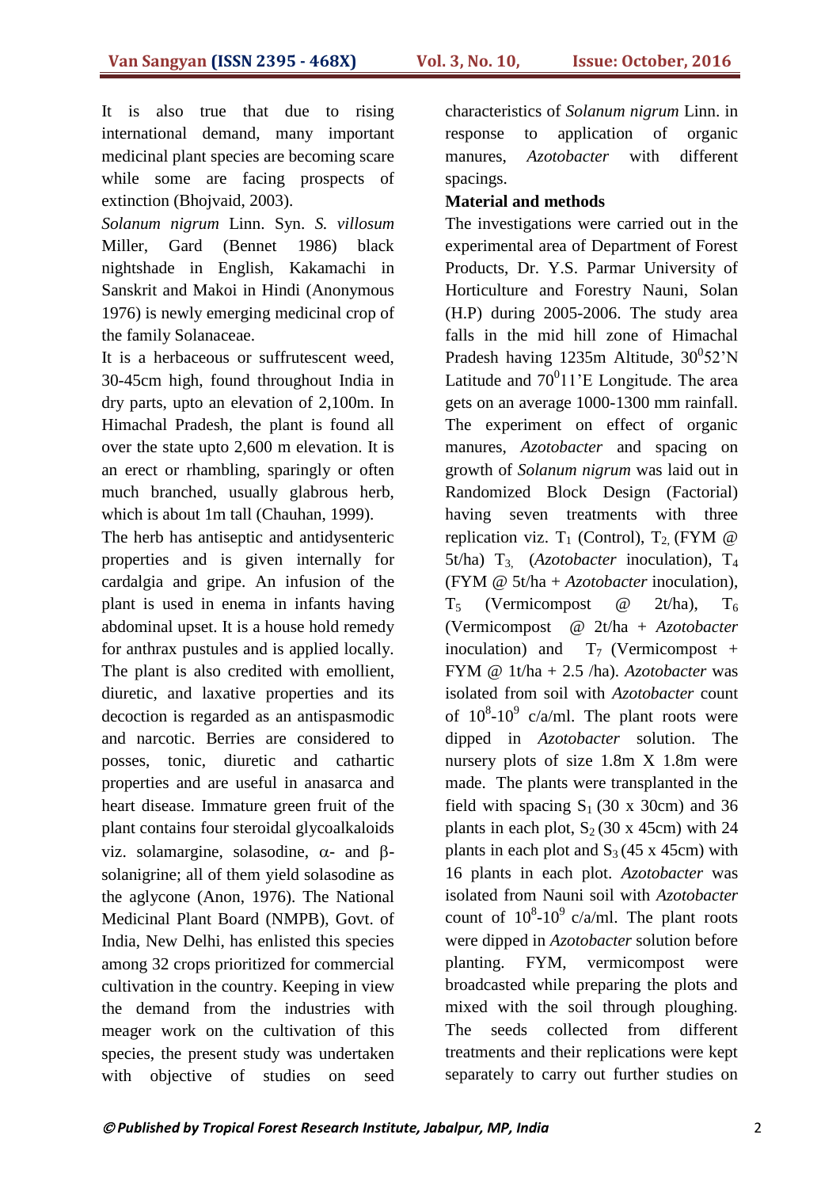It is also true that due to rising international demand, many important medicinal plant species are becoming scare while some are facing prospects of extinction (Bhojvaid, 2003).

*Solanum nigrum* Linn. Syn. *S. villosum* Miller, Gard (Bennet 1986) black nightshade in English, Kakamachi in Sanskrit and Makoi in Hindi (Anonymous 1976) is newly emerging medicinal crop of the family Solanaceae.

It is a herbaceous or suffrutescent weed, 30-45cm high, found throughout India in dry parts, upto an elevation of 2,100m. In Himachal Pradesh, the plant is found all over the state upto 2,600 m elevation. It is an erect or rhambling, sparingly or often much branched, usually glabrous herb, which is about 1m tall (Chauhan, 1999).

The herb has antiseptic and antidysenteric properties and is given internally for cardalgia and gripe. An infusion of the plant is used in enema in infants having abdominal upset. It is a house hold remedy for anthrax pustules and is applied locally. The plant is also credited with emollient, diuretic, and laxative properties and its decoction is regarded as an antispasmodic and narcotic. Berries are considered to posses, tonic, diuretic and cathartic properties and are useful in anasarca and heart disease. Immature green fruit of the plant contains four steroidal glycoalkaloids viz. solamargine, solasodine, α- and β-solanigrine; all of them yield solasodine as the aglycone (Anon, 1976). The National Medicinal Plant Board (NMPB), Govt. of India, New Delhi, has enlisted this species among 32 crops prioritized for commercial cultivation in the country. Keeping in view the demand from the industries with meager work on the cultivation of this species, the present study was undertaken with objective of studies on seed characteristics of *Solanum nigrum* Linn. in response to application of organic manures, *Azotobacter* with different spacings.

**Material and methods**

The investigations were carried out in the experimental area of Department of Forest Products, Dr. Y.S. Parmar University of Horticulture and Forestry Nauni, Solan (H.P) during 2005-2006. The study area falls in the mid hill zone of Himachal Pradesh having 1235m Altitude, $30^{0}52'$N Latitude and $70^{0}11'$E Longitude. The area gets on an average 1000-1300 mm rainfall. The experiment on effect of organic manures, *Azotobacter* and spacing on growth of *Solanum nigrum* was laid out in Randomized Block Design (Factorial) having seven treatments with three replication viz. $T_1$ (Control), $T_2$ (FYM @ 5t/ha) $T_3$ (*Azotobacter* inoculation), $T_4$ (FYM @ 5t/ha + *Azotobacter* inoculation), $T_5$ (Vermicompost @ 2t/ha), $T_6$ (Vermicompost @ 2t/ha + *Azotobacter* inoculation) and $T_7$ (Vermicompost + FYM @ 1t/ha + 2.5 /ha). *Azotobacter* was isolated from soil with *Azotobacter* count of $10^8$-$10^9$ c/a/ml. The plant roots were dipped in *Azotobacter* solution. The nursery plots of size 1.8m X 1.8m were made. The plants were transplanted in the field with spacing $S_1$ (30 x 30cm) and 36 plants in each plot, $S_2$ (30 x 45cm) with 24 plants in each plot and $S_3$ (45 x 45cm) with 16 plants in each plot. *Azotobacter* was isolated from Nauni soil with *Azotobacter* count of $10^8$-$10^9$ c/a/ml. The plant roots were dipped in *Azotobacter* solution before planting. FYM, vermicompost were broadcasted while preparing the plots and mixed with the soil through ploughing. The seeds collected from different treatments and their replications were kept separately to carry out further studies on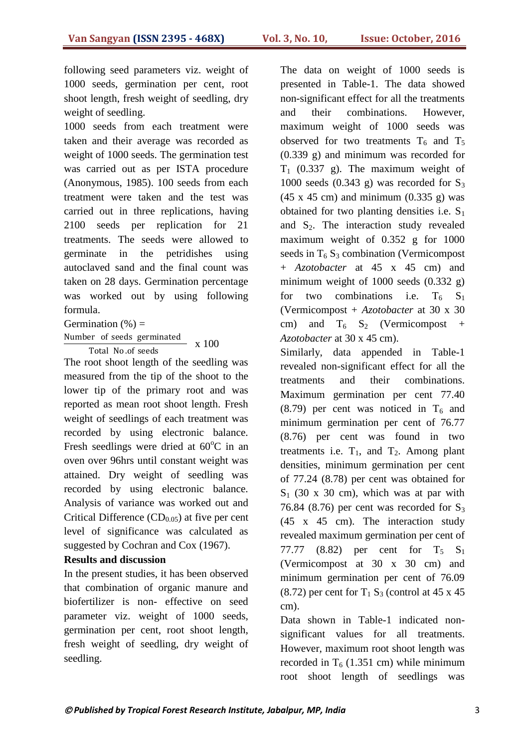following seed parameters viz. weight of 1000 seeds, germination per cent, root shoot length, fresh weight of seedling, dry weight of seedling.

1000 seeds from each treatment were taken and their average was recorded as weight of 1000 seeds. The germination test was carried out as per ISTA procedure (Anonymous, 1985). 100 seeds from each treatment were taken and the test was carried out in three replications, having 2100 seeds per replication for 21 treatments. The seeds were allowed to germinate in the petridishes using autoclaved sand and the final count was taken on 28 days. Germination percentage was worked out by using following formula.

$$\text{Germination (\%)} = \frac{\text{Number of seeds germinated}}{\text{Total No.of seeds}} \times 100$$

The root shoot length of the seedling was measured from the tip of the shoot to the lower tip of the primary root and was reported as mean root shoot length. Fresh weight of seedlings of each treatment was recorded by using electronic balance. Fresh seedlings were dried at 60°C in an oven over 96hrs until constant weight was attained. Dry weight of seedling was recorded by using electronic balance. Analysis of variance was worked out and Critical Difference ($CD_{0.05}$) at five per cent level of significance was calculated as suggested by Cochran and Cox (1967).

**Results and discussion**

In the present studies, it has been observed that combination of organic manure and biofertilizer is non- effective on seed parameter viz. weight of 1000 seeds, germination per cent, root shoot length, fresh weight of seedling, dry weight of seedling.

The data on weight of 1000 seeds is presented in Table-1. The data showed non-significant effect for all the treatments and their combinations. However, maximum weight of 1000 seeds was observed for two treatments $T_6$ and $T_5$ (0.339 g) and minimum was recorded for $T_1$ (0.337 g). The maximum weight of 1000 seeds (0.343 g) was recorded for $S_3$ (45 x 45 cm) and minimum (0.335 g) was obtained for two planting densities i.e. $S_1$ and $S_2$. The interaction study revealed maximum weight of 0.352 g for 1000 seeds in $T_6$ $S_3$ combination (Vermicompost + *Azotobacter* at 45 x 45 cm) and minimum weight of 1000 seeds (0.332 g) for two combinations i.e. $T_6$ $S_1$ (Vermicompost + *Azotobacter* at 30 x 30 cm) and $T_6$ $S_2$ (Vermicompost + *Azotobacter* at 30 x 45 cm).

Similarly, data appended in Table-1 revealed non-significant effect for all the treatments and their combinations. Maximum germination per cent 77.40 (8.79) per cent was noticed in $T_6$ and minimum germination per cent of 76.77 (8.76) per cent was found in two treatments i.e. $T_1$, and $T_2$. Among plant densities, minimum germination per cent of 77.24 (8.78) per cent was obtained for $S_1$ (30 x 30 cm), which was at par with 76.84 (8.76) per cent was recorded for $S_3$ (45 x 45 cm). The interaction study revealed maximum germination per cent of 77.77 (8.82) per cent for $T_5$ $S_1$ (Vermicompost at 30 x 30 cm) and minimum germination per cent of 76.09 (8.72) per cent for $T_1$ $S_3$ (control at 45 x 45 cm).

Data shown in Table-1 indicated non-significant values for all treatments. However, maximum root shoot length was recorded in $T_6$ (1.351 cm) while minimum root shoot length of seedlings was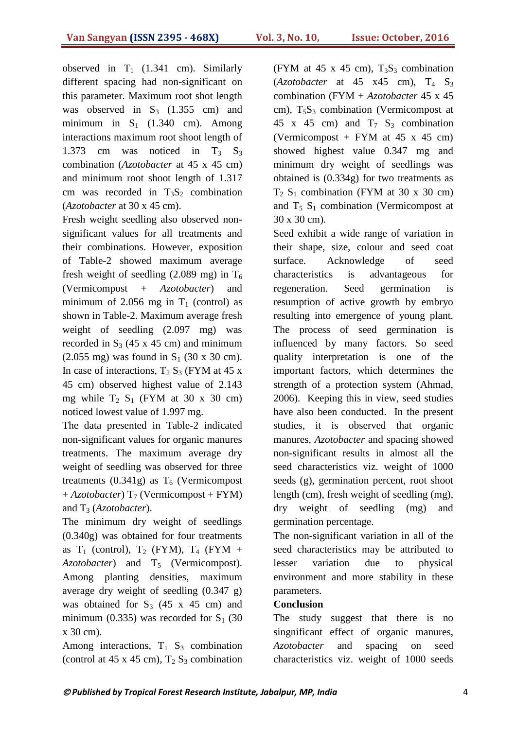observed in $T_1$ (1.341 cm). Similarly different spacing had non-significant on this parameter. Maximum root shot length was observed in $S_3$ (1.355 cm) and minimum in $S_1$ (1.340 cm). Among interactions maximum root shoot length of 1.373 cm was noticed in $T_3$ $S_3$ combination (*Azotobacter* at 45 x 45 cm) and minimum root shoot length of 1.317 cm was recorded in $T_3S_2$ combination (*Azotobacter* at 30 x 45 cm).

Fresh weight seedling also observed non-significant values for all treatments and their combinations. However, exposition of Table-2 showed maximum average fresh weight of seedling (2.089 mg) in $T_6$ (Vermicompost + *Azotobacter*) and minimum of 2.056 mg in $T_1$ (control) as shown in Table-2. Maximum average fresh weight of seedling (2.097 mg) was recorded in $S_3$ (45 x 45 cm) and minimum (2.055 mg) was found in $S_1$ (30 x 30 cm). In case of interactions, $T_2$ $S_3$ (FYM at 45 x 45 cm) observed highest value of 2.143 mg while $T_2$ $S_1$ (FYM at 30 x 30 cm) noticed lowest value of 1.997 mg.

The data presented in Table-2 indicated non-significant values for organic manures treatments. The maximum average dry weight of seedling was observed for three treatments (0.341g) as $T_6$ (Vermicompost + *Azotobacter*) $T_7$ (Vermicompost + FYM) and $T_3$ (*Azotobacter*).

The minimum dry weight of seedlings (0.340g) was obtained for four treatments as $T_1$ (control), $T_2$ (FYM), $T_4$ (FYM + *Azotobacter*) and $T_5$ (Vermicompost). Among planting densities, maximum average dry weight of seedling (0.347 g) was obtained for $S_3$ (45 x 45 cm) and minimum (0.335) was recorded for $S_1$ (30 x 30 cm).

Among interactions, $T_1$ $S_3$ combination (control at 45 x 45 cm), $T_2$ $S_3$ combination (FYM at 45 x 45 cm), $T_3S_3$ combination (*Azotobacter* at 45 x45 cm), $T_4$ $S_3$ combination (FYM + *Azotobacter* 45 x 45 cm), $T_5S_3$ combination (Vermicompost at 45 x 45 cm) and $T_7$ $S_3$ combination (Vermicompost + FYM at 45 x 45 cm) showed highest value 0.347 mg and minimum dry weight of seedlings was obtained is (0.334g) for two treatments as $T_2$ $S_1$ combination (FYM at 30 x 30 cm) and $T_5$ $S_1$ combination (Vermicompost at 30 x 30 cm).

Seed exhibit a wide range of variation in their shape, size, colour and seed coat surface. Acknowledge of seed characteristics is advantageous for regeneration. Seed germination is resumption of active growth by embryo resulting into emergence of young plant. The process of seed germination is influenced by many factors. So seed quality interpretation is one of the important factors, which determines the strength of a protection system (Ahmad, 2006). Keeping this in view, seed studies have also been conducted. In the present studies, it is observed that organic manures, *Azotobacter* and spacing showed non-significant results in almost all the seed characteristics viz. weight of 1000 seeds (g), germination percent, root shoot length (cm), fresh weight of seedling (mg), dry weight of seedling (mg) and germination percentage.

The non-significant variation in all of the seed characteristics may be attributed to lesser variation due to physical environment and more stability in these parameters.

**Conclusion**

The study suggest that there is no significant effect of organic manures, *Azotobacter* and spacing on seed characteristics viz. weight of 1000 seeds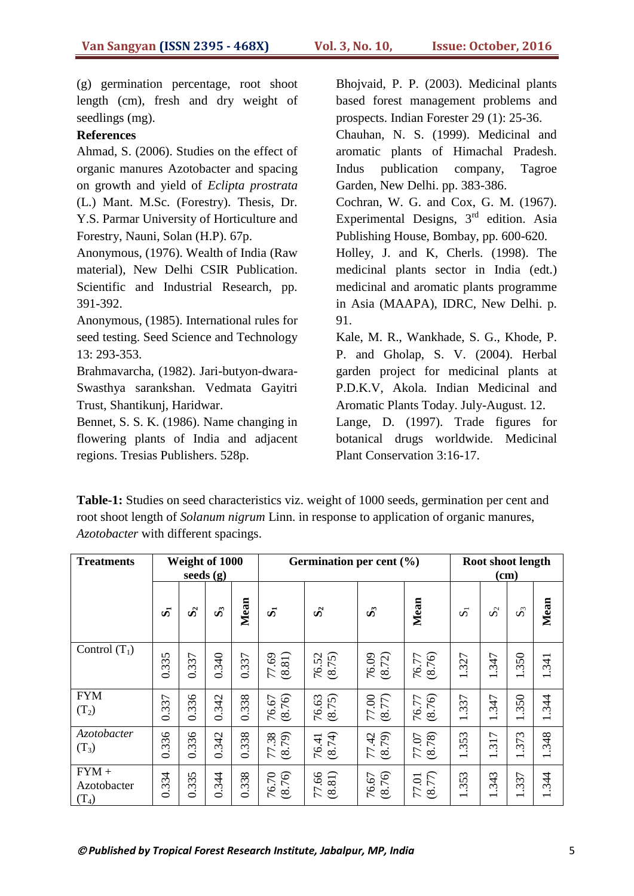(g) germination percentage, root shoot length (cm), fresh and dry weight of seedlings (mg).

**References**

Ahmad, S. (2006). Studies on the effect of organic manures Azotobacter and spacing on growth and yield of *Eclipta prostrata* (L.) Mant. M.Sc. (Forestry). Thesis, Dr. Y.S. Parmar University of Horticulture and Forestry, Nauni, Solan (H.P). 67p.

Anonymous, (1976). Wealth of India (Raw material), New Delhi CSIR Publication. Scientific and Industrial Research, pp. 391-392.

Anonymous, (1985). International rules for seed testing. Seed Science and Technology 13: 293-353.

Brahmavarcha, (1982). Jari-butyon-dwara-Swasthya sarankshan. Vedmata Gayitri Trust, Shantikunj, Haridwar.

Bennet, S. S. K. (1986). Name changing in flowering plants of India and adjacent regions. Tresias Publishers. 528p.

Bhojvaid, P. P. (2003). Medicinal plants based forest management problems and prospects. Indian Forester 29 (1): 25-36.

Chauhan, N. S. (1999). Medicinal and aromatic plants of Himachal Pradesh. Indus publication company, Tagroe Garden, New Delhi. pp. 383-386.

Cochran, W. G. and Cox, G. M. (1967). Experimental Designs, 3rd edition. Asia Publishing House, Bombay, pp. 600-620.

Holley, J. and K, Cherls. (1998). The medicinal plants sector in India (edt.) medicinal and aromatic plants programme in Asia (MAAPA), IDRC, New Delhi. p. 91.

Kale, M. R., Wankhade, S. G., Khode, P. P. and Gholap, S. V. (2004). Herbal garden project for medicinal plants at P.D.K.V, Akola. Indian Medicinal and Aromatic Plants Today. July-August. 12.

Lange, D. (1997). Trade figures for botanical drugs worldwide. Medicinal Plant Conservation 3:16-17.

**Table-1:** Studies on seed characteristics viz. weight of 1000 seeds, germination per cent and root shoot length of *Solanum nigrum* Linn. in response to application of organic manures, *Azotobacter* with different spacings.

| Treatments | Weight of 1000 seeds (g) | | | | Germination per cent (%) | | | | Root shoot length (cm) | | | |
|---|---|---|---|---|---|---|---|---|---|---|---|---|
| | $S_1$ | $S_2$ | $S_3$ | Mean | $S_1$ | $S_2$ | $S_3$ | Mean | $S_1$ | $S_2$ | $S_3$ | Mean |
| Control ($T_1$) | 0.335 | 0.337 | 0.340 | 0.337 | 77.69 (8.81) | 76.52 (8.75) | 76.09 (8.72) | 76.77 (8.76) | 1.327 | 1.347 | 1.350 | 1.341 |
| FYM ($T_2$) | 0.337 | 0.336 | 0.342 | 0.338 | 76.67 (8.76) | 76.63 (8.75) | 77.00 (8.77) | 76.77 (8.76) | 1.337 | 1.347 | 1.350 | 1.344 |
| *Azotobacter* ($T_3$) | 0.336 | 0.336 | 0.342 | 0.338 | 77.38 (8.79) | 76.41 (8.74) | 77.42 (8.79) | 77.07 (8.78) | 1.353 | 1.317 | 1.373 | 1.348 |
| FYM + Azotobacter ($T_4$) | 0.334 | 0.335 | 0.344 | 0.338 | 76.70 (8.76) | 77.66 (8.81) | 76.67 (8.76) | 77.01 (8.77) | 1.353 | 1.343 | 1.337 | 1.344 |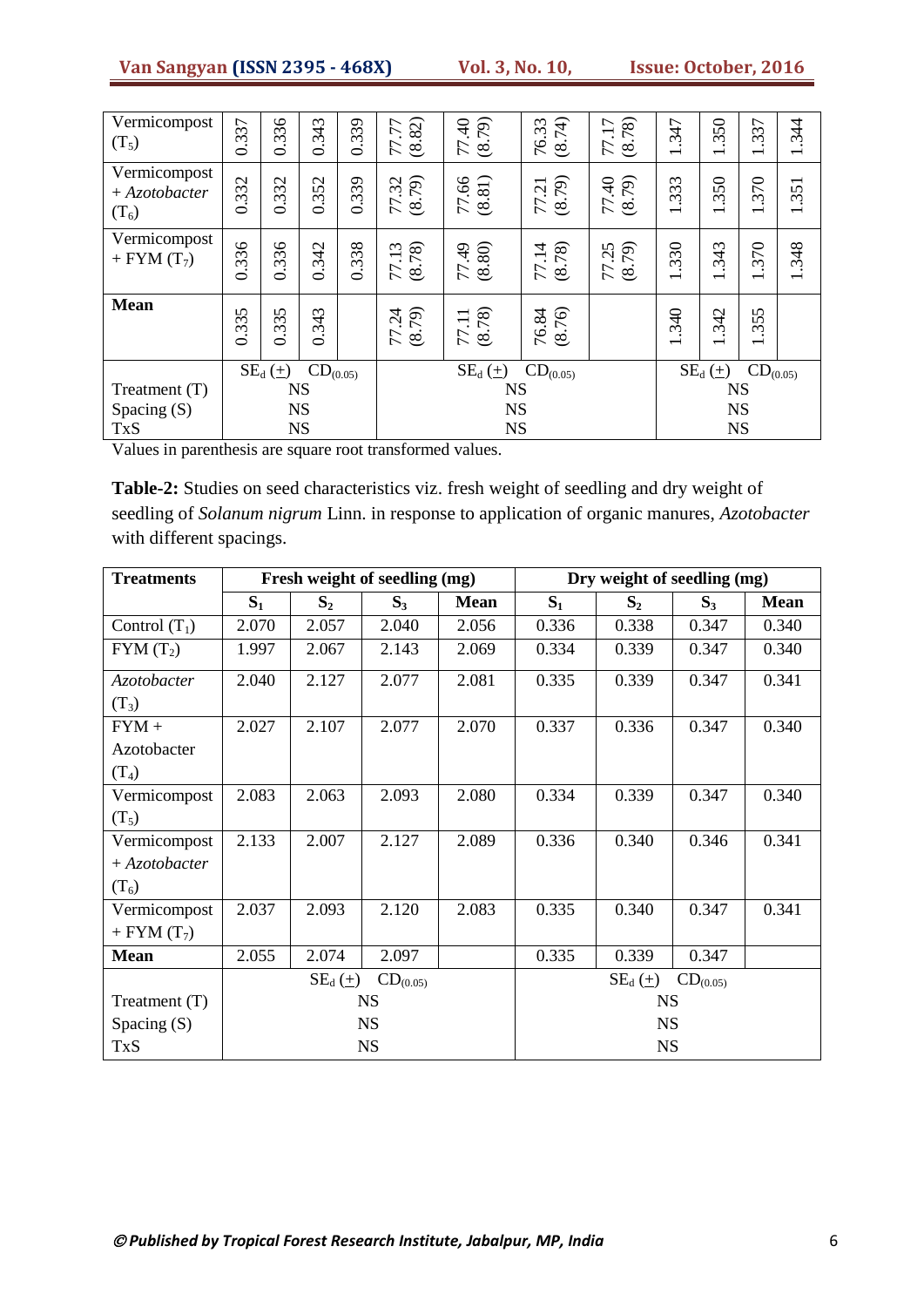| Vermicompost ($T_5$) | 0.337 | 0.336 | 0.343 | 0.339 | 77.77 (8.82) | 77.40 (8.79) | 76.33 (8.74) | 77.17 (8.78) | 1.347 | 1.350 | 1.337 | 1.344 |
|---|---|---|---|---|---|---|---|---|---|---|---|---|
| Vermicompost + *Azotobacter* ($T_6$) | 0.332 | 0.332 | 0.352 | 0.339 | 77.32 (8.79) | 77.66 (8.81) | 77.21 (8.79) | 77.40 (8.79) | 1.333 | 1.350 | 1.370 | 1.351 |
| Vermicompost + FYM ($T_7$) | 0.336 | 0.336 | 0.342 | 0.338 | 77.13 (8.78) | 77.49 (8.80) | 77.14 (8.78) | 77.25 (8.79) | 1.330 | 1.343 | 1.370 | 1.348 |
| **Mean** | 0.335 | 0.335 | 0.343 | | 77.24 (8.79) | 77.11 (8.78) | 76.84 (8.76) | | 1.340 | 1.342 | 1.355 | |
| | $SE_d$ (±) | $CD_{(0.05)}$ | | | $SE_d$ (±) | $CD_{(0.05)}$ | | | $SE_d$ (±) | $CD_{(0.05)}$ | | |
| Treatment (T) | NS | | | | NS | | | | NS | | | |
| Spacing (S) | NS | | | | NS | | | | NS | | | |
| TxS | NS | | | | NS | | | | NS | | | |

Values in parenthesis are square root transformed values.

**Table-2:** Studies on seed characteristics viz. fresh weight of seedling and dry weight of seedling of *Solanum nigrum* Linn. in response to application of organic manures, *Azotobacter* with different spacings.

| Treatments | Fresh weight of seedling (mg) | | | | Dry weight of seedling (mg) | | | |
|---|---|---|---|---|---|---|---|---|
| | $S_1$ | $S_2$ | $S_3$ | Mean | $S_1$ | $S_2$ | $S_3$ | Mean |
| Control ($T_1$) | 2.070 | 2.057 | 2.040 | 2.056 | 0.336 | 0.338 | 0.347 | 0.340 |
| FYM ($T_2$) | 1.997 | 2.067 | 2.143 | 2.069 | 0.334 | 0.339 | 0.347 | 0.340 |
| *Azotobacter* ($T_3$) | 2.040 | 2.127 | 2.077 | 2.081 | 0.335 | 0.339 | 0.347 | 0.341 |
| FYM + Azotobacter ($T_4$) | 2.027 | 2.107 | 2.077 | 2.070 | 0.337 | 0.336 | 0.347 | 0.340 |
| Vermicompost ($T_5$) | 2.083 | 2.063 | 2.093 | 2.080 | 0.334 | 0.339 | 0.347 | 0.340 |
| Vermicompost + *Azotobacter* ($T_6$) | 2.133 | 2.007 | 2.127 | 2.089 | 0.336 | 0.340 | 0.346 | 0.341 |
| Vermicompost + FYM ($T_7$) | 2.037 | 2.093 | 2.120 | 2.083 | 0.335 | 0.340 | 0.347 | 0.341 |
| **Mean** | 2.055 | 2.074 | 2.097 | | 0.335 | 0.339 | 0.347 | |
| | $SE_d$ (±) | $CD_{(0.05)}$ | | | $SE_d$ (±) | $CD_{(0.05)}$ | | |
| Treatment (T) | NS | | | | NS | | | |
| Spacing (S) | NS | | | | NS | | | |
| TxS | NS | | | | NS | | | |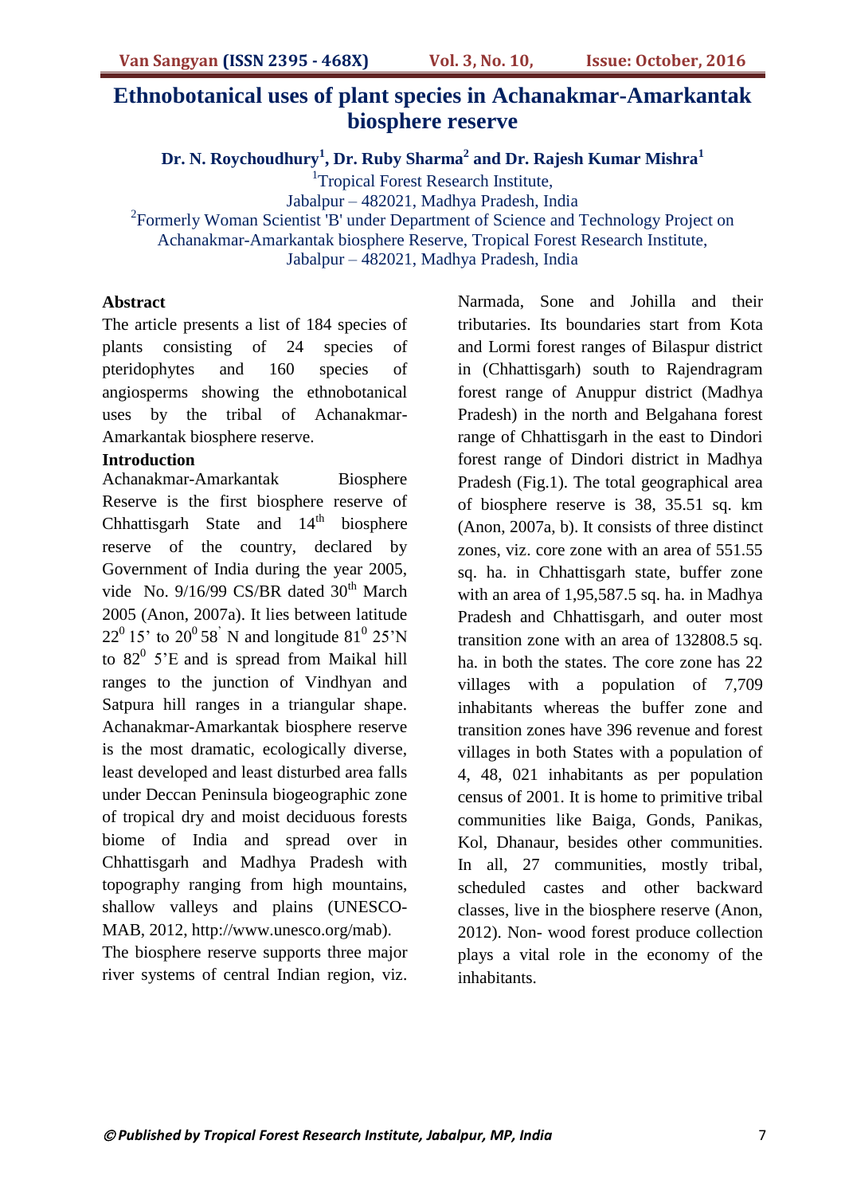# Ethnobotanical uses of plant species in Achanakmar-Amarkantak biosphere reserve

**Dr. N. Roychoudhury[1], Dr. Ruby Sharma[2] and Dr. Rajesh Kumar Mishra[1]**

[1]Tropical Forest Research Institute,
Jabalpur – 482021, Madhya Pradesh, India

[2]Formerly Woman Scientist 'B' under Department of Science and Technology Project on Achanakmar-Amarkantak biosphere Reserve, Tropical Forest Research Institute, Jabalpur – 482021, Madhya Pradesh, India

## Abstract

The article presents a list of 184 species of plants consisting of 24 species of pteridophytes and 160 species of angiosperms showing the ethnobotanical uses by the tribal of Achanakmar-Amarkantak biosphere reserve.

## Introduction

Achanakmar-Amarkantak Biosphere Reserve is the first biosphere reserve of Chhattisgarh State and $14^{th}$ biosphere reserve of the country, declared by Government of India during the year 2005, vide No. 9/16/99 CS/BR dated $30^{th}$ March 2005 (Anon, 2007a). It lies between latitude $22^0$ 15' to $20^0$ 58' N and longitude $81^0$ 25'N to $82^0$ 5'E and is spread from Maikal hill ranges to the junction of Vindhyan and Satpura hill ranges in a triangular shape. Achanakmar-Amarkantak biosphere reserve is the most dramatic, ecologically diverse, least developed and least disturbed area falls under Deccan Peninsula biogeographic zone of tropical dry and moist deciduous forests biome of India and spread over in Chhattisgarh and Madhya Pradesh with topography ranging from high mountains, shallow valleys and plains (UNESCO-MAB, 2012, http://www.unesco.org/mab).

The biosphere reserve supports three major river systems of central Indian region, viz. Narmada, Sone and Johilla and their tributaries. Its boundaries start from Kota and Lormi forest ranges of Bilaspur district in (Chhattisgarh) south to Rajendragram forest range of Anuppur district (Madhya Pradesh) in the north and Belgahana forest range of Chhattisgarh in the east to Dindori forest range of Dindori district in Madhya Pradesh (Fig.1). The total geographical area of biosphere reserve is 38, 35.51 sq. km (Anon, 2007a, b). It consists of three distinct zones, viz. core zone with an area of 551.55 sq. ha. in Chhattisgarh state, buffer zone with an area of 1,95,587.5 sq. ha. in Madhya Pradesh and Chhattisgarh, and outer most transition zone with an area of 132808.5 sq. ha. in both the states. The core zone has 22 villages with a population of 7,709 inhabitants whereas the buffer zone and transition zones have 396 revenue and forest villages in both States with a population of 4, 48, 021 inhabitants as per population census of 2001. It is home to primitive tribal communities like Baiga, Gonds, Panikas, Kol, Dhanaur, besides other communities. In all, 27 communities, mostly tribal, scheduled castes and other backward classes, live in the biosphere reserve (Anon, 2012). Non- wood forest produce collection plays a vital role in the economy of the inhabitants.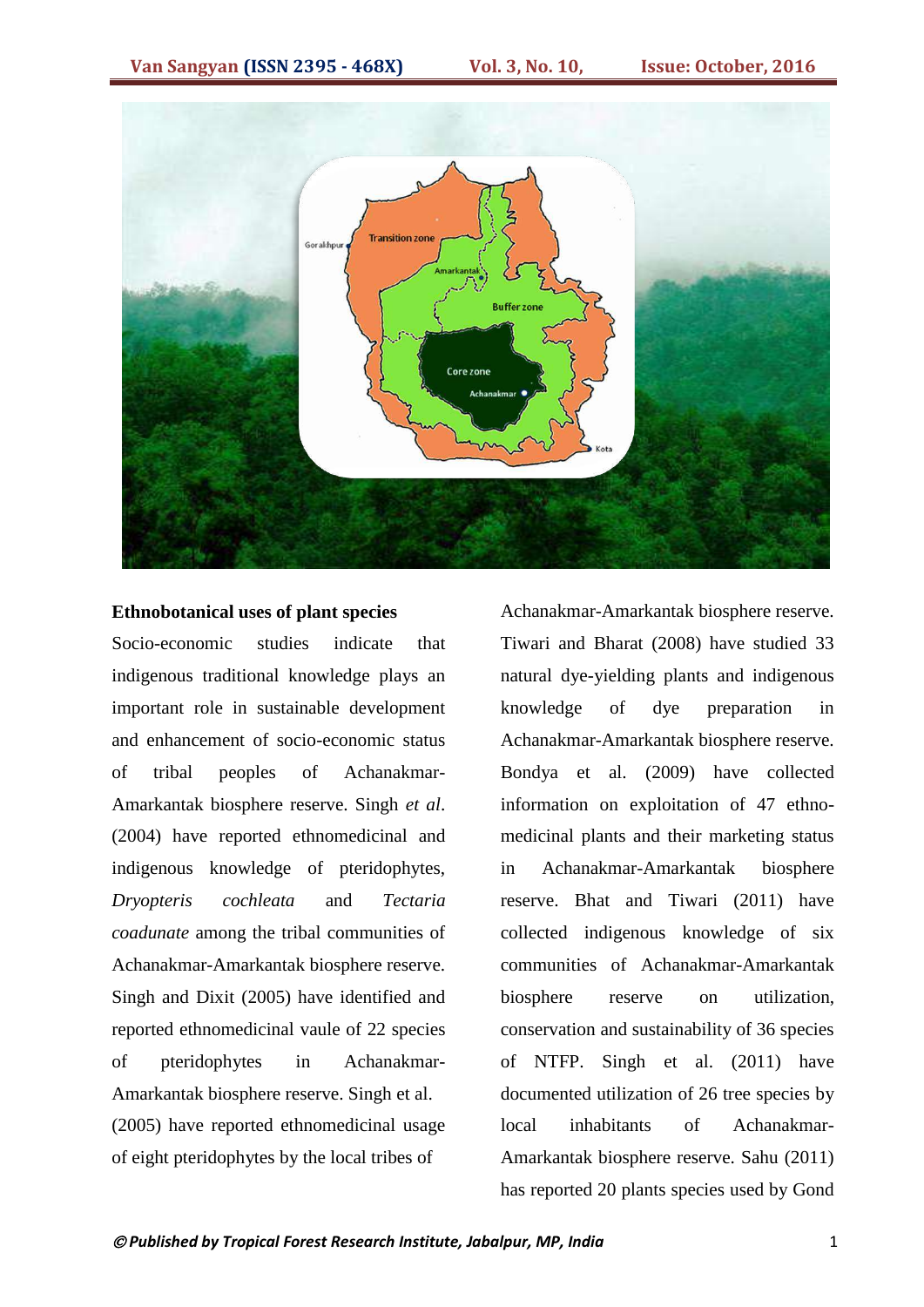## Ethnobotanical uses of plant species

Socio-economic studies indicate that indigenous traditional knowledge plays an important role in sustainable development and enhancement of socio-economic status of tribal peoples of Achanakmar-Amarkantak biosphere reserve. Singh *et al*. (2004) have reported ethnomedicinal and indigenous knowledge of pteridophytes, *Dryopteris cochleata* and *Tectaria coadunate* among the tribal communities of Achanakmar-Amarkantak biosphere reserve. Singh and Dixit (2005) have identified and reported ethnomedicinal vaule of 22 species of pteridophytes in Achanakmar-Amarkantak biosphere reserve. Singh et al. (2005) have reported ethnomedicinal usage of eight pteridophytes by the local tribes of Achanakmar-Amarkantak biosphere reserve. Tiwari and Bharat (2008) have studied 33 natural dye-yielding plants and indigenous knowledge of dye preparation in Achanakmar-Amarkantak biosphere reserve. Bondya et al. (2009) have collected information on exploitation of 47 ethno-medicinal plants and their marketing status in Achanakmar-Amarkantak biosphere reserve. Bhat and Tiwari (2011) have collected indigenous knowledge of six communities of Achanakmar-Amarkantak biosphere reserve on utilization, conservation and sustainability of 36 species of NTFP. Singh et al. (2011) have documented utilization of 26 tree species by local inhabitants of Achanakmar-Amarkantak biosphere reserve. Sahu (2011) has reported 20 plants species used by Gond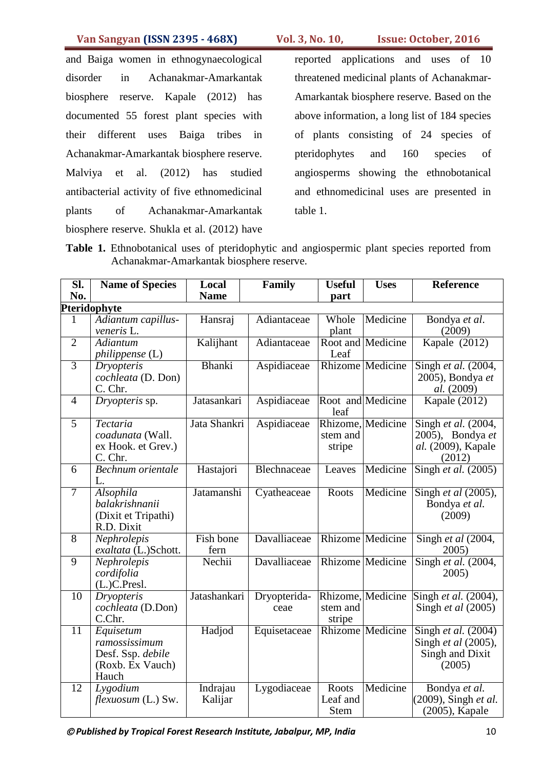and Baiga women in ethnogynaecological disorder in Achanakmar-Amarkantak biosphere reserve. Kapale (2012) has documented 55 forest plant species with their different uses Baiga tribes in Achanakmar-Amarkantak biosphere reserve. Malviya et al. (2012) has studied antibacterial activity of five ethnomedicinal plants of Achanakmar-Amarkantak biosphere reserve. Shukla et al. (2012) have reported applications and uses of 10 threatened medicinal plants of Achanakmar-Amarkantak biosphere reserve. Based on the above information, a long list of 184 species of plants consisting of 24 species of pteridophytes and 160 species of angiosperms showing the ethnobotanical and ethnomedicinal uses are presented in table 1.

**Table 1.** Ethnobotanical uses of pteridophytic and angiospermic plant species reported from Achanakmar-Amarkantak biosphere reserve.

| Sl. No. | Name of Species | Local Name | Family | Useful part | Uses | Reference |
|---|---|---|---|---|---|---|
| **Pteridophyte** | | | | | | |
| 1 | *Adiantum capillus-veneris* L. | Hansraj | Adiantaceae | Whole plant | Medicine | Bondya *et al.* (2009) |
| 2 | *Adiantum philippense* (L) | Kalijhant | Adiantaceae | Root and Leaf | Medicine | Kapale (2012) |
| 3 | *Dryopteris cochleata* (D. Don) C. Chr. | Bhanki | Aspidiaceae | Rhizome | Medicine | Singh *et al.* (2004, 2005), Bondya *et al.* (2009) |
| 4 | *Dryopteris* sp. | Jatasankari | Aspidiaceae | Root and leaf | Medicine | Kapale (2012) |
| 5 | *Tectaria coadunata* (Wall. ex Hook. et Grev.) C. Chr. | Jata Shankri | Aspidiaceae | Rhizome, stem and stripe | Medicine | Singh *et al.* (2004, 2005), Bondya *et al.* (2009), Kapale (2012) |
| 6 | *Bechnum orientale* L. | Hastajori | Blechnaceae | Leaves | Medicine | Singh *et al.* (2005) |
| 7 | *Alsophila balakrishnanii* (Dixit et Tripathi) R.D. Dixit | Jatamanshi | Cyatheaceae | Roots | Medicine | Singh *et al* (2005), Bondya *et al.* (2009) |
| 8 | *Nephrolepis exaltata* (L.)Schott. | Fish bone fern | Davalliaceae | Rhizome | Medicine | Singh *et al* (2004, 2005) |
| 9 | *Nephrolepis cordifolia* (L.)C.Presl. | Nechii | Davalliaceae | Rhizome | Medicine | Singh *et al.* (2004, 2005) |
| 10 | *Dryopteris cochleata* (D.Don) C.Chr. | Jatashankari | Dryopterida-ceae | Rhizome, stem and stripe | Medicine | Singh *et al.* (2004), Singh *et al* (2005) |
| 11 | *Equisetum ramossissimum* Desf. Ssp. *debile* (Roxb. Ex Vauch) Hauch | Hadjod | Equisetaceae | Rhizome | Medicine | Singh *et al.* (2004) Singh *et al* (2005), Singh and Dixit (2005) |
| 12 | *Lygodium flexuosum* (L.) Sw. | Indrajau Kalijar | Lygodiaceae | Roots Leaf and Stem | Medicine | Bondya *et al.* (2009), Singh *et al.* (2005), Kapale |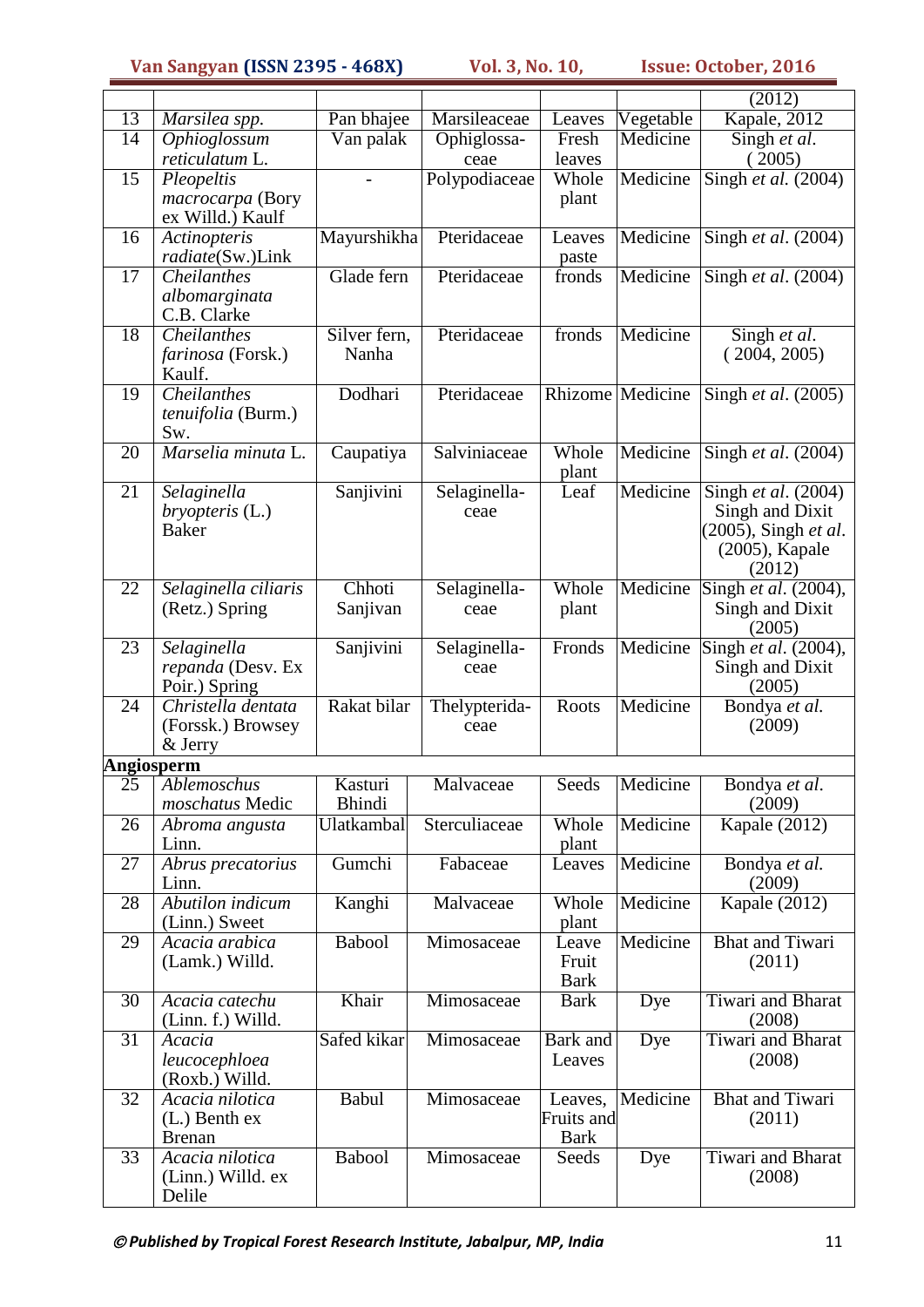| | | | | | | (2012) |
|---|---|---|---|---|---|---|
| 13 | *Marsilea spp.* | Pan bhajee | Marsileaceae | Leaves | Vegetable | Kapale, 2012 |
| 14 | *Ophioglossum reticulatum* L. | Van palak | Ophiglossa-ceae | Fresh leaves | Medicine | Singh *et al.* ( 2005) |
| 15 | *Pleopeltis macrocarpa* (Bory ex Willd.) Kaulf | - | Polypodiaceae | Whole plant | Medicine | Singh *et al.* (2004) |
| 16 | *Actinopteris radiate*(Sw.)Link | Mayurshikha | Pteridaceae | Leaves paste | Medicine | Singh *et al*. (2004) |
| 17 | *Cheilanthes albomarginata* C.B. Clarke | Glade fern | Pteridaceae | fronds | Medicine | Singh *et al*. (2004) |
| 18 | *Cheilanthes farinosa* (Forsk.) Kaulf. | Silver fern, Nanha | Pteridaceae | fronds | Medicine | Singh *et al.* ( 2004, 2005) |
| 19 | *Cheilanthes tenuifolia* (Burm.) Sw. | Dodhari | Pteridaceae | Rhizome | Medicine | Singh *et al*. (2005) |
| 20 | *Marselia minuta* L. | Caupatiya | Salviniaceae | Whole plant | Medicine | Singh *et al*. (2004) |
| 21 | *Selaginella bryopteris* (L.) Baker | Sanjivini | Selaginella-ceae | Leaf | Medicine | Singh *et al.* (2004) Singh and Dixit (2005), Singh *et al.* (2005), Kapale (2012) |
| 22 | *Selaginella ciliaris* (Retz.) Spring | Chhoti Sanjivan | Selaginella-ceae | Whole plant | Medicine | Singh *et al.* (2004), Singh and Dixit (2005) |
| 23 | *Selaginella repanda* (Desv. Ex Poir.) Spring | Sanjivini | Selaginella-ceae | Fronds | Medicine | Singh *et al.* (2004), Singh and Dixit (2005) |
| 24 | *Christella dentata* (Forssk.) Browsey & Jerry | Rakat bilar | Thelypterida-ceae | Roots | Medicine | Bondya *et al.* (2009) |
| **Angiosperm** | | | | | | |
| 25 | *Ablemoschus moschatus* Medic | Kasturi Bhindi | Malvaceae | Seeds | Medicine | Bondya *et al.* (2009) |
| 26 | *Abroma angusta* Linn. | Ulatkambal | Sterculiaceae | Whole plant | Medicine | Kapale (2012) |
| 27 | *Abrus precatorius* Linn. | Gumchi | Fabaceae | Leaves | Medicine | Bondya *et al.* (2009) |
| 28 | *Abutilon indicum* (Linn.) Sweet | Kanghi | Malvaceae | Whole plant | Medicine | Kapale (2012) |
| 29 | *Acacia arabica* (Lamk.) Willd. | Babool | Mimosaceae | Leave Fruit Bark | Medicine | Bhat and Tiwari (2011) |
| 30 | *Acacia catechu* (Linn. f.) Willd. | Khair | Mimosaceae | Bark | Dye | Tiwari and Bharat (2008) |
| 31 | *Acacia leucocephloea* (Roxb.) Willd. | Safed kikar | Mimosaceae | Bark and Leaves | Dye | Tiwari and Bharat (2008) |
| 32 | *Acacia nilotica* (L.) Benth ex Brenan | Babul | Mimosaceae | Leaves, Fruits and Bark | Medicine | Bhat and Tiwari (2011) |
| 33 | *Acacia nilotica* (Linn.) Willd. ex Delile | Babool | Mimosaceae | Seeds | Dye | Tiwari and Bharat (2008) |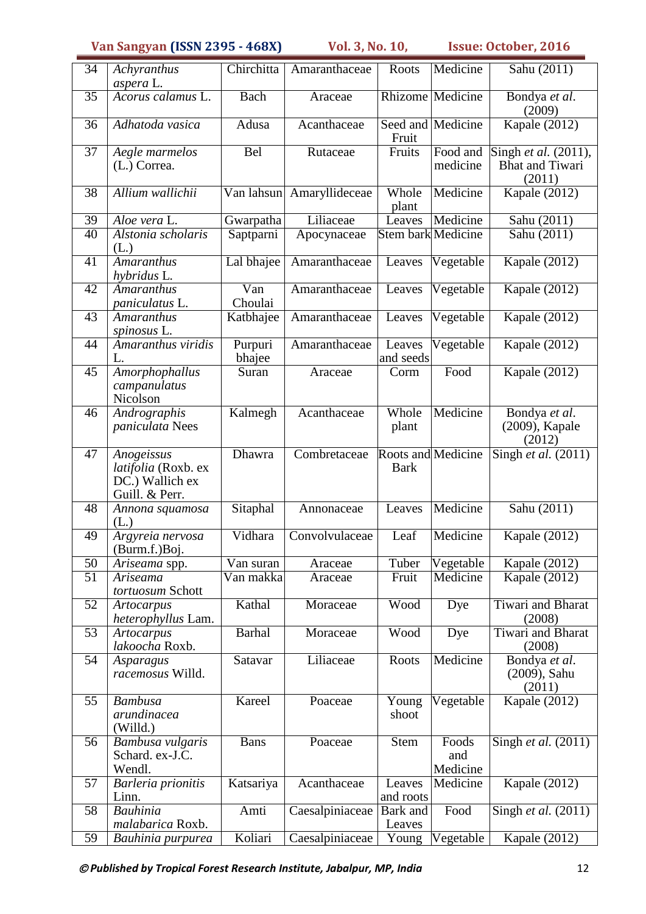| 34 | *Achyranthus aspera* L. | Chirchitta | Amaranthaceae | Roots | Medicine | Sahu (2011) |
|---|---|---|---|---|---|---|
| 35 | *Acorus calamus* L. | Bach | Araceae | Rhizome | Medicine | Bondya *et al.* (2009) |
| 36 | *Adhatoda vasica* | Adusa | Acanthaceae | Seed and Fruit | Medicine | Kapale (2012) |
| 37 | *Aegle marmelos* (L.) Correa. | Bel | Rutaceae | Fruits | Food and medicine | Singh *et al.* (2011), Bhat and Tiwari (2011) |
| 38 | *Allium wallichii* | Van lahsun | Amaryllideceae | Whole plant | Medicine | Kapale (2012) |
| 39 | *Aloe vera* L. | Gwarpatha | Liliaceae | Leaves | Medicine | Sahu (2011) |
| 40 | *Alstonia scholaris* (L.) | Saptparni | Apocynaceae | Stem bark | Medicine | Sahu (2011) |
| 41 | *Amaranthus hybridus* L. | Lal bhajee | Amaranthaceae | Leaves | Vegetable | Kapale (2012) |
| 42 | *Amaranthus paniculatus* L. | Van Choulai | Amaranthaceae | Leaves | Vegetable | Kapale (2012) |
| 43 | *Amaranthus spinosus* L. | Katbhajee | Amaranthaceae | Leaves | Vegetable | Kapale (2012) |
| 44 | *Amaranthus viridis* L. | Purpuri bhajee | Amaranthaceae | Leaves and seeds | Vegetable | Kapale (2012) |
| 45 | *Amorphophallus campanulatus* Nicolson | Suran | Araceae | Corm | Food | Kapale (2012) |
| 46 | *Andrographis paniculata* Nees | Kalmegh | Acanthaceae | Whole plant | Medicine | Bondya *et al.* (2009), Kapale (2012) |
| 47 | *Anogeissus latifolia* (Roxb. ex DC.) Wallich ex Guill. & Perr. | Dhawra | Combretaceae | Roots and Bark | Medicine | Singh *et al.* (2011) |
| 48 | *Annona squamosa* (L.) | Sitaphal | Annonaceae | Leaves | Medicine | Sahu (2011) |
| 49 | *Argyreia nervosa* (Burm.f.)Boj. | Vidhara | Convolvulaceae | Leaf | Medicine | Kapale (2012) |
| 50 | *Ariseama* spp. | Van suran | Araceae | Tuber | Vegetable | Kapale (2012) |
| 51 | *Ariseama tortuosum* Schott | Van makka | Araceae | Fruit | Medicine | Kapale (2012) |
| 52 | *Artocarpus heterophyllus* Lam. | Kathal | Moraceae | Wood | Dye | Tiwari and Bharat (2008) |
| 53 | *Artocarpus lakoocha* Roxb. | Barhal | Moraceae | Wood | Dye | Tiwari and Bharat (2008) |
| 54 | *Asparagus racemosus* Willd. | Satavar | Liliaceae | Roots | Medicine | Bondya *et al.* (2009), Sahu (2011) |
| 55 | *Bambusa arundinacea* (Willd.) | Kareel | Poaceae | Young shoot | Vegetable | Kapale (2012) |
| 56 | *Bambusa vulgaris* Schard. ex-J.C. Wendl. | Bans | Poaceae | Stem | Foods and Medicine | Singh *et al.* (2011) |
| 57 | *Barleria prionitis* Linn. | Katsariya | Acanthaceae | Leaves and roots | Medicine | Kapale (2012) |
| 58 | *Bauhinia malabarica* Roxb. | Amti | Caesalpiniaceae | Bark and Leaves | Food | Singh *et al.* (2011) |
| 59 | *Bauhinia purpurea* | Koliari | Caesalpiniaceae | Young | Vegetable | Kapale (2012) |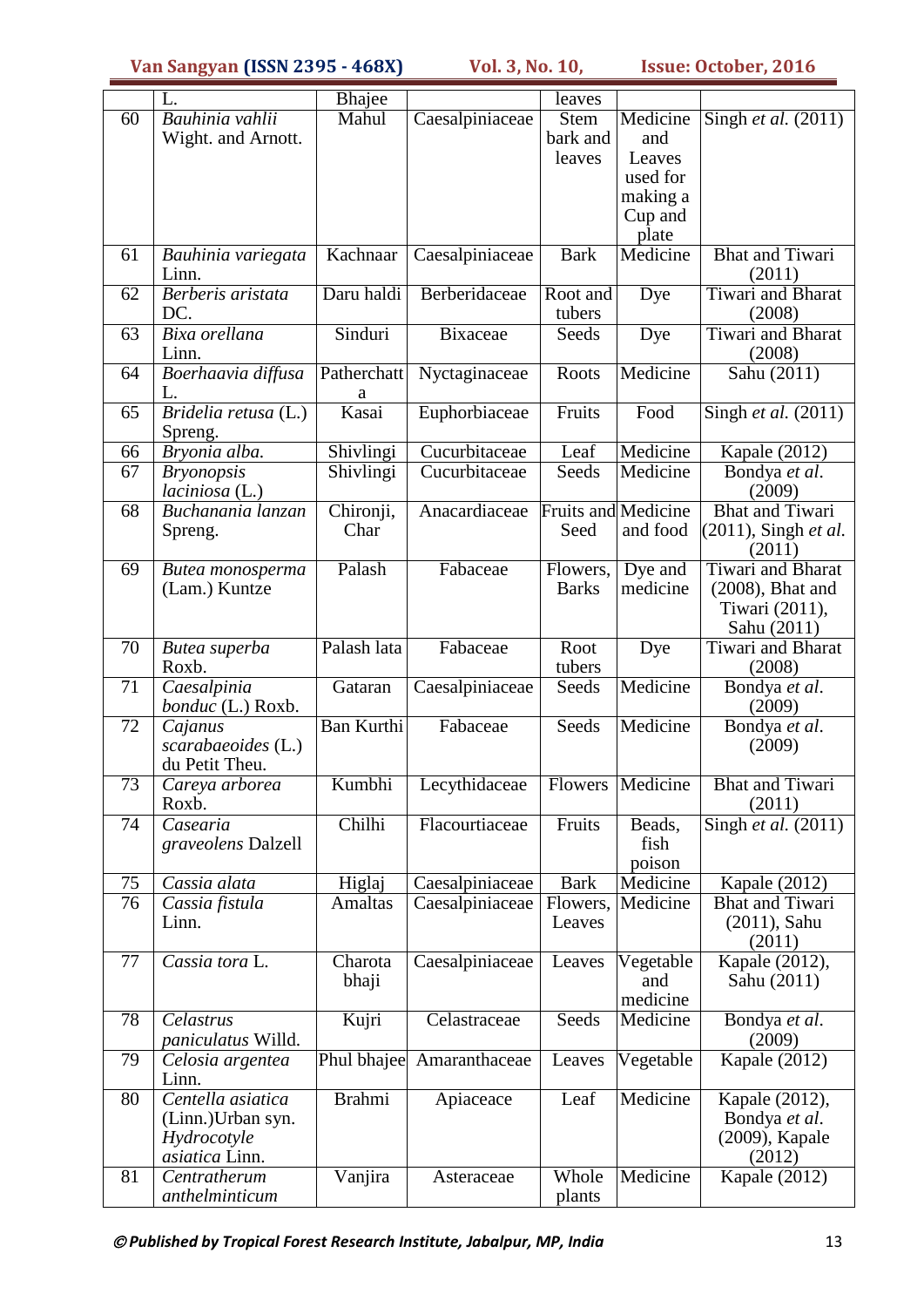| | L. | Bhajee | | leaves | | |
|---|---|---|---|---|---|---|
| 60 | *Bauhinia vahlii* Wight. and Arnott. | Mahul | Caesalpiniaceae | Stem bark and leaves | Medicine and Leaves used for making a Cup and plate | Singh *et al.* (2011) |
| 61 | *Bauhinia variegata* Linn. | Kachnaar | Caesalpiniaceae | Bark | Medicine | Bhat and Tiwari (2011) |
| 62 | *Berberis aristata* DC. | Daru haldi | Berberidaceae | Root and tubers | Dye | Tiwari and Bharat (2008) |
| 63 | *Bixa orellana* Linn. | Sinduri | Bixaceae | Seeds | Dye | Tiwari and Bharat (2008) |
| 64 | *Boerhaavia diffusa* L. | Patherchatta | Nyctaginaceae | Roots | Medicine | Sahu (2011) |
| 65 | *Bridelia retusa* (L.) Spreng. | Kasai | Euphorbiaceae | Fruits | Food | Singh *et al.* (2011) |
| 66 | *Bryonia alba.* | Shivlingi | Cucurbitaceae | Leaf | Medicine | Kapale (2012) |
| 67 | *Bryonopsis laciniosa* (L.) | Shivlingi | Cucurbitaceae | Seeds | Medicine | Bondya *et al.* (2009) |
| 68 | *Buchanania lanzan* Spreng. | Chironji, Char | Anacardiaceae | Fruits and Seed | Medicine and food | Bhat and Tiwari (2011), Singh *et al.* (2011) |
| 69 | *Butea monosperma* (Lam.) Kuntze | Palash | Fabaceae | Flowers, Barks | Dye and medicine | Tiwari and Bharat (2008), Bhat and Tiwari (2011), Sahu (2011) |
| 70 | *Butea superba* Roxb. | Palash lata | Fabaceae | Root tubers | Dye | Tiwari and Bharat (2008) |
| 71 | *Caesalpinia bonduc* (L.) Roxb. | Gataran | Caesalpiniaceae | Seeds | Medicine | Bondya *et al.* (2009) |
| 72 | *Cajanus scarabaeoides* (L.) du Petit Theu. | Ban Kurthi | Fabaceae | Seeds | Medicine | Bondya *et al.* (2009) |
| 73 | *Careya arborea* Roxb. | Kumbhi | Lecythidaceae | Flowers | Medicine | Bhat and Tiwari (2011) |
| 74 | *Casearia graveolens* Dalzell | Chilhi | Flacourtiaceae | Fruits | Beads, fish poison | Singh *et al.* (2011) |
| 75 | *Cassia alata* | Higlaj | Caesalpiniaceae | Bark | Medicine | Kapale (2012) |
| 76 | *Cassia fistula* Linn. | Amaltas | Caesalpiniaceae | Flowers, Leaves | Medicine | Bhat and Tiwari (2011), Sahu (2011) |
| 77 | *Cassia tora* L. | Charota bhaji | Caesalpiniaceae | Leaves | Vegetable and medicine | Kapale (2012), Sahu (2011) |
| 78 | *Celastrus paniculatus* Willd. | Kujri | Celastraceae | Seeds | Medicine | Bondya *et al.* (2009) |
| 79 | *Celosia argentea* Linn. | Phul bhajee | Amaranthaceae | Leaves | Vegetable | Kapale (2012) |
| 80 | *Centella asiatica* (Linn.)Urban syn. *Hydrocotyle asiatica* Linn. | Brahmi | Apiaceace | Leaf | Medicine | Kapale (2012), Bondya *et al.* (2009), Kapale (2012) |
| 81 | *Centratherum anthelminticum* | Vanjira | Asteraceae | Whole plants | Medicine | Kapale (2012) |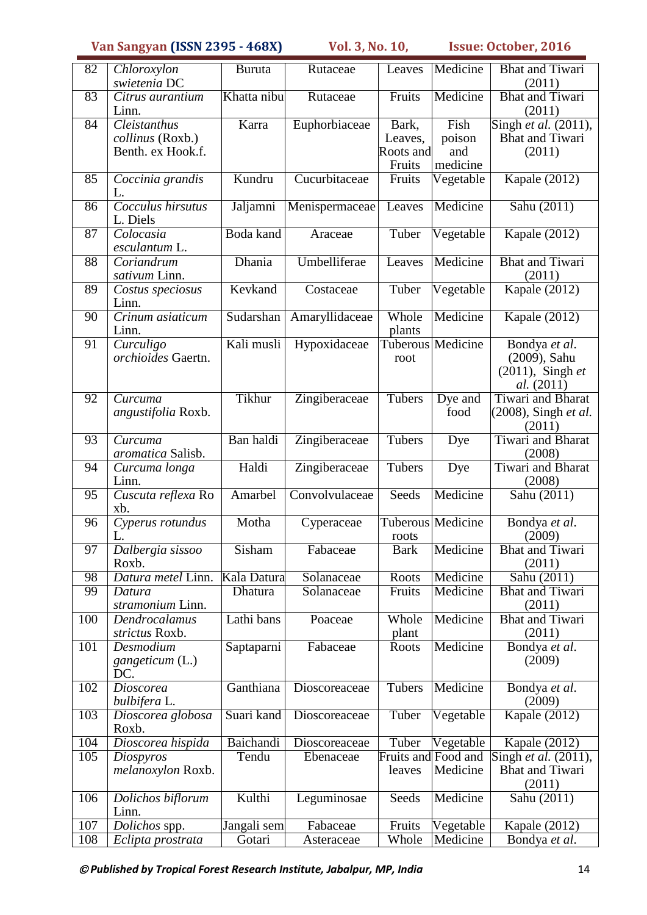| 82 | *Chloroxylon swietenia* DC | Buruta | Rutaceae | Leaves | Medicine | Bhat and Tiwari (2011) |
|---|---|---|---|---|---|---|
| 83 | *Citrus aurantium* Linn. | Khatta nibu | Rutaceae | Fruits | Medicine | Bhat and Tiwari (2011) |
| 84 | *Cleistanthus collinus* (Roxb.) Benth. ex Hook.f. | Karra | Euphorbiaceae | Bark, Leaves, Roots and Fruits | Fish poison and medicine | Singh *et al.* (2011), Bhat and Tiwari (2011) |
| 85 | *Coccinia grandis* L. | Kundru | Cucurbitaceae | Fruits | Vegetable | Kapale (2012) |
| 86 | *Cocculus hirsutus* L. Diels | Jaljamni | Menispermaceae | Leaves | Medicine | Sahu (2011) |
| 87 | *Colocasia esculantum* L. | Boda kand | Araceae | Tuber | Vegetable | Kapale (2012) |
| 88 | *Coriandrum sativum* Linn. | Dhania | Umbelliferae | Leaves | Medicine | Bhat and Tiwari (2011) |
| 89 | *Costus speciosus* Linn. | Kevkand | Costaceae | Tuber | Vegetable | Kapale (2012) |
| 90 | *Crinum asiaticum* Linn. | Sudarshan | Amaryllidaceae | Whole plants | Medicine | Kapale (2012) |
| 91 | *Curculigo orchioides* Gaertn. | Kali musli | Hypoxidaceae | Tuberous root | Medicine | Bondya *et al.* (2009), Sahu (2011), Singh *et al.* (2011) |
| 92 | *Curcuma angustifolia* Roxb. | Tikhur | Zingiberaceae | Tubers | Dye and food | Tiwari and Bharat (2008), Singh *et al.* (2011) |
| 93 | *Curcuma aromatica* Salisb. | Ban haldi | Zingiberaceae | Tubers | Dye | Tiwari and Bharat (2008) |
| 94 | *Curcuma longa* Linn. | Haldi | Zingiberaceae | Tubers | Dye | Tiwari and Bharat (2008) |
| 95 | *Cuscuta reflexa* Roxb. | Amarbel | Convolvulaceae | Seeds | Medicine | Sahu (2011) |
| 96 | *Cyperus rotundus* L. | Motha | Cyperaceae | Tuberous roots | Medicine | Bondya *et al.* (2009) |
| 97 | *Dalbergia sissoo* Roxb. | Sisham | Fabaceae | Bark | Medicine | Bhat and Tiwari (2011) |
| 98 | *Datura metel* Linn. | Kala Datura | Solanaceae | Roots | Medicine | Sahu (2011) |
| 99 | *Datura stramonium* Linn. | Dhatura | Solanaceae | Fruits | Medicine | Bhat and Tiwari (2011) |
| 100 | *Dendrocalamus strictus* Roxb. | Lathi bans | Poaceae | Whole plant | Medicine | Bhat and Tiwari (2011) |
| 101 | *Desmodium gangeticum* (L.) DC. | Saptaparni | Fabaceae | Roots | Medicine | Bondya *et al.* (2009) |
| 102 | *Dioscorea bulbifera* L. | Ganthiana | Dioscoreaceae | Tubers | Medicine | Bondya *et al.* (2009) |
| 103 | *Dioscorea globosa* Roxb. | Suari kand | Dioscoreaceae | Tuber | Vegetable | Kapale (2012) |
| 104 | *Dioscorea hispida* | Baichandi | Dioscoreaceae | Tuber | Vegetable | Kapale (2012) |
| 105 | *Diospyros melanoxylon* Roxb. | Tendu | Ebenaceae | Fruits and leaves | Food and Medicine | Singh *et al.* (2011), Bhat and Tiwari (2011) |
| 106 | *Dolichos biflorum* Linn. | Kulthi | Leguminosae | Seeds | Medicine | Sahu (2011) |
| 107 | *Dolichos* spp. | Jangali sem | Fabaceae | Fruits | Vegetable | Kapale (2012) |
| 108 | *Eclipta prostrata* | Gotari | Asteraceae | Whole | Medicine | Bondya *et al.* |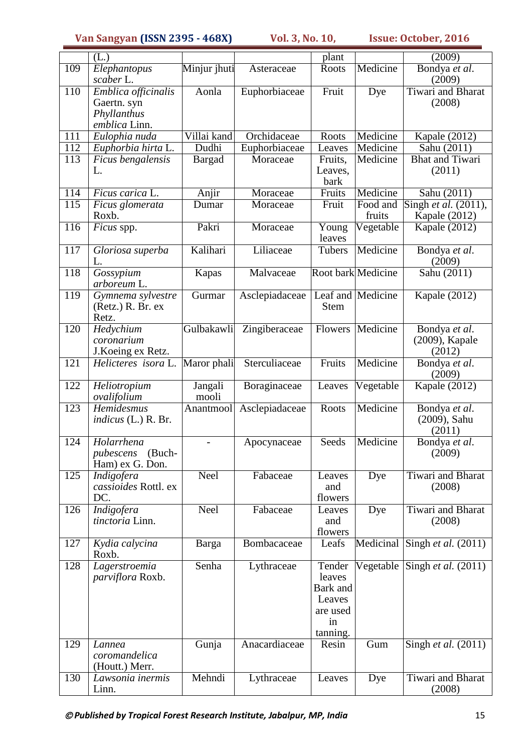| | (L.) | | | plant | | (2009) |
|---|---|---|---|---|---|---|
| 109 | *Elephantopus scaber* L. | Minjur jhuti | Asteraceae | Roots | Medicine | Bondya *et al.* (2009) |
| 110 | *Emblica officinalis* Gaertn. syn *Phyllanthus emblica* Linn. | Aonla | Euphorbiaceae | Fruit | Dye | Tiwari and Bharat (2008) |
| 111 | *Eulophia nuda* | Villai kand | Orchidaceae | Roots | Medicine | Kapale (2012) |
| 112 | *Euphorbia hirta* L. | Dudhi | Euphorbiaceae | Leaves | Medicine | Sahu (2011) |
| 113 | *Ficus bengalensis* L. | Bargad | Moraceae | Fruits, Leaves, bark | Medicine | Bhat and Tiwari (2011) |
| 114 | *Ficus carica* L. | Anjir | Moraceae | Fruits | Medicine | Sahu (2011) |
| 115 | *Ficus glomerata* Roxb. | Dumar | Moraceae | Fruit | Food and fruits | Singh *et al.* (2011), Kapale (2012) |
| 116 | *Ficus* spp. | Pakri | Moraceae | Young leaves | Vegetable | Kapale (2012) |
| 117 | *Gloriosa superba* L. | Kalihari | Liliaceae | Tubers | Medicine | Bondya *et al.* (2009) |
| 118 | *Gossypium arboreum* L. | Kapas | Malvaceae | Root bark | Medicine | Sahu (2011) |
| 119 | *Gymnema sylvestre* (Retz.) R. Br. ex Retz. | Gurmar | Asclepiadaceae | Leaf and Stem | Medicine | Kapale (2012) |
| 120 | *Hedychium coronarium* J.Koeing ex Retz. | Gulbakawli | Zingiberaceae | Flowers | Medicine | Bondya *et al.* (2009), Kapale (2012) |
| 121 | *Helicteres isora* L. | Maror phali | Sterculiaceae | Fruits | Medicine | Bondya *et al.* (2009) |
| 122 | *Heliotropium ovalifolium* | Jangali mooli | Boraginaceae | Leaves | Vegetable | Kapale (2012) |
| 123 | *Hemidesmus indicus* (L.) R. Br. | Anantmool | Asclepiadaceae | Roots | Medicine | Bondya *et al.* (2009), Sahu (2011) |
| 124 | *Holarrhena pubescens* (Buch-Ham) ex G. Don. | - | Apocynaceae | Seeds | Medicine | Bondya *et al.* (2009) |
| 125 | *Indigofera cassioides* Rottl. ex DC. | Neel | Fabaceae | Leaves and flowers | Dye | Tiwari and Bharat (2008) |
| 126 | *Indigofera tinctoria* Linn. | Neel | Fabaceae | Leaves and flowers | Dye | Tiwari and Bharat (2008) |
| 127 | *Kydia calycina* Roxb. | Barga | Bombacaceae | Leafs | Medicinal | Singh *et al.* (2011) |
| 128 | *Lagerstroemia parviflora* Roxb. | Senha | Lythraceae | Tender leaves Bark and Leaves are used in tanning. | Vegetable | Singh *et al.* (2011) |
| 129 | *Lannea coromandelica* (Houtt.) Merr. | Gunja | Anacardiaceae | Resin | Gum | Singh *et al.* (2011) |
| 130 | *Lawsonia inermis* Linn. | Mehndi | Lythraceae | Leaves | Dye | Tiwari and Bharat (2008) |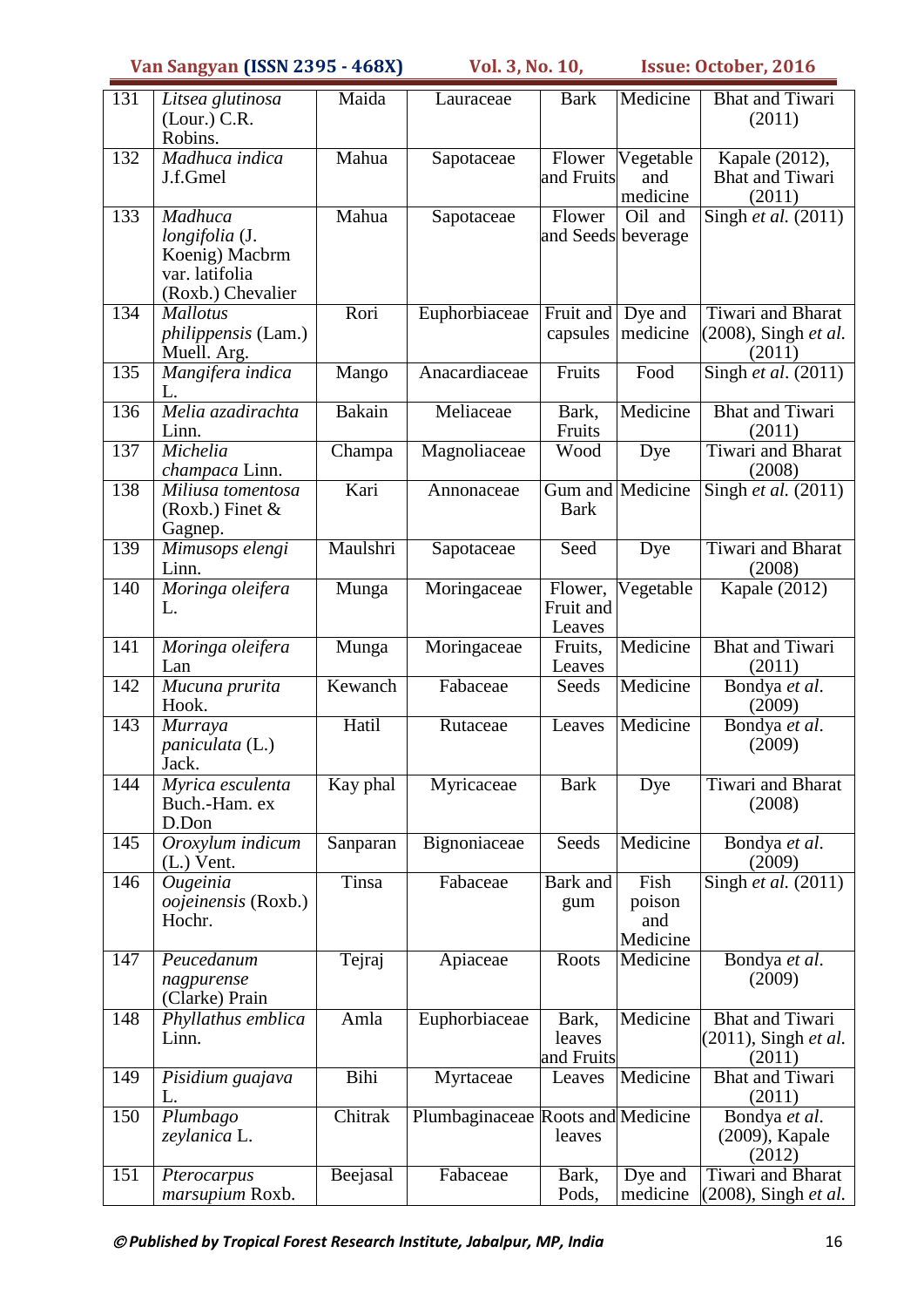| 131 | *Litsea glutinosa* (Lour.) C.R. Robins. | Maida | Lauraceae | Bark | Medicine | Bhat and Tiwari (2011) |
|---|---|---|---|---|---|---|
| 132 | *Madhuca indica* J.f.Gmel | Mahua | Sapotaceae | Flower and Fruits | Vegetable and medicine | Kapale (2012), Bhat and Tiwari (2011) |
| 133 | *Madhuca longifolia* (J. Koenig) Macbrm var. latifolia (Roxb.) Chevalier | Mahua | Sapotaceae | Flower and Seeds | Oil and beverage | Singh *et al.* (2011) |
| 134 | *Mallotus philippensis* (Lam.) Muell. Arg. | Rori | Euphorbiaceae | Fruit and capsules | Dye and medicine | Tiwari and Bharat (2008), Singh *et al.* (2011) |
| 135 | *Mangifera indica* L. | Mango | Anacardiaceae | Fruits | Food | Singh *et al.* (2011) |
| 136 | *Melia azadirachta* Linn. | Bakain | Meliaceae | Bark, Fruits | Medicine | Bhat and Tiwari (2011) |
| 137 | *Michelia champaca* Linn. | Champa | Magnoliaceae | Wood | Dye | Tiwari and Bharat (2008) |
| 138 | *Miliusa tomentosa* (Roxb.) Finet & Gagnep. | Kari | Annonaceae | Gum and Bark | Medicine | Singh *et al.* (2011) |
| 139 | *Mimusops elengi* Linn. | Maulshri | Sapotaceae | Seed | Dye | Tiwari and Bharat (2008) |
| 140 | *Moringa oleifera* L. | Munga | Moringaceae | Flower, Fruit and Leaves | Vegetable | Kapale (2012) |
| 141 | *Moringa oleifera* Lan | Munga | Moringaceae | Fruits, Leaves | Medicine | Bhat and Tiwari (2011) |
| 142 | *Mucuna prurita* Hook. | Kewanch | Fabaceae | Seeds | Medicine | Bondya *et al.* (2009) |
| 143 | *Murraya paniculata* (L.) Jack. | Hatil | Rutaceae | Leaves | Medicine | Bondya *et al.* (2009) |
| 144 | *Myrica esculenta* Buch.-Ham. ex D.Don | Kay phal | Myricaceae | Bark | Dye | Tiwari and Bharat (2008) |
| 145 | *Oroxylum indicum* (L.) Vent. | Sanparan | Bignoniaceae | Seeds | Medicine | Bondya *et al.* (2009) |
| 146 | *Ougeinia oojeinensis* (Roxb.) Hochr. | Tinsa | Fabaceae | Bark and gum | Fish poison and Medicine | Singh *et al.* (2011) |
| 147 | *Peucedanum nagpurense* (Clarke) Prain | Tejraj | Apiaceae | Roots | Medicine | Bondya *et al.* (2009) |
| 148 | *Phyllathus emblica* Linn. | Amla | Euphorbiaceae | Bark, leaves and Fruits | Medicine | Bhat and Tiwari (2011), Singh *et al.* (2011) |
| 149 | *Pisidium guajava* L. | Bihi | Myrtaceae | Leaves | Medicine | Bhat and Tiwari (2011) |
| 150 | *Plumbago zeylanica* L. | Chitrak | Plumbaginaceae | Roots and leaves | Medicine | Bondya *et al.* (2009), Kapale (2012) |
| 151 | *Pterocarpus marsupium* Roxb. | Beejasal | Fabaceae | Bark, Pods, | Dye and medicine | Tiwari and Bharat (2008), Singh *et al.* |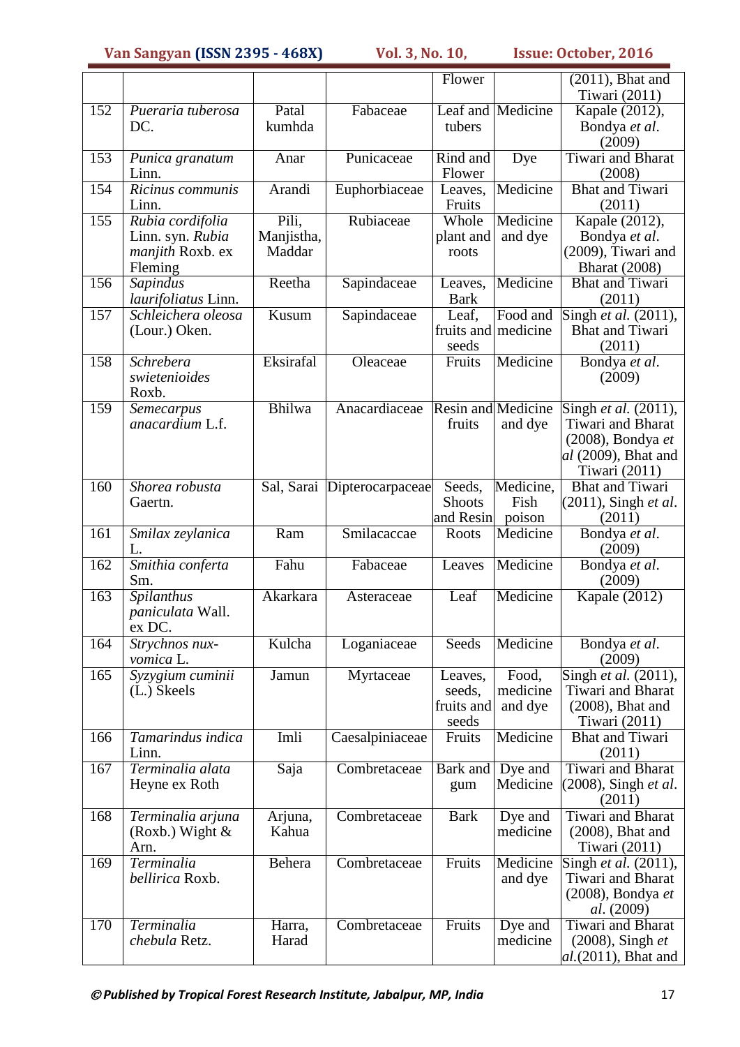|  |  |  |  | Flower |  | (2011), Bhat and Tiwari (2011) |
|---|---|---|---|---|---|---|
| 152 | *Pueraria tuberosa* DC. | Patal kumhda | Fabaceae | Leaf and tubers | Medicine | Kapale (2012), Bondya *et al.* (2009) |
| 153 | *Punica granatum* Linn. | Anar | Punicaceae | Rind and Flower | Dye | Tiwari and Bharat (2008) |
| 154 | *Ricinus communis* Linn. | Arandi | Euphorbiaceae | Leaves, Fruits | Medicine | Bhat and Tiwari (2011) |
| 155 | *Rubia cordifolia* Linn. syn. *Rubia manjith* Roxb. ex Fleming | Pili, Manjistha, Maddar | Rubiaceae | Whole plant and roots | Medicine and dye | Kapale (2012), Bondya *et al.* (2009), Tiwari and Bharat (2008) |
| 156 | *Sapindus laurifoliatus* Linn. | Reetha | Sapindaceae | Leaves, Bark | Medicine | Bhat and Tiwari (2011) |
| 157 | *Schleichera oleosa* (Lour.) Oken. | Kusum | Sapindaceae | Leaf, fruits and seeds | Food and medicine | Singh *et al.* (2011), Bhat and Tiwari (2011) |
| 158 | *Schrebera swietenioides* Roxb. | Eksirafal | Oleaceae | Fruits | Medicine | Bondya *et al.* (2009) |
| 159 | *Semecarpus anacardium* L.f. | Bhilwa | Anacardiaceae | Resin and fruits | Medicine and dye | Singh *et al.* (2011), Tiwari and Bharat (2008), Bondya *et al* (2009), Bhat and Tiwari (2011) |
| 160 | *Shorea robusta* Gaertn. | Sal, Sarai | Dipterocarpaceae | Seeds, Shoots and Resin | Medicine, Fish poison | Bhat and Tiwari (2011), Singh *et al.* (2011) |
| 161 | *Smilax zeylanica* L. | Ram | Smilacaceae | Roots | Medicine | Bondya *et al.* (2009) |
| 162 | *Smithia conferta* Sm. | Fahu | Fabaceae | Leaves | Medicine | Bondya *et al.* (2009) |
| 163 | *Spilanthus paniculata* Wall. ex DC. | Akarkara | Asteraceae | Leaf | Medicine | Kapale (2012) |
| 164 | *Strychnos nux-vomica* L. | Kulcha | Loganiaceae | Seeds | Medicine | Bondya *et al.* (2009) |
| 165 | *Syzygium cuminii* (L.) Skeels | Jamun | Myrtaceae | Leaves, seeds, fruits and seeds | Food, medicine and dye | Singh *et al.* (2011), Tiwari and Bharat (2008), Bhat and Tiwari (2011) |
| 166 | *Tamarindus indica* Linn. | Imli | Caesalpiniaceae | Fruits | Medicine | Bhat and Tiwari (2011) |
| 167 | *Terminalia alata* Heyne ex Roth | Saja | Combretaceae | Bark and gum | Dye and Medicine | Tiwari and Bharat (2008), Singh *et al.* (2011) |
| 168 | *Terminalia arjuna* (Roxb.) Wight & Arn. | Arjuna, Kahua | Combretaceae | Bark | Dye and medicine | Tiwari and Bharat (2008), Bhat and Tiwari (2011) |
| 169 | *Terminalia bellirica* Roxb. | Behera | Combretaceae | Fruits | Medicine and dye | Singh *et al.* (2011), Tiwari and Bharat (2008), Bondya *et al.* (2009) |
| 170 | *Terminalia chebula* Retz. | Harra, Harad | Combretaceae | Fruits | Dye and medicine | Tiwari and Bharat (2008), Singh *et al.*(2011), Bhat and |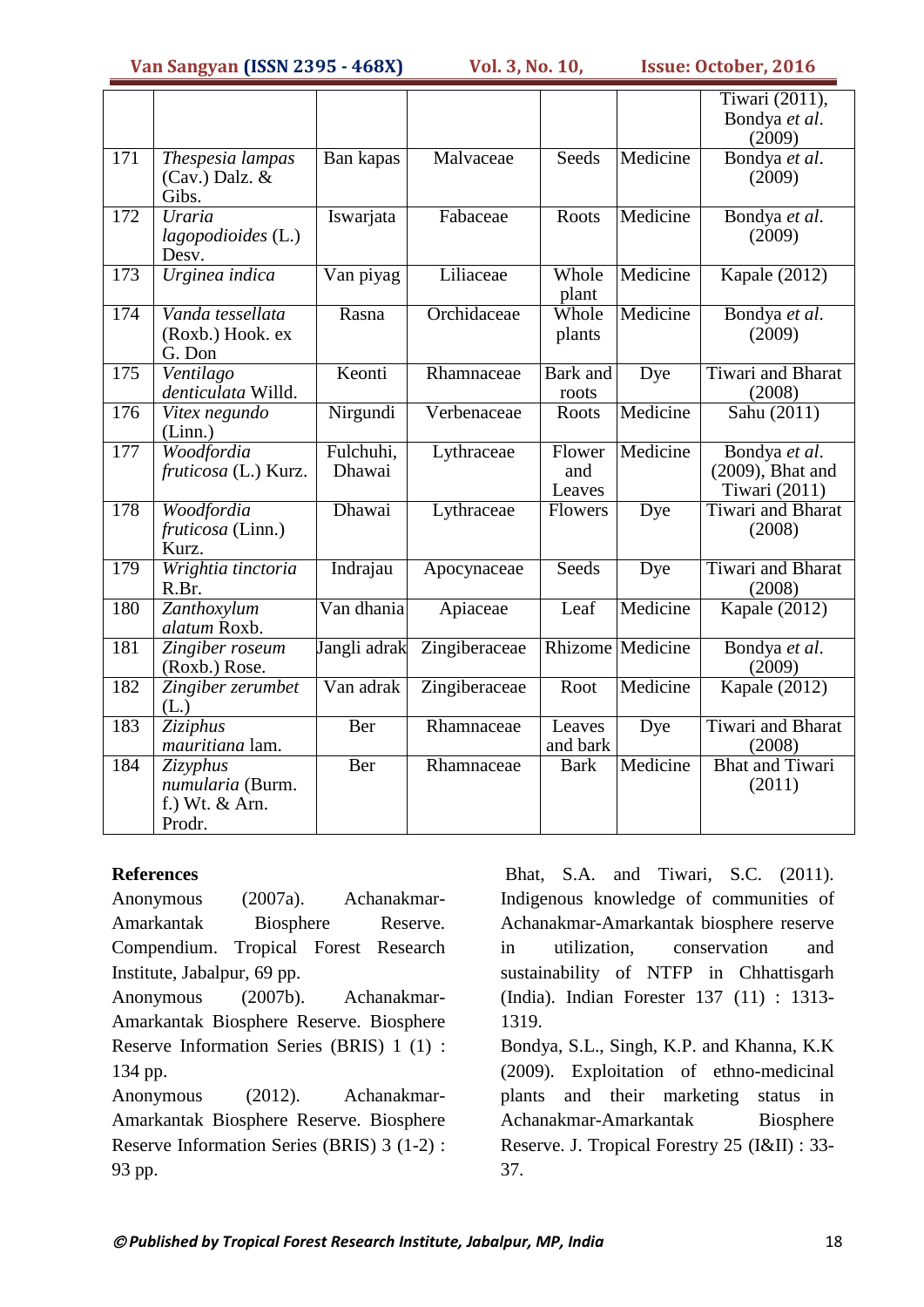| | | | | | | |
|---|---|---|---|---|---|---|
| | | | | | | Tiwari (2011), Bondya *et al.* (2009) |
| 171 | *Thespesia lampas* (Cav.) Dalz. & Gibs. | Ban kapas | Malvaceae | Seeds | Medicine | Bondya *et al.* (2009) |
| 172 | *Uraria lagopodioides* (L.) Desv. | Iswarjata | Fabaceae | Roots | Medicine | Bondya *et al.* (2009) |
| 173 | *Urginea indica* | Van piyag | Liliaceae | Whole plant | Medicine | Kapale (2012) |
| 174 | *Vanda tessellata* (Roxb.) Hook. ex G. Don | Rasna | Orchidaceae | Whole plants | Medicine | Bondya *et al.* (2009) |
| 175 | *Ventilago denticulata* Willd. | Keonti | Rhamnaceae | Bark and roots | Dye | Tiwari and Bharat (2008) |
| 176 | *Vitex negundo* (Linn.) | Nirgundi | Verbenaceae | Roots | Medicine | Sahu (2011) |
| 177 | *Woodfordia fruticosa* (L.) Kurz. | Fulchuhi, Dhawai | Lythraceae | Flower and Leaves | Medicine | Bondya *et al.* (2009), Bhat and Tiwari (2011) |
| 178 | *Woodfordia fruticosa* (Linn.) Kurz. | Dhawai | Lythraceae | Flowers | Dye | Tiwari and Bharat (2008) |
| 179 | *Wrightia tinctoria* R.Br. | Indrajau | Apocynaceae | Seeds | Dye | Tiwari and Bharat (2008) |
| 180 | *Zanthoxylum alatum* Roxb. | Van dhania | Apiaceae | Leaf | Medicine | Kapale (2012) |
| 181 | *Zingiber roseum* (Roxb.) Rose. | Jangli adrak | Zingiberaceae | Rhizome | Medicine | Bondya *et al.* (2009) |
| 182 | *Zingiber zerumbet* (L.) | Van adrak | Zingiberaceae | Root | Medicine | Kapale (2012) |
| 183 | *Ziziphus mauritiana* lam. | Ber | Rhamnaceae | Leaves and bark | Dye | Tiwari and Bharat (2008) |
| 184 | *Zizyphus numularia* (Burm. f.) Wt. & Arn. Prodr. | Ber | Rhamnaceae | Bark | Medicine | Bhat and Tiwari (2011) |

**References**

Anonymous (2007a). Achanakmar-Amarkantak Biosphere Reserve. Compendium. Tropical Forest Research Institute, Jabalpur, 69 pp.

Anonymous (2007b). Achanakmar-Amarkantak Biosphere Reserve. Biosphere Reserve Information Series (BRIS) 1 (1) : 134 pp.

Anonymous (2012). Achanakmar-Amarkantak Biosphere Reserve. Biosphere Reserve Information Series (BRIS) 3 (1-2) : 93 pp.

Bhat, S.A. and Tiwari, S.C. (2011). Indigenous knowledge of communities of Achanakmar-Amarkantak biosphere reserve in utilization, conservation and sustainability of NTFP in Chhattisgarh (India). Indian Forester 137 (11) : 1313-1319.

Bondya, S.L., Singh, K.P. and Khanna, K.K (2009). Exploitation of ethno-medicinal plants and their marketing status in Achanakmar-Amarkantak Biosphere Reserve. J. Tropical Forestry 25 (I&II) : 33-37.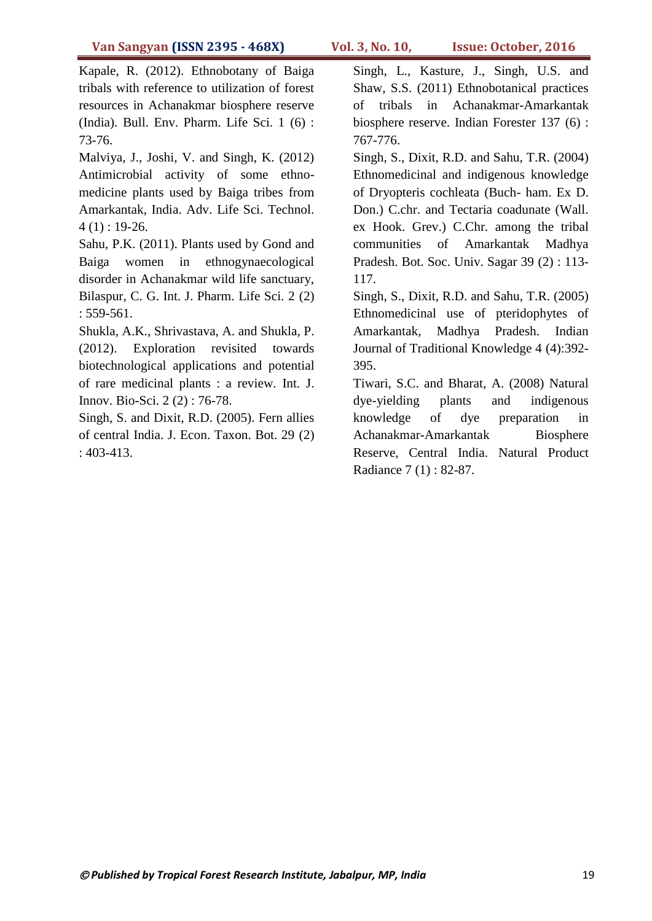Kapale, R. (2012). Ethnobotany of Baiga tribals with reference to utilization of forest resources in Achanakmar biosphere reserve (India). Bull. Env. Pharm. Life Sci. 1 (6) : 73-76.

Malviya, J., Joshi, V. and Singh, K. (2012) Antimicrobial activity of some ethno-medicine plants used by Baiga tribes from Amarkantak, India. Adv. Life Sci. Technol. 4 (1) : 19-26.

Sahu, P.K. (2011). Plants used by Gond and Baiga women in ethnogynaecological disorder in Achanakmar wild life sanctuary, Bilaspur, C. G. Int. J. Pharm. Life Sci. 2 (2) : 559-561.

Shukla, A.K., Shrivastava, A. and Shukla, P. (2012). Exploration revisited towards biotechnological applications and potential of rare medicinal plants : a review. Int. J. Innov. Bio-Sci. 2 (2) : 76-78.

Singh, S. and Dixit, R.D. (2005). Fern allies of central India. J. Econ. Taxon. Bot. 29 (2) : 403-413.

Singh, L., Kasture, J., Singh, U.S. and Shaw, S.S. (2011) Ethnobotanical practices of tribals in Achanakmar-Amarkantak biosphere reserve. Indian Forester 137 (6) : 767-776.

Singh, S., Dixit, R.D. and Sahu, T.R. (2004) Ethnomedicinal and indigenous knowledge of Dryopteris cochleata (Buch- ham. Ex D. Don.) C.chr. and Tectaria coadunate (Wall. ex Hook. Grev.) C.Chr. among the tribal communities of Amarkantak Madhya Pradesh. Bot. Soc. Univ. Sagar 39 (2) : 113-117.

Singh, S., Dixit, R.D. and Sahu, T.R. (2005) Ethnomedicinal use of pteridophytes of Amarkantak, Madhya Pradesh. Indian Journal of Traditional Knowledge 4 (4):392-395.

Tiwari, S.C. and Bharat, A. (2008) Natural dye-yielding plants and indigenous knowledge of dye preparation in Achanakmar-Amarkantak Biosphere Reserve, Central India. Natural Product Radiance 7 (1) : 82-87.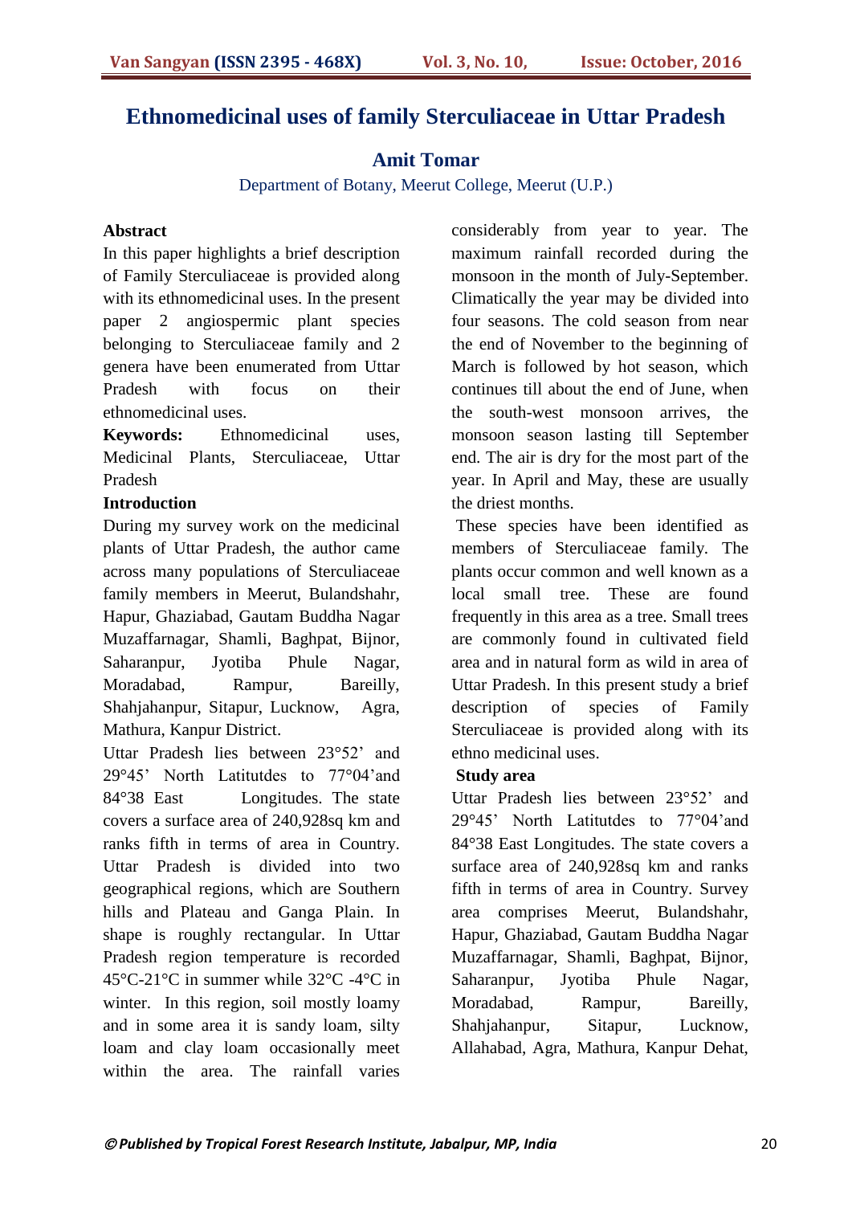# Ethnomedicinal uses of family Sterculiaceae in Uttar Pradesh

## Amit Tomar

Department of Botany, Meerut College, Meerut (U.P.)

**Abstract**

In this paper highlights a brief description of Family Sterculiaceae is provided along with its ethnomedicinal uses. In the present paper 2 angiospermic plant species belonging to Sterculiaceae family and 2 genera have been enumerated from Uttar Pradesh with focus on their ethnomedicinal uses.

**Keywords:** Ethnomedicinal uses, Medicinal Plants, Sterculiaceae, Uttar Pradesh

**Introduction**

During my survey work on the medicinal plants of Uttar Pradesh, the author came across many populations of Sterculiaceae family members in Meerut, Bulandshahr, Hapur, Ghaziabad, Gautam Buddha Nagar Muzaffarnagar, Shamli, Baghpat, Bijnor, Saharanpur, Jyotiba Phule Nagar, Moradabad, Rampur, Bareilly, Shahjahanpur, Sitapur, Lucknow, Agra, Mathura, Kanpur District.

Uttar Pradesh lies between 23°52' and 29°45' North Latitutdes to 77°04'and 84°38 East Longitudes. The state covers a surface area of 240,928sq km and ranks fifth in terms of area in Country. Uttar Pradesh is divided into two geographical regions, which are Southern hills and Plateau and Ganga Plain. In shape is roughly rectangular. In Uttar Pradesh region temperature is recorded 45°C-21°C in summer while 32°C -4°C in winter. In this region, soil mostly loamy and in some area it is sandy loam, silty loam and clay loam occasionally meet within the area. The rainfall varies considerably from year to year. The maximum rainfall recorded during the monsoon in the month of July-September. Climatically the year may be divided into four seasons. The cold season from near the end of November to the beginning of March is followed by hot season, which continues till about the end of June, when the south-west monsoon arrives, the monsoon season lasting till September end. The air is dry for the most part of the year. In April and May, these are usually the driest months.

These species have been identified as members of Sterculiaceae family. The plants occur common and well known as a local small tree. These are found frequently in this area as a tree. Small trees are commonly found in cultivated field area and in natural form as wild in area of Uttar Pradesh. In this present study a brief description of species of Family Sterculiaceae is provided along with its ethno medicinal uses.

**Study area**

Uttar Pradesh lies between 23°52' and 29°45' North Latitutdes to 77°04'and 84°38 East Longitudes. The state covers a surface area of 240,928sq km and ranks fifth in terms of area in Country. Survey area comprises Meerut, Bulandshahr, Hapur, Ghaziabad, Gautam Buddha Nagar Muzaffarnagar, Shamli, Baghpat, Bijnor, Saharanpur, Jyotiba Phule Nagar, Moradabad, Rampur, Bareilly, Shahjahanpur, Sitapur, Lucknow, Allahabad, Agra, Mathura, Kanpur Dehat,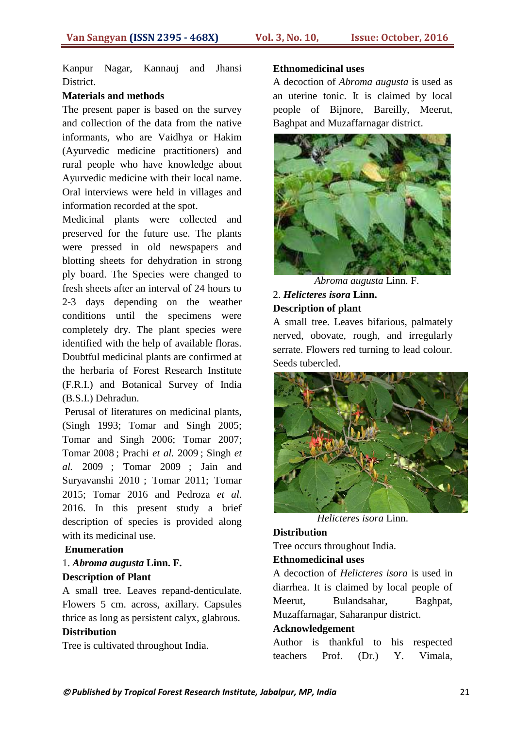Kanpur Nagar, Kannauj and Jhansi District.

**Materials and methods**

The present paper is based on the survey and collection of the data from the native informants, who are Vaidhya or Hakim (Ayurvedic medicine practitioners) and rural people who have knowledge about Ayurvedic medicine with their local name. Oral interviews were held in villages and information recorded at the spot.

Medicinal plants were collected and preserved for the future use. The plants were pressed in old newspapers and blotting sheets for dehydration in strong ply board. The Species were changed to fresh sheets after an interval of 24 hours to 2-3 days depending on the weather conditions until the specimens were completely dry. The plant species were identified with the help of available floras. Doubtful medicinal plants are confirmed at the herbaria of Forest Research Institute (F.R.I.) and Botanical Survey of India (B.S.I.) Dehradun.

Perusal of literatures on medicinal plants, (Singh 1993; Tomar and Singh 2005; Tomar and Singh 2006; Tomar 2007; Tomar 2008 ; Prachi *et al.* 2009 ; Singh *et al.* 2009 ; Tomar 2009 ; Jain and Suryavanshi 2010 ; Tomar 2011; Tomar 2015; Tomar 2016 and Pedroza *et al.* 2016. In this present study a brief description of species is provided along with its medicinal use.

**Enumeration**

1. ***Abroma augusta*** **Linn. F.**

**Description of Plant**

A small tree. Leaves repand-denticulate. Flowers 5 cm. across, axillary. Capsules thrice as long as persistent calyx, glabrous.

**Distribution**

Tree is cultivated throughout India.

**Ethnomedicinal uses**

A decoction of *Abroma augusta* is used as an uterine tonic. It is claimed by local people of Bijnore, Bareilly, Meerut, Baghpat and Muzaffarnagar district.

*Abroma augusta* Linn. F.

2. ***Helicteres isora*** **Linn.**

**Description of plant**

A small tree. Leaves bifarious, palmately nerved, obovate, rough, and irregularly serrate. Flowers red turning to lead colour. Seeds tubercled.

*Helicteres isora* Linn.

**Distribution**

Tree occurs throughout India.

**Ethnomedicinal uses**

A decoction of *Helicteres isora* is used in diarrhea. It is claimed by local people of Meerut, Bulandsahar, Baghpat, Muzaffarnagar, Saharanpur district.

**Acknowledgement**

Author is thankful to his respected teachers Prof. (Dr.) Y. Vimala,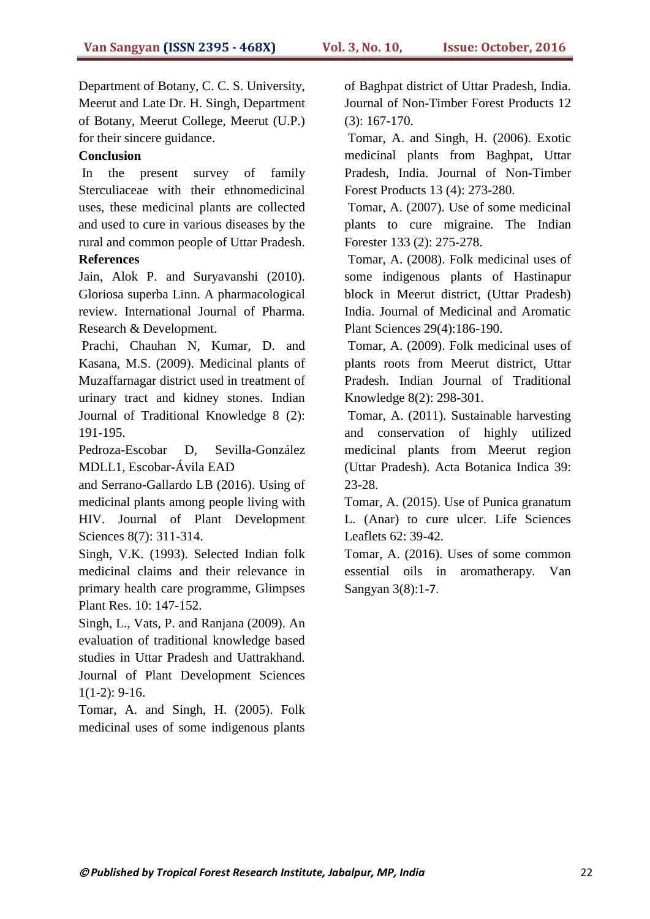Department of Botany, C. C. S. University, Meerut and Late Dr. H. Singh, Department of Botany, Meerut College, Meerut (U.P.) for their sincere guidance.

**Conclusion**

In the present survey of family Sterculiaceae with their ethnomedicinal uses, these medicinal plants are collected and used to cure in various diseases by the rural and common people of Uttar Pradesh.

**References**

Jain, Alok P. and Suryavanshi (2010). Gloriosa superba Linn. A pharmacological review. International Journal of Pharma. Research & Development.

Prachi, Chauhan N, Kumar, D. and Kasana, M.S. (2009). Medicinal plants of Muzaffarnagar district used in treatment of urinary tract and kidney stones. Indian Journal of Traditional Knowledge 8 (2): 191-195.

Pedroza-Escobar D, Sevilla-González MDLL1, Escobar-Ávila EAD and Serrano-Gallardo LB (2016). Using of medicinal plants among people living with HIV. Journal of Plant Development Sciences 8(7): 311-314.

Singh, V.K. (1993). Selected Indian folk medicinal claims and their relevance in primary health care programme, Glimpses Plant Res. 10: 147-152.

Singh, L., Vats, P. and Ranjana (2009). An evaluation of traditional knowledge based studies in Uttar Pradesh and Uattrakhand. Journal of Plant Development Sciences 1(1-2): 9-16.

Tomar, A. and Singh, H. (2005). Folk medicinal uses of some indigenous plants of Baghpat district of Uttar Pradesh, India. Journal of Non-Timber Forest Products 12 (3): 167-170.

Tomar, A. and Singh, H. (2006). Exotic medicinal plants from Baghpat, Uttar Pradesh, India. Journal of Non-Timber Forest Products 13 (4): 273-280.

Tomar, A. (2007). Use of some medicinal plants to cure migraine. The Indian Forester 133 (2): 275-278.

Tomar, A. (2008). Folk medicinal uses of some indigenous plants of Hastinapur block in Meerut district, (Uttar Pradesh) India. Journal of Medicinal and Aromatic Plant Sciences 29(4):186-190.

Tomar, A. (2009). Folk medicinal uses of plants roots from Meerut district, Uttar Pradesh. Indian Journal of Traditional Knowledge 8(2): 298-301.

Tomar, A. (2011). Sustainable harvesting and conservation of highly utilized medicinal plants from Meerut region (Uttar Pradesh). Acta Botanica Indica 39: 23-28.

Tomar, A. (2015). Use of Punica granatum L. (Anar) to cure ulcer. Life Sciences Leaflets 62: 39-42.

Tomar, A. (2016). Uses of some common essential oils in aromatherapy. Van Sangyan 3(8):1-7.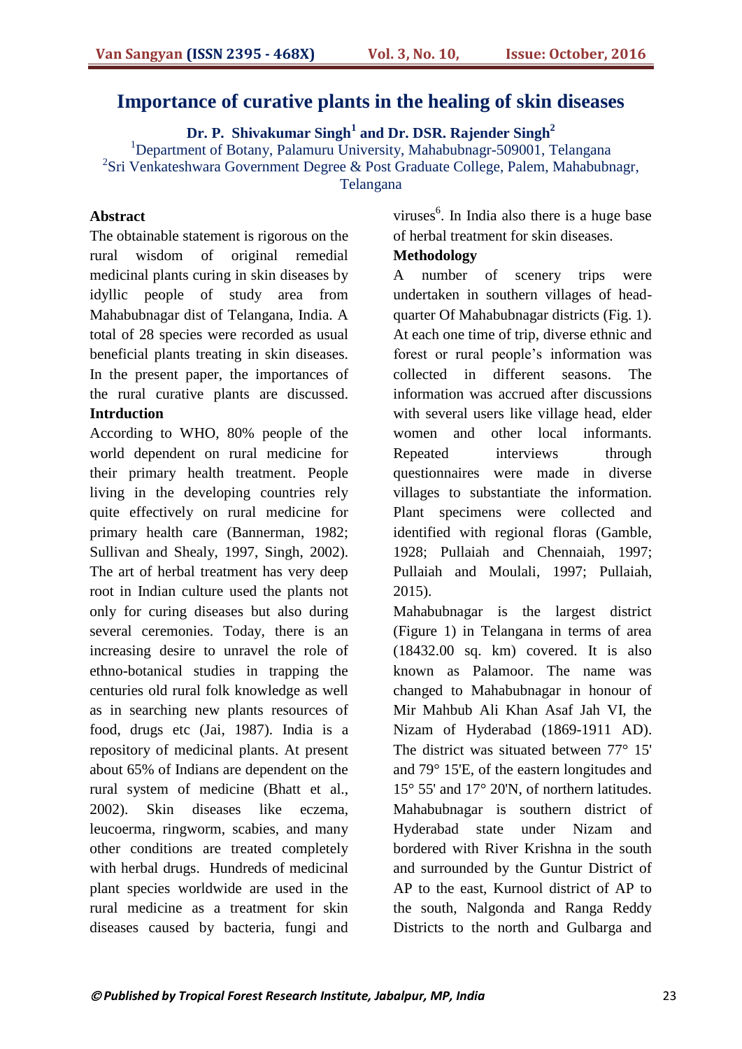# Importance of curative plants in the healing of skin diseases

**Dr. P. Shivakumar Singh[1] and Dr. DSR. Rajender Singh[2]**

[1]Department of Botany, Palamuru University, Mahabubnagr-509001, Telangana
[2]Sri Venkateshwara Government Degree & Post Graduate College, Palem, Mahabubnagr, Telangana

## Abstract

The obtainable statement is rigorous on the rural wisdom of original remedial medicinal plants curing in skin diseases by idyllic people of study area from Mahabubnagar dist of Telangana, India. A total of 28 species were recorded as usual beneficial plants treating in skin diseases. In the present paper, the importances of the rural curative plants are discussed.

## Intrduction

According to WHO, 80% people of the world dependent on rural medicine for their primary health treatment. People living in the developing countries rely quite effectively on rural medicine for primary health care (Bannerman, 1982; Sullivan and Shealy, 1997, Singh, 2002). The art of herbal treatment has very deep root in Indian culture used the plants not only for curing diseases but also during several ceremonies. Today, there is an increasing desire to unravel the role of ethno-botanical studies in trapping the centuries old rural folk knowledge as well as in searching new plants resources of food, drugs etc (Jai, 1987). India is a repository of medicinal plants. At present about 65% of Indians are dependent on the rural system of medicine (Bhatt et al., 2002). Skin diseases like eczema, leucoerma, ringworm, scabies, and many other conditions are treated completely with herbal drugs. Hundreds of medicinal plant species worldwide are used in the rural medicine as a treatment for skin diseases caused by bacteria, fungi and viruses[6]. In India also there is a huge base of herbal treatment for skin diseases.

## Methodology

A number of scenery trips were undertaken in southern villages of head-quarter Of Mahabubnagar districts (Fig. 1). At each one time of trip, diverse ethnic and forest or rural people's information was collected in different seasons. The information was accrued after discussions with several users like village head, elder women and other local informants. Repeated interviews through questionnaires were made in diverse villages to substantiate the information. Plant specimens were collected and identified with regional floras (Gamble, 1928; Pullaiah and Chennaiah, 1997; Pullaiah and Moulali, 1997; Pullaiah, 2015).

Mahabubnagar is the largest district (Figure 1) in Telangana in terms of area (18432.00 sq. km) covered. It is also known as Palamoor. The name was changed to Mahabubnagar in honour of Mir Mahbub Ali Khan Asaf Jah VI, the Nizam of Hyderabad (1869-1911 AD). The district was situated between 77° 15' and 79° 15'E, of the eastern longitudes and 15° 55' and 17° 20'N, of northern latitudes. Mahabubnagar is southern district of Hyderabad state under Nizam and bordered with River Krishna in the south and surrounded by the Guntur District of AP to the east, Kurnool district of AP to the south, Nalgonda and Ranga Reddy Districts to the north and Gulbarga and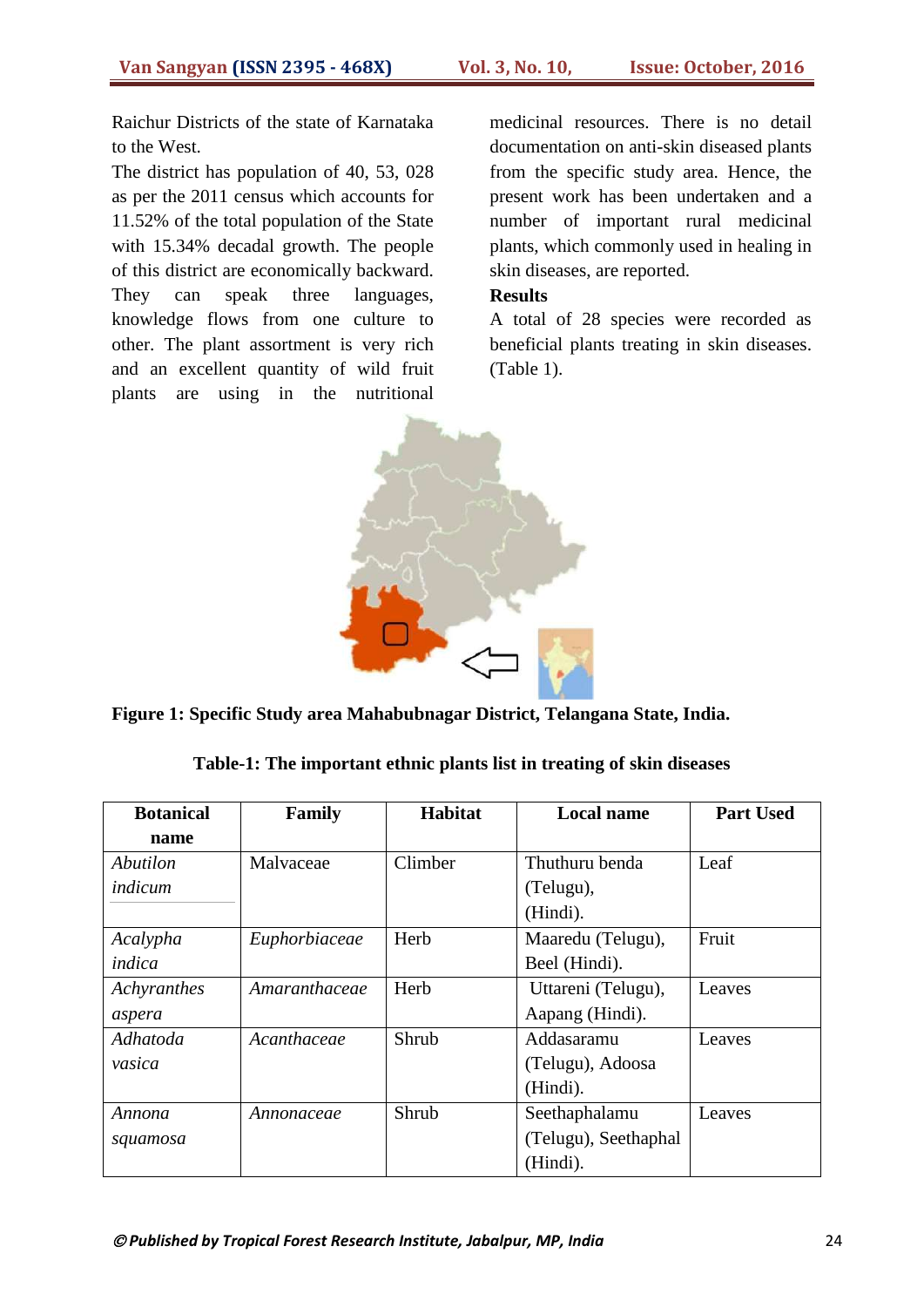Raichur Districts of the state of Karnataka to the West.

The district has population of 40, 53, 028 as per the 2011 census which accounts for 11.52% of the total population of the State with 15.34% decadal growth. The people of this district are economically backward. They can speak three languages, knowledge flows from one culture to other. The plant assortment is very rich and an excellent quantity of wild fruit plants are using in the nutritional medicinal resources. There is no detail documentation on anti-skin diseased plants from the specific study area. Hence, the present work has been undertaken and a number of important rural medicinal plants, which commonly used in healing in skin diseases, are reported.

**Results**

A total of 28 species were recorded as beneficial plants treating in skin diseases. (Table 1).

**Figure 1: Specific Study area Mahabubnagar District, Telangana State, India.**

**Table-1: The important ethnic plants list in treating of skin diseases**

| Botanical name | Family | Habitat | Local name | Part Used |
|---|---|---|---|---|
| *Abutilon indicum* | Malvaceae | Climber | Thuthuru benda (Telugu), (Hindi). | Leaf |
| *Acalypha indica* | *Euphorbiaceae* | Herb | Maaredu (Telugu), Beel (Hindi). | Fruit |
| *Achyranthes aspera* | *Amaranthaceae* | Herb | Uttareni (Telugu), Aapang (Hindi). | Leaves |
| *Adhatoda vasica* | *Acanthaceae* | Shrub | Addasaramu (Telugu), Adoosa (Hindi). | Leaves |
| *Annona squamosa* | *Annonaceae* | Shrub | Seethaphalamu (Telugu), Seethaphal (Hindi). | Leaves |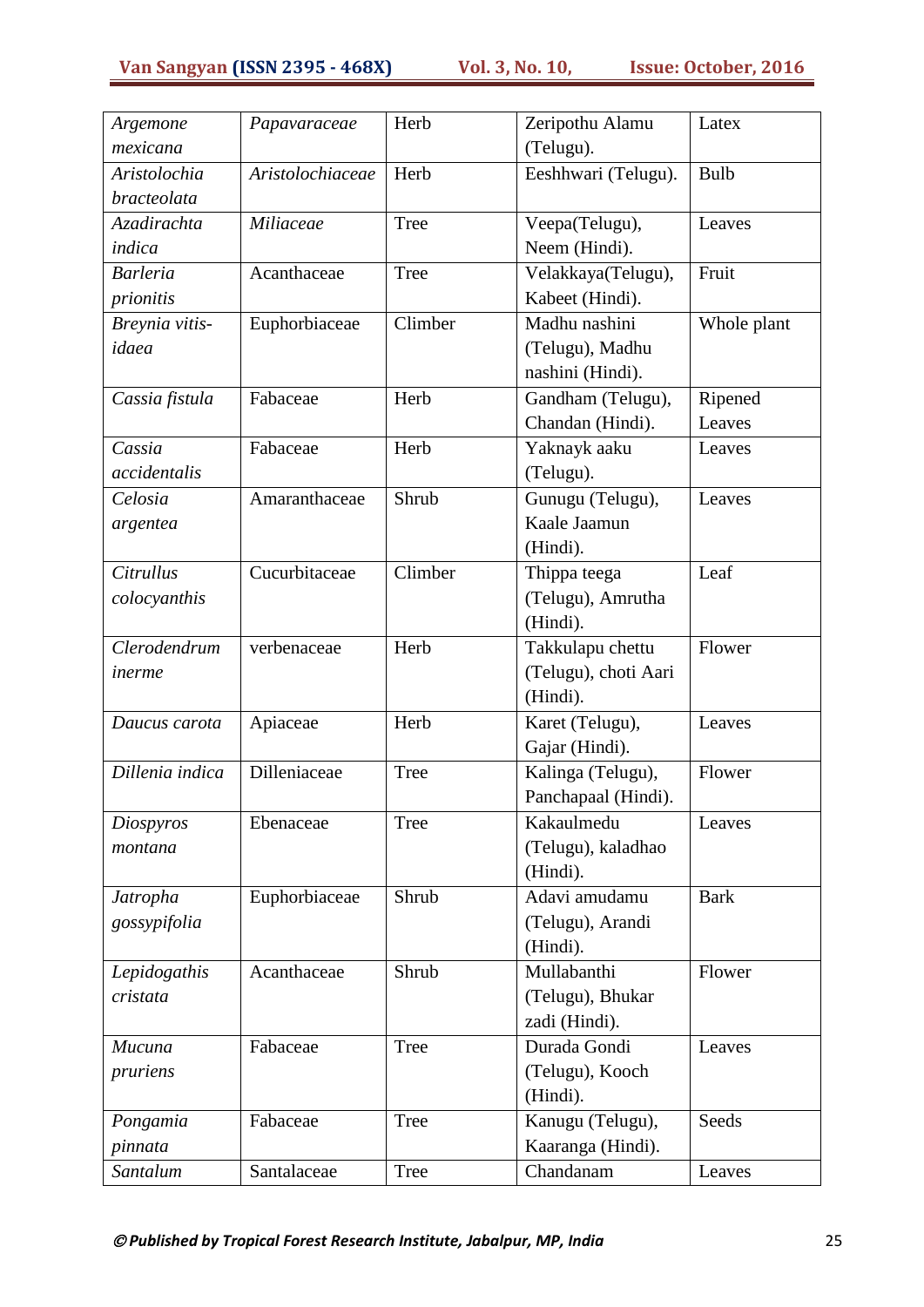| *Argemone mexicana* | *Papavaraceae* | Herb | Zeripothu Alamu (Telugu). | Latex |
|---|---|---|---|---|
| *Aristolochia bracteolata* | *Aristolochiaceae* | Herb | Eeshhwari (Telugu). | Bulb |
| *Azadirachta indica* | *Miliaceae* | Tree | Veepa(Telugu), Neem (Hindi). | Leaves |
| *Barleria prionitis* | Acanthaceae | Tree | Velakkaya(Telugu), Kabeet (Hindi). | Fruit |
| *Breynia vitis-idaea* | Euphorbiaceae | Climber | Madhu nashini (Telugu), Madhu nashini (Hindi). | Whole plant |
| *Cassia fistula* | Fabaceae | Herb | Gandham (Telugu), Chandan (Hindi). | Ripened Leaves |
| *Cassia accidentalis* | Fabaceae | Herb | Yaknayk aaku (Telugu). | Leaves |
| *Celosia argentea* | Amaranthaceae | Shrub | Gunugu (Telugu), Kaale Jaamun (Hindi). | Leaves |
| *Citrullus colocyanthis* | Cucurbitaceae | Climber | Thippa teega (Telugu), Amrutha (Hindi). | Leaf |
| *Clerodendrum inerme* | verbenaceae | Herb | Takkulapu chettu (Telugu), choti Aari (Hindi). | Flower |
| *Daucus carota* | Apiaceae | Herb | Karet (Telugu), Gajar (Hindi). | Leaves |
| *Dillenia indica* | Dilleniaceae | Tree | Kalinga (Telugu), Panchapaal (Hindi). | Flower |
| *Diospyros montana* | Ebenaceae | Tree | Kakaulmedu (Telugu), kaladhao (Hindi). | Leaves |
| *Jatropha gossypifolia* | Euphorbiaceae | Shrub | Adavi amudamu (Telugu), Arandi (Hindi). | Bark |
| *Lepidogathis cristata* | Acanthaceae | Shrub | Mullabanthi (Telugu), Bhukar zadi (Hindi). | Flower |
| *Mucuna pruriens* | Fabaceae | Tree | Durada Gondi (Telugu), Kooch (Hindi). | Leaves |
| *Pongamia pinnata* | Fabaceae | Tree | Kanugu (Telugu), Kaaranga (Hindi). | Seeds |
| *Santalum* | Santalaceae | Tree | Chandanam | Leaves |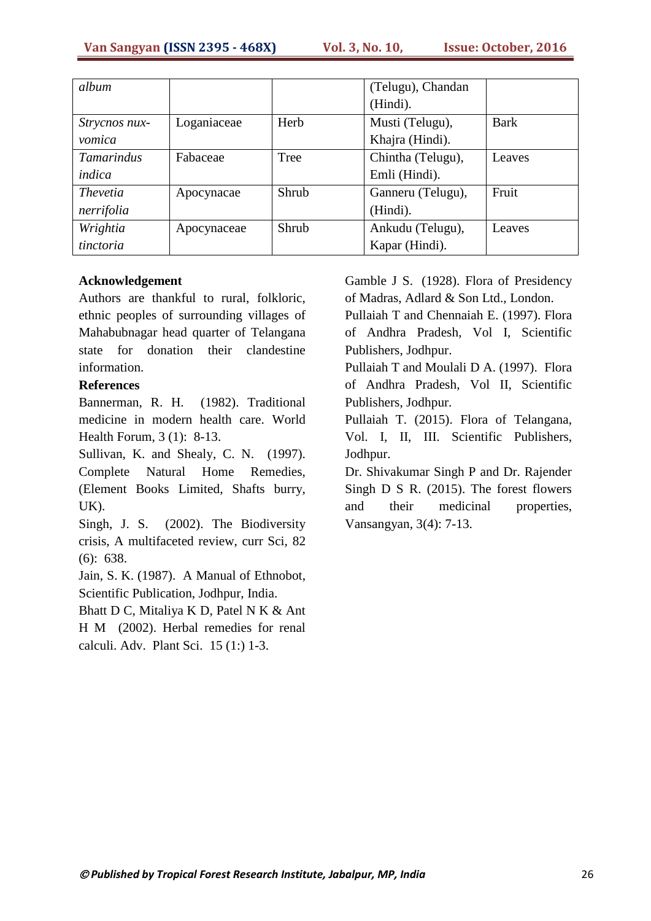| | | | | |
|---|---|---|---|---|
| *album* | | | (Telugu), Chandan (Hindi). | |
| *Strycnos nux-vomica* | Loganiaceae | Herb | Musti (Telugu), Khajra (Hindi). | Bark |
| *Tamarindus indica* | Fabaceae | Tree | Chintha (Telugu), Emli (Hindi). | Leaves |
| *Thevetia nerrifolia* | Apocynacae | Shrub | Ganneru (Telugu), (Hindi). | Fruit |
| *Wrightia tinctoria* | Apocynaceae | Shrub | Ankudu (Telugu), Kapar (Hindi). | Leaves |

**Acknowledgement**

Authors are thankful to rural, folkloric, ethnic peoples of surrounding villages of Mahabubnagar head quarter of Telangana state for donation their clandestine information.

**References**

Bannerman, R. H. (1982). Traditional medicine in modern health care. World Health Forum, 3 (1): 8-13.

Sullivan, K. and Shealy, C. N. (1997). Complete Natural Home Remedies, (Element Books Limited, Shafts burry, UK).

Singh, J. S. (2002). The Biodiversity crisis, A multifaceted review, curr Sci, 82 (6): 638.

Jain, S. K. (1987). A Manual of Ethnobot, Scientific Publication, Jodhpur, India.

Bhatt D C, Mitaliya K D, Patel N K & Ant H M (2002). Herbal remedies for renal calculi. Adv. Plant Sci. 15 (1:) 1-3.

Gamble J S. (1928). Flora of Presidency of Madras, Adlard & Son Ltd., London.

Pullaiah T and Chennaiah E. (1997). Flora of Andhra Pradesh, Vol I, Scientific Publishers, Jodhpur.

Pullaiah T and Moulali D A. (1997). Flora of Andhra Pradesh, Vol II, Scientific Publishers, Jodhpur.

Pullaiah T. (2015). Flora of Telangana, Vol. I, II, III. Scientific Publishers, Jodhpur.

Dr. Shivakumar Singh P and Dr. Rajender Singh D S R. (2015). The forest flowers and their medicinal properties, Vansangyan, 3(4): 7-13.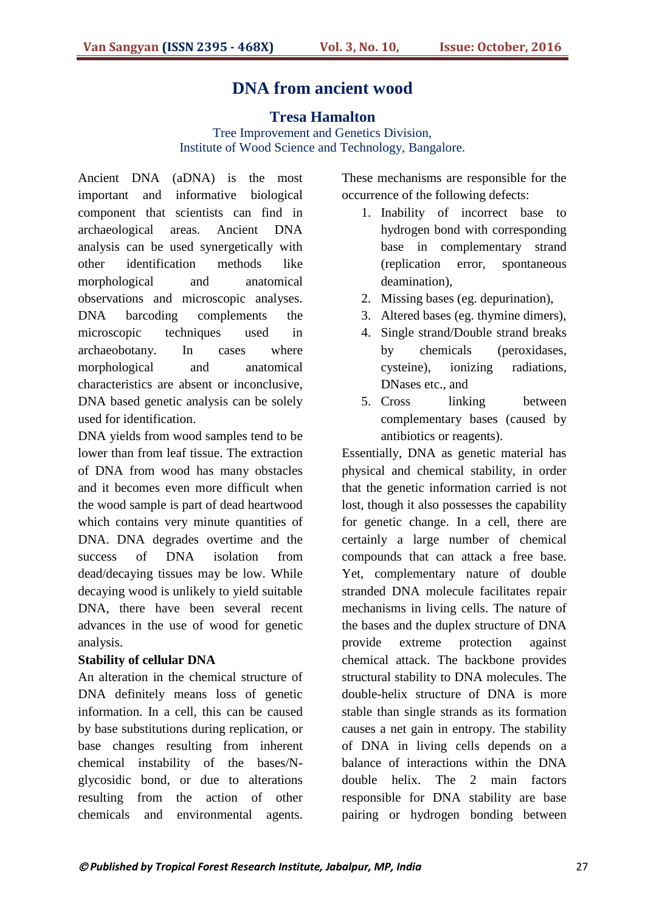# DNA from ancient wood

**Tresa Hamalton**

Tree Improvement and Genetics Division,
Institute of Wood Science and Technology, Bangalore.

Ancient DNA (aDNA) is the most important and informative biological component that scientists can find in archaeological areas. Ancient DNA analysis can be used synergetically with other identification methods like morphological and anatomical observations and microscopic analyses. DNA barcoding complements the microscopic techniques used in archaeobotany. In cases where morphological and anatomical characteristics are absent or inconclusive, DNA based genetic analysis can be solely used for identification.

DNA yields from wood samples tend to be lower than from leaf tissue. The extraction of DNA from wood has many obstacles and it becomes even more difficult when the wood sample is part of dead heartwood which contains very minute quantities of DNA. DNA degrades overtime and the success of DNA isolation from dead/decaying tissues may be low. While decaying wood is unlikely to yield suitable DNA, there have been several recent advances in the use of wood for genetic analysis.

**Stability of cellular DNA**

An alteration in the chemical structure of DNA definitely means loss of genetic information. In a cell, this can be caused by base substitutions during replication, or base changes resulting from inherent chemical instability of the bases/N-glycosidic bond, or due to alterations resulting from the action of other chemicals and environmental agents. These mechanisms are responsible for the occurrence of the following defects:

1. Inability of incorrect base to hydrogen bond with corresponding base in complementary strand (replication error, spontaneous deamination),
2. Missing bases (eg. depurination),
3. Altered bases (eg. thymine dimers),
4. Single strand/Double strand breaks by chemicals (peroxidases, cysteine), ionizing radiations, DNases etc., and
5. Cross linking between complementary bases (caused by antibiotics or reagents).

Essentially, DNA as genetic material has physical and chemical stability, in order that the genetic information carried is not lost, though it also possesses the capability for genetic change. In a cell, there are certainly a large number of chemical compounds that can attack a free base. Yet, complementary nature of double stranded DNA molecule facilitates repair mechanisms in living cells. The nature of the bases and the duplex structure of DNA provide extreme protection against chemical attack. The backbone provides structural stability to DNA molecules. The double-helix structure of DNA is more stable than single strands as its formation causes a net gain in entropy. The stability of DNA in living cells depends on a balance of interactions within the DNA double helix. The 2 main factors responsible for DNA stability are base pairing or hydrogen bonding between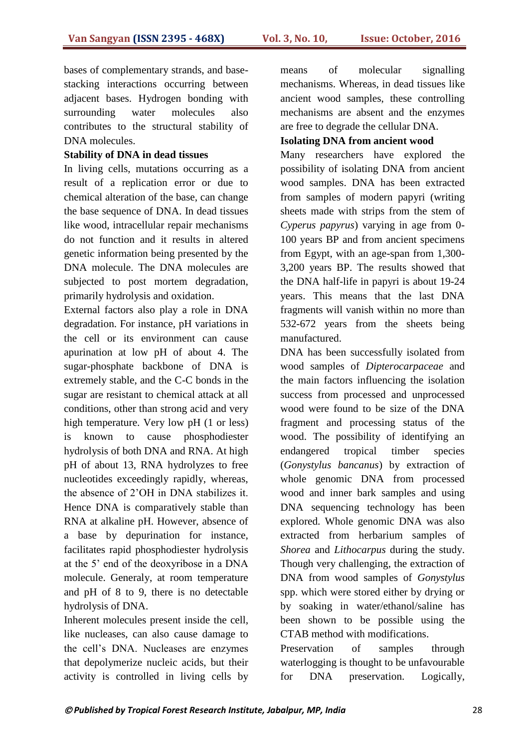bases of complementary strands, and base-stacking interactions occurring between adjacent bases. Hydrogen bonding with surrounding water molecules also contributes to the structural stability of DNA molecules.

### Stability of DNA in dead tissues

In living cells, mutations occurring as a result of a replication error or due to chemical alteration of the base, can change the base sequence of DNA. In dead tissues like wood, intracellular repair mechanisms do not function and it results in altered genetic information being presented by the DNA molecule. The DNA molecules are subjected to post mortem degradation, primarily hydrolysis and oxidation.

External factors also play a role in DNA degradation. For instance, pH variations in the cell or its environment can cause apurination at low pH of about 4. The sugar-phosphate backbone of DNA is extremely stable, and the C-C bonds in the sugar are resistant to chemical attack at all conditions, other than strong acid and very high temperature. Very low pH (1 or less) is known to cause phosphodiester hydrolysis of both DNA and RNA. At high pH of about 13, RNA hydrolyzes to free nucleotides exceedingly rapidly, whereas, the absence of 2'OH in DNA stabilizes it. Hence DNA is comparatively stable than RNA at alkaline pH. However, absence of a base by depurination for instance, facilitates rapid phosphodiester hydrolysis at the 5' end of the deoxyribose in a DNA molecule. Generaly, at room temperature and pH of 8 to 9, there is no detectable hydrolysis of DNA.

Inherent molecules present inside the cell, like nucleases, can also cause damage to the cell's DNA. Nucleases are enzymes that depolymerize nucleic acids, but their activity is controlled in living cells by means of molecular signalling mechanisms. Whereas, in dead tissues like ancient wood samples, these controlling mechanisms are absent and the enzymes are free to degrade the cellular DNA.

### Isolating DNA from ancient wood

Many researchers have explored the possibility of isolating DNA from ancient wood samples. DNA has been extracted from samples of modern papyri (writing sheets made with strips from the stem of *Cyperus papyrus*) varying in age from 0-100 years BP and from ancient specimens from Egypt, with an age-span from 1,300-3,200 years BP. The results showed that the DNA half-life in papyri is about 19-24 years. This means that the last DNA fragments will vanish within no more than 532-672 years from the sheets being manufactured.

DNA has been successfully isolated from wood samples of *Dipterocarpaceae* and the main factors influencing the isolation success from processed and unprocessed wood were found to be size of the DNA fragment and processing status of the wood. The possibility of identifying an endangered tropical timber species (*Gonystylus bancanus*) by extraction of whole genomic DNA from processed wood and inner bark samples and using DNA sequencing technology has been explored. Whole genomic DNA was also extracted from herbarium samples of *Shorea* and *Lithocarpus* during the study. Though very challenging, the extraction of DNA from wood samples of *Gonystylus* spp. which were stored either by drying or by soaking in water/ethanol/saline has been shown to be possible using the CTAB method with modifications.

Preservation of samples through waterlogging is thought to be unfavourable for DNA preservation. Logically,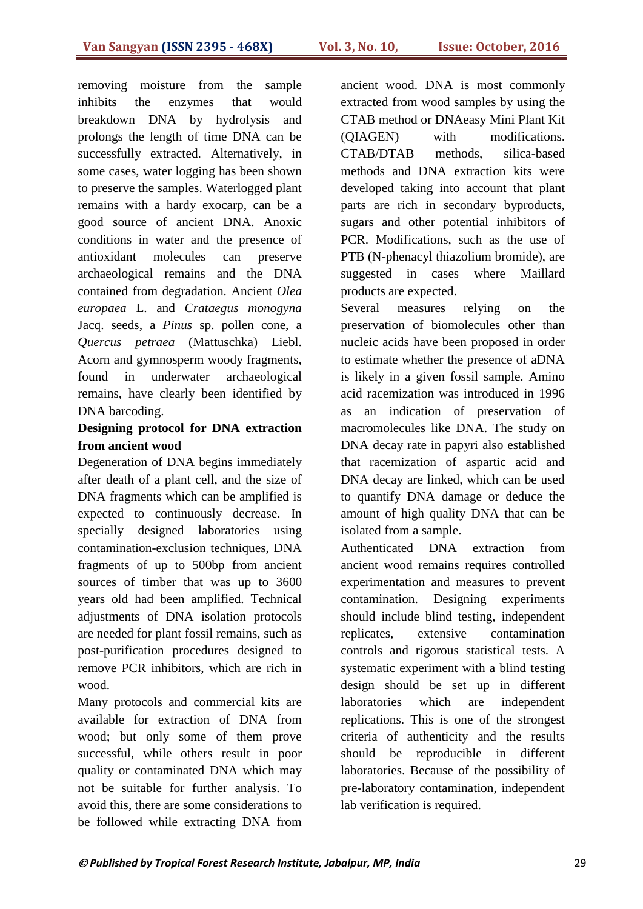removing moisture from the sample inhibits the enzymes that would breakdown DNA by hydrolysis and prolongs the length of time DNA can be successfully extracted. Alternatively, in some cases, water logging has been shown to preserve the samples. Waterlogged plant remains with a hardy exocarp, can be a good source of ancient DNA. Anoxic conditions in water and the presence of antioxidant molecules can preserve archaeological remains and the DNA contained from degradation. Ancient *Olea europaea* L. and *Crataegus monogyna* Jacq. seeds, a *Pinus* sp. pollen cone, a *Quercus petraea* (Mattuschka) Liebl. Acorn and gymnosperm woody fragments, found in underwater archaeological remains, have clearly been identified by DNA barcoding.

**Designing protocol for DNA extraction from ancient wood**

Degeneration of DNA begins immediately after death of a plant cell, and the size of DNA fragments which can be amplified is expected to continuously decrease. In specially designed laboratories using contamination-exclusion techniques, DNA fragments of up to 500bp from ancient sources of timber that was up to 3600 years old had been amplified. Technical adjustments of DNA isolation protocols are needed for plant fossil remains, such as post-purification procedures designed to remove PCR inhibitors, which are rich in wood.

Many protocols and commercial kits are available for extraction of DNA from wood; but only some of them prove successful, while others result in poor quality or contaminated DNA which may not be suitable for further analysis. To avoid this, there are some considerations to be followed while extracting DNA from ancient wood. DNA is most commonly extracted from wood samples by using the CTAB method or DNAeasy Mini Plant Kit (QIAGEN) with modifications. CTAB/DTAB methods, silica-based methods and DNA extraction kits were developed taking into account that plant parts are rich in secondary byproducts, sugars and other potential inhibitors of PCR. Modifications, such as the use of PTB (N-phenacyl thiazolium bromide), are suggested in cases where Maillard products are expected.

Several measures relying on the preservation of biomolecules other than nucleic acids have been proposed in order to estimate whether the presence of aDNA is likely in a given fossil sample. Amino acid racemization was introduced in 1996 as an indication of preservation of macromolecules like DNA. The study on DNA decay rate in papyri also established that racemization of aspartic acid and DNA decay are linked, which can be used to quantify DNA damage or deduce the amount of high quality DNA that can be isolated from a sample.

Authenticated DNA extraction from ancient wood remains requires controlled experimentation and measures to prevent contamination. Designing experiments should include blind testing, independent replicates, extensive contamination controls and rigorous statistical tests. A systematic experiment with a blind testing design should be set up in different laboratories which are independent replications. This is one of the strongest criteria of authenticity and the results should be reproducible in different laboratories. Because of the possibility of pre-laboratory contamination, independent lab verification is required.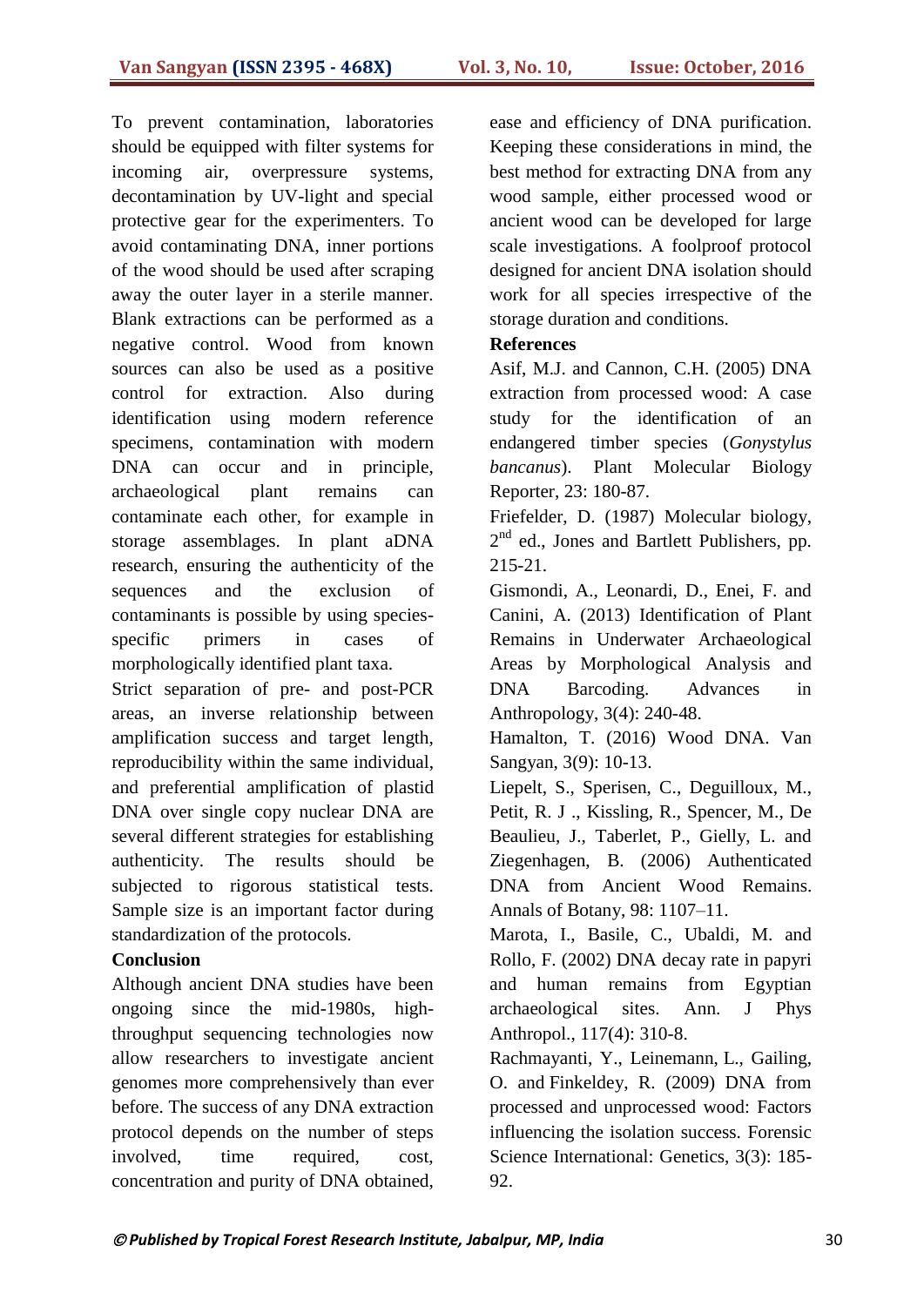To prevent contamination, laboratories should be equipped with filter systems for incoming air, overpressure systems, decontamination by UV-light and special protective gear for the experimenters. To avoid contaminating DNA, inner portions of the wood should be used after scraping away the outer layer in a sterile manner. Blank extractions can be performed as a negative control. Wood from known sources can also be used as a positive control for extraction. Also during identification using modern reference specimens, contamination with modern DNA can occur and in principle, archaeological plant remains can contaminate each other, for example in storage assemblages. In plant aDNA research, ensuring the authenticity of the sequences and the exclusion of contaminants is possible by using species-specific primers in cases of morphologically identified plant taxa.

Strict separation of pre- and post-PCR areas, an inverse relationship between amplification success and target length, reproducibility within the same individual, and preferential amplification of plastid DNA over single copy nuclear DNA are several different strategies for establishing authenticity. The results should be subjected to rigorous statistical tests. Sample size is an important factor during standardization of the protocols.

**Conclusion**

Although ancient DNA studies have been ongoing since the mid-1980s, high-throughput sequencing technologies now allow researchers to investigate ancient genomes more comprehensively than ever before. The success of any DNA extraction protocol depends on the number of steps involved, time required, cost, concentration and purity of DNA obtained, ease and efficiency of DNA purification. Keeping these considerations in mind, the best method for extracting DNA from any wood sample, either processed wood or ancient wood can be developed for large scale investigations. A foolproof protocol designed for ancient DNA isolation should work for all species irrespective of the storage duration and conditions.

**References**

Asif, M.J. and Cannon, C.H. (2005) DNA extraction from processed wood: A case study for the identification of an endangered timber species (*Gonystylus bancanus*). Plant Molecular Biology Reporter, 23: 180-87.

Friefelder, D. (1987) Molecular biology, 2nd ed., Jones and Bartlett Publishers, pp. 215-21.

Gismondi, A., Leonardi, D., Enei, F. and Canini, A. (2013) Identification of Plant Remains in Underwater Archaeological Areas by Morphological Analysis and DNA Barcoding. Advances in Anthropology, 3(4): 240-48.

Hamalton, T. (2016) Wood DNA. Van Sangyan, 3(9): 10-13.

Liepelt, S., Sperisen, C., Deguilloux, M., Petit, R. J ., Kissling, R., Spencer, M., De Beaulieu, J., Taberlet, P., Gielly, L. and Ziegenhagen, B. (2006) Authenticated DNA from Ancient Wood Remains. Annals of Botany, 98: 1107–11.

Marota, I., Basile, C., Ubaldi, M. and Rollo, F. (2002) DNA decay rate in papyri and human remains from Egyptian archaeological sites. Ann. J Phys Anthropol., 117(4): 310-8.

Rachmayanti, Y., Leinemann, L., Gailing, O. and Finkeldey, R. (2009) DNA from processed and unprocessed wood: Factors influencing the isolation success. Forensic Science International: Genetics, 3(3): 185-92.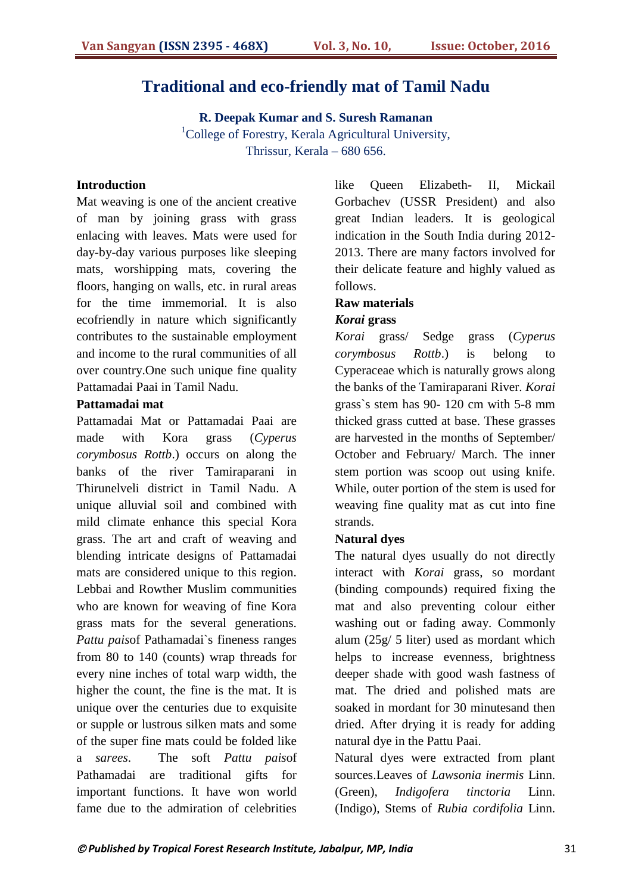# Traditional and eco-friendly mat of Tamil Nadu

**R. Deepak Kumar and S. Suresh Ramanan**

[1]College of Forestry, Kerala Agricultural University,
Thrissur, Kerala – 680 656.

**Introduction**

Mat weaving is one of the ancient creative of man by joining grass with grass enlacing with leaves. Mats were used for day-by-day various purposes like sleeping mats, worshipping mats, covering the floors, hanging on walls, etc. in rural areas for the time immemorial. It is also ecofriendly in nature which significantly contributes to the sustainable employment and income to the rural communities of all over country.One such unique fine quality Pattamadai Paai in Tamil Nadu.

**Pattamadai mat**

Pattamadai Mat or Pattamadai Paai are made with Kora grass (*Cyperus corymbosus Rottb*.) occurs on along the banks of the river Tamiraparani in Thirunelveli district in Tamil Nadu. A unique alluvial soil and combined with mild climate enhance this special Kora grass. The art and craft of weaving and blending intricate designs of Pattamadai mats are considered unique to this region. Lebbai and Rowther Muslim communities who are known for weaving of fine Kora grass mats for the several generations. *Pattu pais*of Pathamadai`s fineness ranges from 80 to 140 (counts) wrap threads for every nine inches of total warp width, the higher the count, the fine is the mat. It is unique over the centuries due to exquisite or supple or lustrous silken mats and some of the super fine mats could be folded like a *sarees*. The soft *Pattu pais*of Pathamadai are traditional gifts for important functions. It have won world fame due to the admiration of celebrities like Queen Elizabeth- II, Mickail Gorbachev (USSR President) and also great Indian leaders. It is geological indication in the South India during 2012-2013. There are many factors involved for their delicate feature and highly valued as follows.

**Raw materials**

***Korai* grass**

*Korai* grass/ Sedge grass (*Cyperus corymbosus Rottb*.) is belong to Cyperaceae which is naturally grows along the banks of the Tamiraparani River. *Korai* grass`s stem has 90- 120 cm with 5-8 mm thicked grass cutted at base. These grasses are harvested in the months of September/ October and February/ March. The inner stem portion was scoop out using knife. While, outer portion of the stem is used for weaving fine quality mat as cut into fine strands.

**Natural dyes**

The natural dyes usually do not directly interact with *Korai* grass, so mordant (binding compounds) required fixing the mat and also preventing colour either washing out or fading away. Commonly alum (25g/ 5 liter) used as mordant which helps to increase evenness, brightness deeper shade with good wash fastness of mat. The dried and polished mats are soaked in mordant for 30 minutesand then dried. After drying it is ready for adding natural dye in the Pattu Paai.

Natural dyes were extracted from plant sources.Leaves of *Lawsonia inermis* Linn. (Green), *Indigofera tinctoria* Linn. (Indigo), Stems of *Rubia cordifolia* Linn.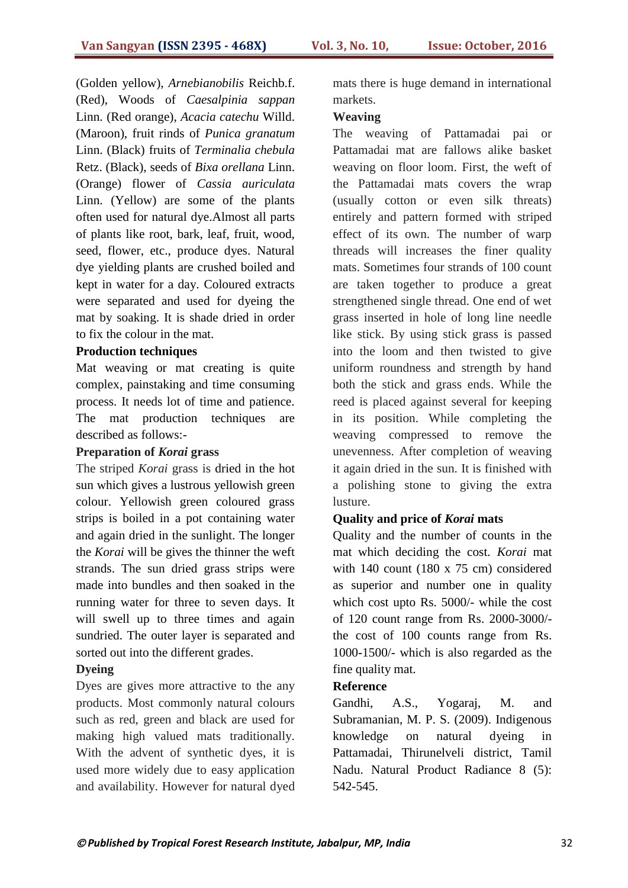(Golden yellow), *Arnebianobilis* Reichb.f. (Red), Woods of *Caesalpinia sappan* Linn. (Red orange), *Acacia catechu* Willd. (Maroon), fruit rinds of *Punica granatum* Linn. (Black) fruits of *Terminalia chebula* Retz. (Black), seeds of *Bixa orellana* Linn. (Orange) flower of *Cassia auriculata* Linn. (Yellow) are some of the plants often used for natural dye.Almost all parts of plants like root, bark, leaf, fruit, wood, seed, flower, etc., produce dyes. Natural dye yielding plants are crushed boiled and kept in water for a day. Coloured extracts were separated and used for dyeing the mat by soaking. It is shade dried in order to fix the colour in the mat.

**Production techniques**

Mat weaving or mat creating is quite complex, painstaking and time consuming process. It needs lot of time and patience. The mat production techniques are described as follows:-

**Preparation of *Korai* grass**

The striped *Korai* grass is dried in the hot sun which gives a lustrous yellowish green colour. Yellowish green coloured grass strips is boiled in a pot containing water and again dried in the sunlight. The longer the *Korai* will be gives the thinner the weft strands. The sun dried grass strips were made into bundles and then soaked in the running water for three to seven days. It will swell up to three times and again sundried. The outer layer is separated and sorted out into the different grades.

**Dyeing**

Dyes are gives more attractive to the any products. Most commonly natural colours such as red, green and black are used for making high valued mats traditionally. With the advent of synthetic dyes, it is used more widely due to easy application and availability. However for natural dyed mats there is huge demand in international markets.

**Weaving**

The weaving of Pattamadai pai or Pattamadai mat are fallows alike basket weaving on floor loom. First, the weft of the Pattamadai mats covers the wrap (usually cotton or even silk threats) entirely and pattern formed with striped effect of its own. The number of warp threads will increases the finer quality mats. Sometimes four strands of 100 count are taken together to produce a great strengthened single thread. One end of wet grass inserted in hole of long line needle like stick. By using stick grass is passed into the loom and then twisted to give uniform roundness and strength by hand both the stick and grass ends. While the reed is placed against several for keeping in its position. While completing the weaving compressed to remove the unevenness. After completion of weaving it again dried in the sun. It is finished with a polishing stone to giving the extra lusture.

**Quality and price of *Korai* mats**

Quality and the number of counts in the mat which deciding the cost. *Korai* mat with 140 count (180 x 75 cm) considered as superior and number one in quality which cost upto Rs. 5000/- while the cost of 120 count range from Rs. 2000-3000/- the cost of 100 counts range from Rs. 1000-1500/- which is also regarded as the fine quality mat.

**Reference**

Gandhi, A.S., Yogaraj, M. and Subramanian, M. P. S. (2009). Indigenous knowledge on natural dyeing in Pattamadai, Thirunelveli district, Tamil Nadu. Natural Product Radiance 8 (5): 542-545.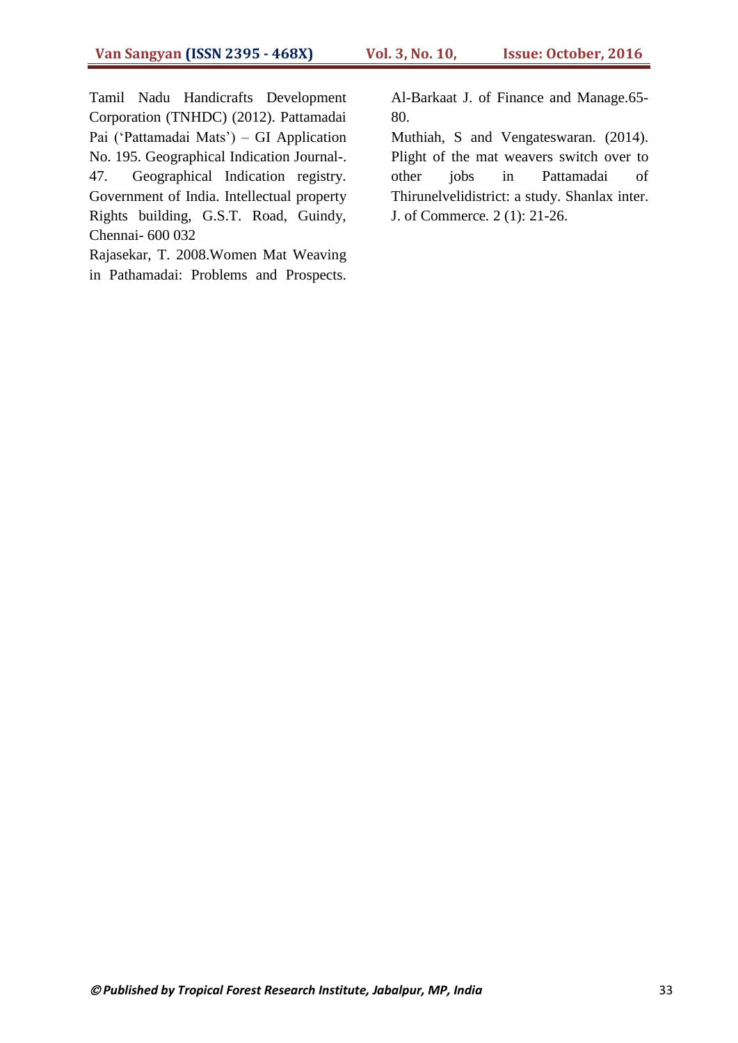Tamil Nadu Handicrafts Development Corporation (TNHDC) (2012). Pattamadai Pai (‘Pattamadai Mats’) – GI Application No. 195. Geographical Indication Journal-. 47. Geographical Indication registry. Government of India. Intellectual property Rights building, G.S.T. Road, Guindy, Chennai- 600 032

Rajasekar, T. 2008.Women Mat Weaving in Pathamadai: Problems and Prospects. Al-Barkaat J. of Finance and Manage.65-80.

Muthiah, S and Vengateswaran. (2014). Plight of the mat weavers switch over to other jobs in Pattamadai of Thirunelvelidistrict: a study. Shanlax inter. J. of Commerce. 2 (1): 21-26.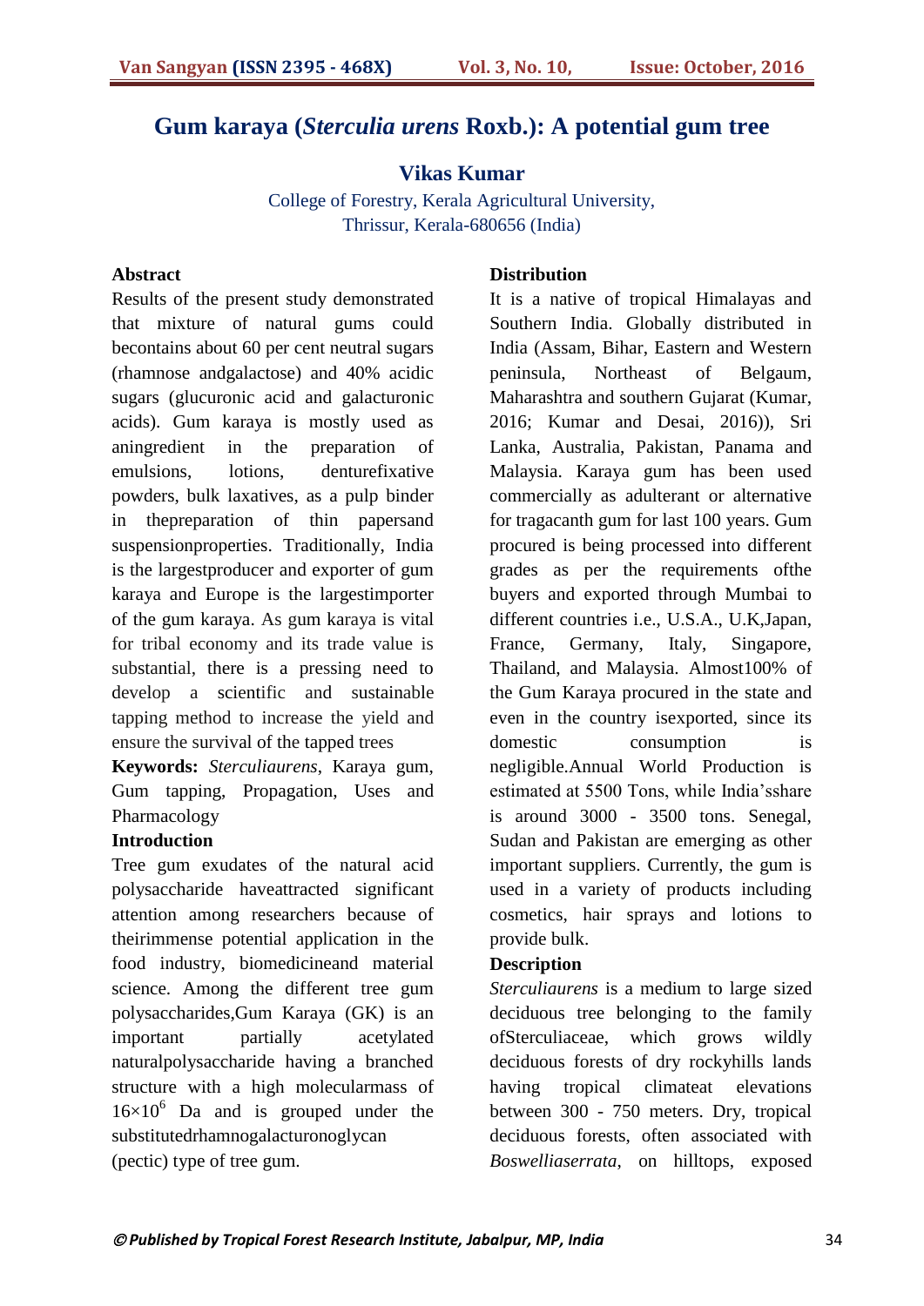# Gum karaya (*Sterculia urens* Roxb.): A potential gum tree

**Vikas Kumar**

College of Forestry, Kerala Agricultural University,
Thrissur, Kerala-680656 (India)

## Abstract

Results of the present study demonstrated that mixture of natural gums could becontains about 60 per cent neutral sugars (rhamnose andgalactose) and 40% acidic sugars (glucuronic acid and galacturonic acids). Gum karaya is mostly used as aningredient in the preparation of emulsions, lotions, denturefixative powders, bulk laxatives, as a pulp binder in thepreparation of thin papersand suspensionproperties. Traditionally, India is the largestproducer and exporter of gum karaya and Europe is the largestimporter of the gum karaya. As gum karaya is vital for tribal economy and its trade value is substantial, there is a pressing need to develop a scientific and sustainable tapping method to increase the yield and ensure the survival of the tapped trees

**Keywords:** *Sterculiaurens*, Karaya gum, Gum tapping, Propagation, Uses and Pharmacology

## Introduction

Tree gum exudates of the natural acid polysaccharide haveattracted significant attention among researchers because of theirimmense potential application in the food industry, biomedicineand material science. Among the different tree gum polysaccharides,Gum Karaya (GK) is an important partially acetylated naturalpolysaccharide having a branched structure with a high molecularmass of $16\times10^{6}$ Da and is grouped under the substitutedrhamnogalacturonoglycan (pectic) type of tree gum.

## Distribution

It is a native of tropical Himalayas and Southern India. Globally distributed in India (Assam, Bihar, Eastern and Western peninsula, Northeast of Belgaum, Maharashtra and southern Gujarat (Kumar, 2016; Kumar and Desai, 2016)), Sri Lanka, Australia, Pakistan, Panama and Malaysia. Karaya gum has been used commercially as adulterant or alternative for tragacanth gum for last 100 years. Gum procured is being processed into different grades as per the requirements ofthe buyers and exported through Mumbai to different countries i.e., U.S.A., U.K,Japan, France, Germany, Italy, Singapore, Thailand, and Malaysia. Almost100% of the Gum Karaya procured in the state and even in the country isexported, since its domestic consumption is negligible.Annual World Production is estimated at 5500 Tons, while India'sshare is around 3000 - 3500 tons. Senegal, Sudan and Pakistan are emerging as other important suppliers. Currently, the gum is used in a variety of products including cosmetics, hair sprays and lotions to provide bulk.

## Description

*Sterculiaurens* is a medium to large sized deciduous tree belonging to the family ofSterculiaceae, which grows wildly deciduous forests of dry rockyhills lands having tropical climateat elevations between 300 - 750 meters. Dry, tropical deciduous forests, often associated with *Boswelliaserrata*, on hilltops, exposed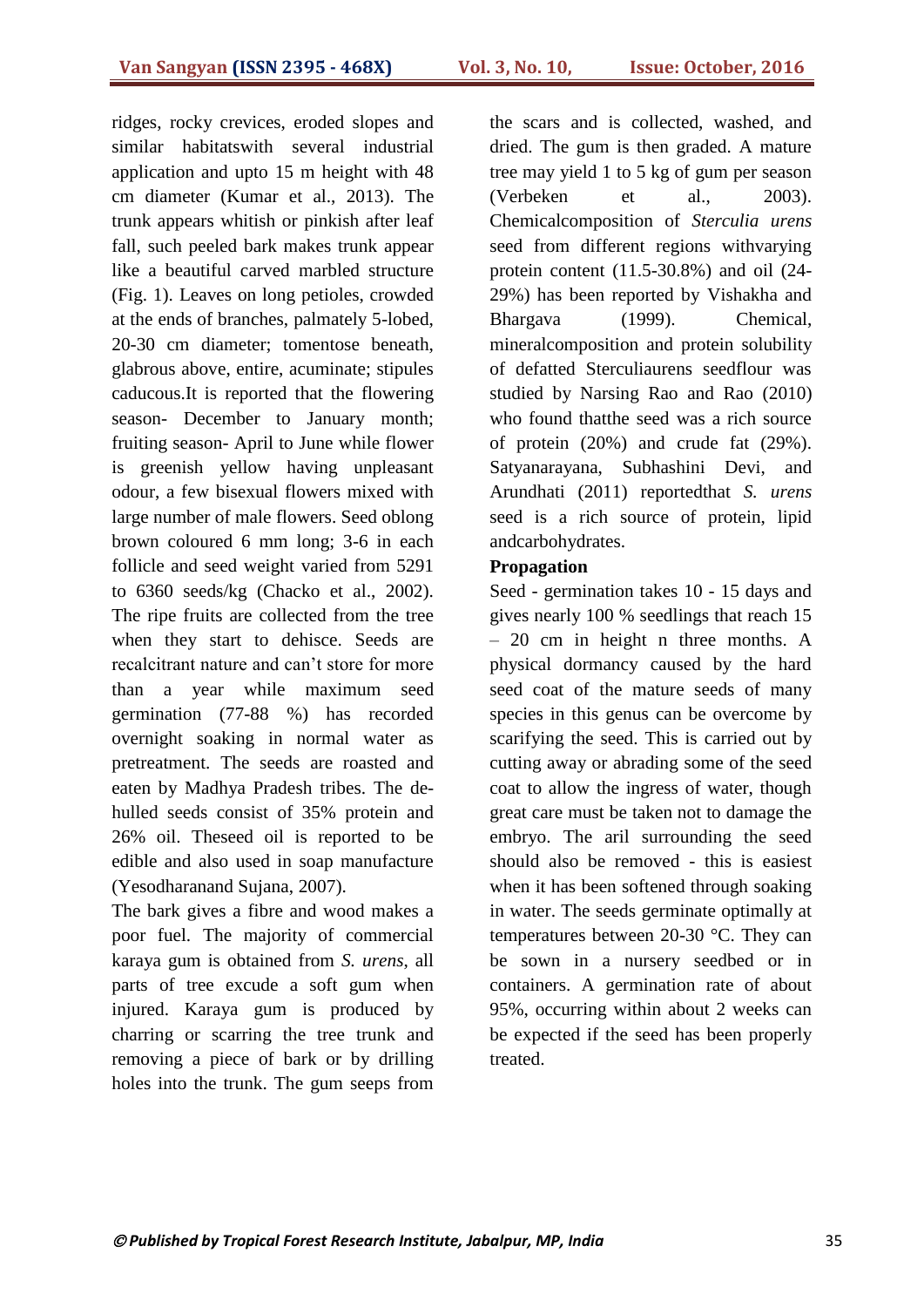ridges, rocky crevices, eroded slopes and similar habitatswith several industrial application and upto 15 m height with 48 cm diameter (Kumar et al., 2013). The trunk appears whitish or pinkish after leaf fall, such peeled bark makes trunk appear like a beautiful carved marbled structure (Fig. 1). Leaves on long petioles, crowded at the ends of branches, palmately 5-lobed, 20-30 cm diameter; tomentose beneath, glabrous above, entire, acuminate; stipules caducous.It is reported that the flowering season- December to January month; fruiting season- April to June while flower is greenish yellow having unpleasant odour, a few bisexual flowers mixed with large number of male flowers. Seed oblong brown coloured 6 mm long; 3-6 in each follicle and seed weight varied from 5291 to 6360 seeds/kg (Chacko et al., 2002). The ripe fruits are collected from the tree when they start to dehisce. Seeds are recalcitrant nature and can't store for more than a year while maximum seed germination (77-88 %) has recorded overnight soaking in normal water as pretreatment. The seeds are roasted and eaten by Madhya Pradesh tribes. The de-hulled seeds consist of 35% protein and 26% oil. Theseed oil is reported to be edible and also used in soap manufacture (Yesodharanand Sujana, 2007).

The bark gives a fibre and wood makes a poor fuel. The majority of commercial karaya gum is obtained from *S. urens*, all parts of tree excude a soft gum when injured. Karaya gum is produced by charring or scarring the tree trunk and removing a piece of bark or by drilling holes into the trunk. The gum seeps from the scars and is collected, washed, and dried. The gum is then graded. A mature tree may yield 1 to 5 kg of gum per season (Verbeken et al., 2003). Chemicalcomposition of *Sterculia urens* seed from different regions withvarying protein content (11.5-30.8%) and oil (24-29%) has been reported by Vishakha and Bhargava (1999). Chemical, mineralcomposition and protein solubility of defatted Sterculiaurens seedflour was studied by Narsing Rao and Rao (2010) who found thatthe seed was a rich source of protein (20%) and crude fat (29%). Satyanarayana, Subhashini Devi, and Arundhati (2011) reportedthat *S. urens* seed is a rich source of protein, lipid andcarbohydrates.

**Propagation**

Seed - germination takes 10 - 15 days and gives nearly 100 % seedlings that reach 15 – 20 cm in height n three months. A physical dormancy caused by the hard seed coat of the mature seeds of many species in this genus can be overcome by scarifying the seed. This is carried out by cutting away or abrading some of the seed coat to allow the ingress of water, though great care must be taken not to damage the embryo. The aril surrounding the seed should also be removed - this is easiest when it has been softened through soaking in water. The seeds germinate optimally at temperatures between 20-30 °C. They can be sown in a nursery seedbed or in containers. A germination rate of about 95%, occurring within about 2 weeks can be expected if the seed has been properly treated.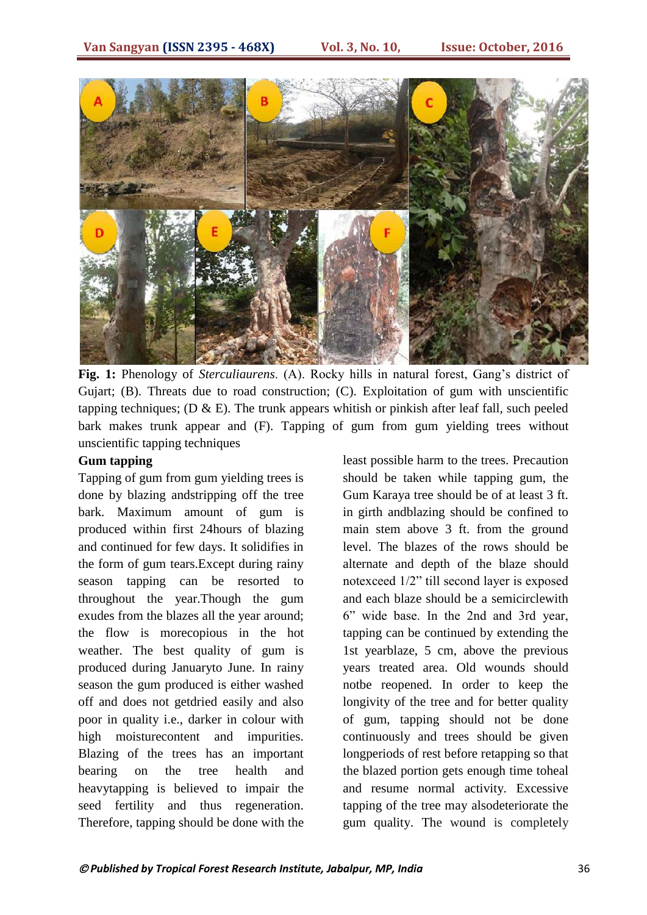**Fig. 1:** Phenology of *Sterculiaurens*. (A). Rocky hills in natural forest, Gang's district of Gujart; (B). Threats due to road construction; (C). Exploitation of gum with unscientific tapping techniques; (D & E). The trunk appears whitish or pinkish after leaf fall, such peeled bark makes trunk appear and (F). Tapping of gum from gum yielding trees without unscientific tapping techniques

**Gum tapping**

Tapping of gum from gum yielding trees is done by blazing andstripping off the tree bark. Maximum amount of gum is produced within first 24hours of blazing and continued for few days. It solidifies in the form of gum tears.Except during rainy season tapping can be resorted to throughout the year.Though the gum exudes from the blazes all the year around; the flow is morecopious in the hot weather. The best quality of gum is produced during Januaryto June. In rainy season the gum produced is either washed off and does not getdried easily and also poor in quality i.e., darker in colour with high moisturecontent and impurities. Blazing of the trees has an important bearing on the tree health and heavytapping is believed to impair the seed fertility and thus regeneration. Therefore, tapping should be done with the least possible harm to the trees. Precaution should be taken while tapping gum, the Gum Karaya tree should be of at least 3 ft. in girth andblazing should be confined to main stem above 3 ft. from the ground level. The blazes of the rows should be alternate and depth of the blaze should notexceed 1/2" till second layer is exposed and each blaze should be a semicirclewith 6" wide base. In the 2nd and 3rd year, tapping can be continued by extending the 1st yearblaze, 5 cm, above the previous years treated area. Old wounds should notbe reopened. In order to keep the longivity of the tree and for better quality of gum, tapping should not be done continuously and trees should be given longperiods of rest before retapping so that the blazed portion gets enough time toheal and resume normal activity. Excessive tapping of the tree may alsodeteriorate the gum quality. The wound is completely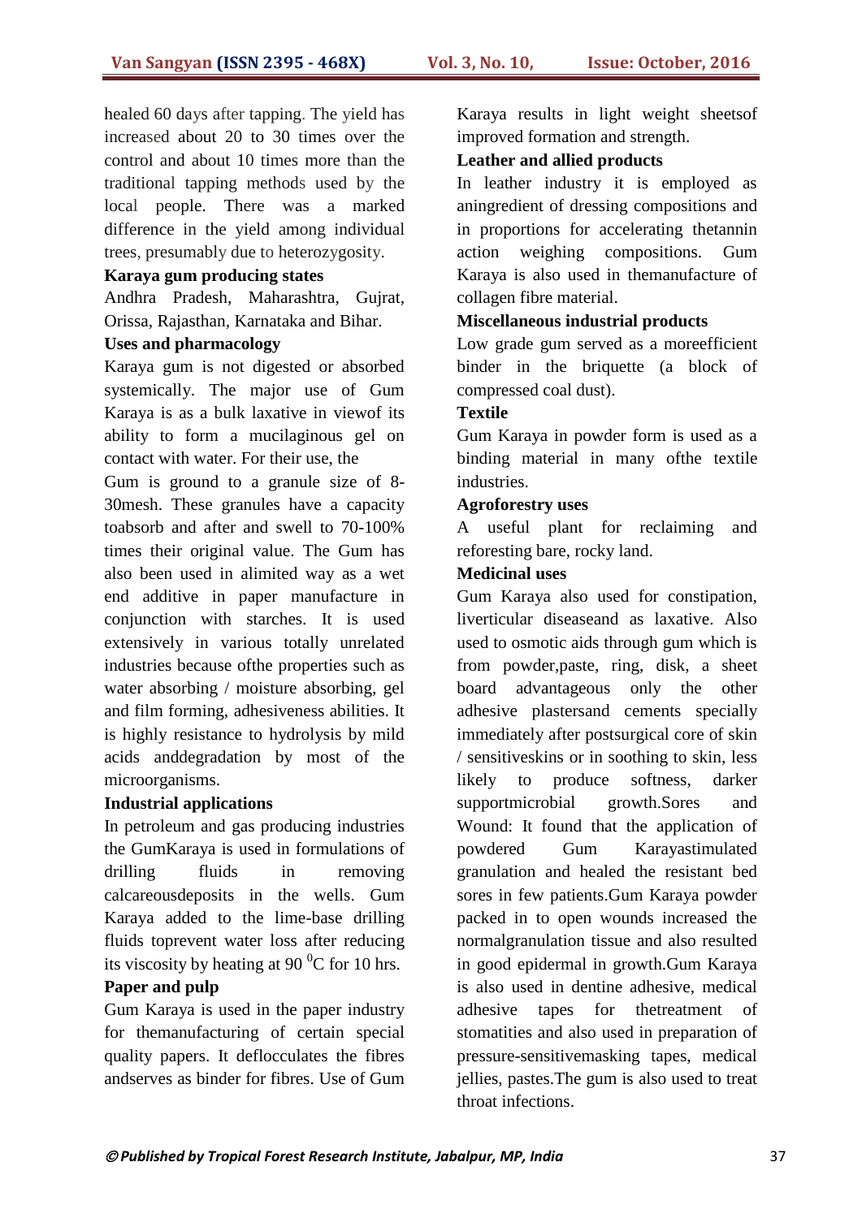healed 60 days after tapping. The yield has increased about 20 to 30 times over the control and about 10 times more than the traditional tapping methods used by the local people. There was a marked difference in the yield among individual trees, presumably due to heterozygosity.

**Karaya gum producing states**

Andhra Pradesh, Maharashtra, Gujrat, Orissa, Rajasthan, Karnataka and Bihar.

**Uses and pharmacology**

Karaya gum is not digested or absorbed systemically. The major use of Gum Karaya is as a bulk laxative in viewof its ability to form a mucilaginous gel on contact with water. For their use, the

Gum is ground to a granule size of 8-30mesh. These granules have a capacity toabsorb and after and swell to 70-100% times their original value. The Gum has also been used in alimited way as a wet end additive in paper manufacture in conjunction with starches. It is used extensively in various totally unrelated industries because ofthe properties such as water absorbing / moisture absorbing, gel and film forming, adhesiveness abilities. It is highly resistance to hydrolysis by mild acids anddegradation by most of the microorganisms.

**Industrial applications**

In petroleum and gas producing industries the GumKaraya is used in formulations of drilling fluids in removing calcareousdeposits in the wells. Gum Karaya added to the lime-base drilling fluids toprevent water loss after reducing its viscosity by heating at 90 $^{0}$C for 10 hrs.

**Paper and pulp**

Gum Karaya is used in the paper industry for themanufacturing of certain special quality papers. It deflocculates the fibres andserves as binder for fibres. Use of Gum Karaya results in light weight sheetsof improved formation and strength.

**Leather and allied products**

In leather industry it is employed as aningredient of dressing compositions and in proportions for accelerating thetannin action weighing compositions. Gum Karaya is also used in themanufacture of collagen fibre material.

**Miscellaneous industrial products**

Low grade gum served as a moreefficient binder in the briquette (a block of compressed coal dust).

**Textile**

Gum Karaya in powder form is used as a binding material in many ofthe textile industries.

**Agroforestry uses**

A useful plant for reclaiming and reforesting bare, rocky land.

**Medicinal uses**

Gum Karaya also used for constipation, liverticular diseaseand as laxative. Also used to osmotic aids through gum which is from powder,paste, ring, disk, a sheet board advantageous only the other adhesive plastersand cements specially immediately after postsurgical core of skin / sensitiveskins or in soothing to skin, less likely to produce softness, darker supportmicrobial growth.Sores and Wound: It found that the application of powdered Gum Karayastimulated granulation and healed the resistant bed sores in few patients.Gum Karaya powder packed in to open wounds increased the normalgranulation tissue and also resulted in good epidermal in growth.Gum Karaya is also used in dentine adhesive, medical adhesive tapes for thetreatment of stomatities and also used in preparation of pressure-sensitivemasking tapes, medical jellies, pastes.The gum is also used to treat throat infections.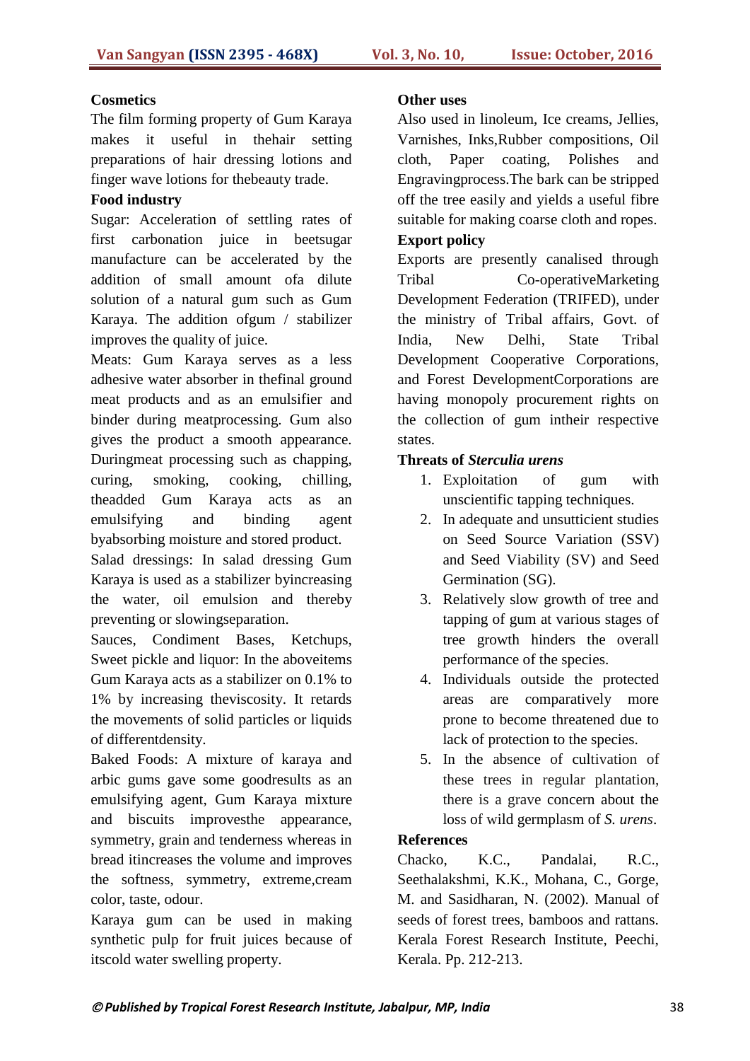### Cosmetics

The film forming property of Gum Karaya makes it useful in thehair setting preparations of hair dressing lotions and finger wave lotions for thebeauty trade.

### Food industry

Sugar: Acceleration of settling rates of first carbonation juice in beetsugar manufacture can be accelerated by the addition of small amount ofa dilute solution of a natural gum such as Gum Karaya. The addition ofgum / stabilizer improves the quality of juice.

Meats: Gum Karaya serves as a less adhesive water absorber in thefinal ground meat products and as an emulsifier and binder during meatprocessing. Gum also gives the product a smooth appearance. Duringmeat processing such as chapping, curing, smoking, cooking, chilling, theadded Gum Karaya acts as an emulsifying and binding agent byabsorbing moisture and stored product.

Salad dressings: In salad dressing Gum Karaya is used as a stabilizer byincreasing the water, oil emulsion and thereby preventing or slowingseparation.

Sauces, Condiment Bases, Ketchups, Sweet pickle and liquor: In the aboveitems Gum Karaya acts as a stabilizer on 0.1% to 1% by increasing theviscosity. It retards the movements of solid particles or liquids of differentdensity.

Baked Foods: A mixture of karaya and arbic gums gave some goodresults as an emulsifying agent, Gum Karaya mixture and biscuits improvesthe appearance, symmetry, grain and tenderness whereas in bread itincreases the volume and improves the softness, symmetry, extreme,cream color, taste, odour.

Karaya gum can be used in making synthetic pulp for fruit juices because of itscold water swelling property.

### Other uses

Also used in linoleum, Ice creams, Jellies, Varnishes, Inks,Rubber compositions, Oil cloth, Paper coating, Polishes and Engravingprocess.The bark can be stripped off the tree easily and yields a useful fibre suitable for making coarse cloth and ropes.

### Export policy

Exports are presently canalised through Tribal Co-operativeMarketing Development Federation (TRIFED), under the ministry of Tribal affairs, Govt. of India, New Delhi, State Tribal Development Cooperative Corporations, and Forest DevelopmentCorporations are having monopoly procurement rights on the collection of gum intheir respective states.

### Threats of *Sterculia urens*

1. Exploitation of gum with unscientific tapping techniques.
2. In adequate and unsutticient studies on Seed Source Variation (SSV) and Seed Viability (SV) and Seed Germination (SG).
3. Relatively slow growth of tree and tapping of gum at various stages of tree growth hinders the overall performance of the species.
4. Individuals outside the protected areas are comparatively more prone to become threatened due to lack of protection to the species.
5. In the absence of cultivation of these trees in regular plantation, there is a grave concern about the loss of wild germplasm of *S. urens*.

### References

Chacko, K.C., Pandalai, R.C., Seethalakshmi, K.K., Mohana, C., Gorge, M. and Sasidharan, N. (2002). Manual of seeds of forest trees, bamboos and rattans. Kerala Forest Research Institute, Peechi, Kerala. Pp. 212-213.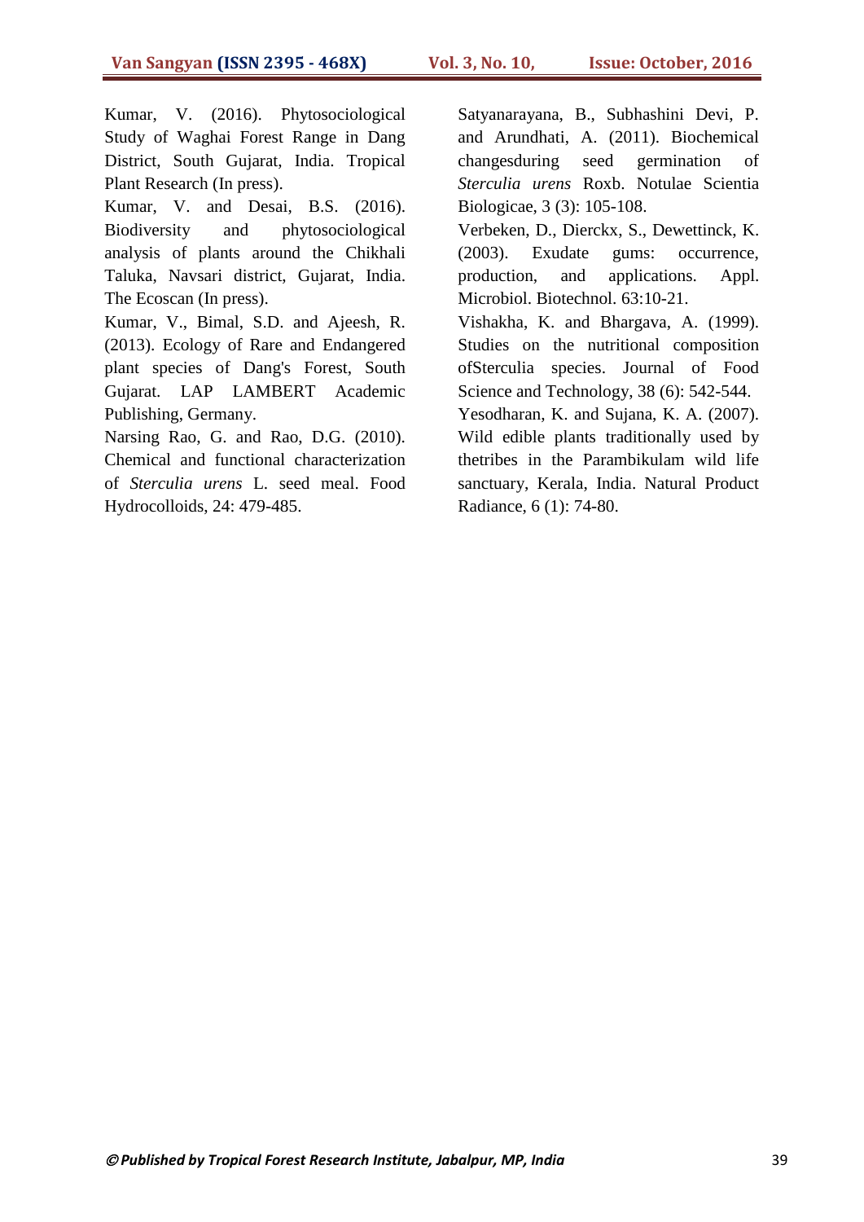Kumar, V. (2016). Phytosociological Study of Waghai Forest Range in Dang District, South Gujarat, India. Tropical Plant Research (In press).

Kumar, V. and Desai, B.S. (2016). Biodiversity and phytosociological analysis of plants around the Chikhali Taluka, Navsari district, Gujarat, India. The Ecoscan (In press).

Kumar, V., Bimal, S.D. and Ajeesh, R. (2013). Ecology of Rare and Endangered plant species of Dang's Forest, South Gujarat. LAP LAMBERT Academic Publishing, Germany.

Narsing Rao, G. and Rao, D.G. (2010). Chemical and functional characterization of *Sterculia urens* L. seed meal. Food Hydrocolloids, 24: 479-485.

Satyanarayana, B., Subhashini Devi, P. and Arundhati, A. (2011). Biochemical changesduring seed germination of *Sterculia urens* Roxb. Notulae Scientia Biologicae, 3 (3): 105-108.

Verbeken, D., Dierckx, S., Dewettinck, K. (2003). Exudate gums: occurrence, production, and applications. Appl. Microbiol. Biotechnol. 63:10-21.

Vishakha, K. and Bhargava, A. (1999). Studies on the nutritional composition ofSterculia species. Journal of Food Science and Technology, 38 (6): 542-544.

Yesodharan, K. and Sujana, K. A. (2007). Wild edible plants traditionally used by thetribes in the Parambikulam wild life sanctuary, Kerala, India. Natural Product Radiance, 6 (1): 74-80.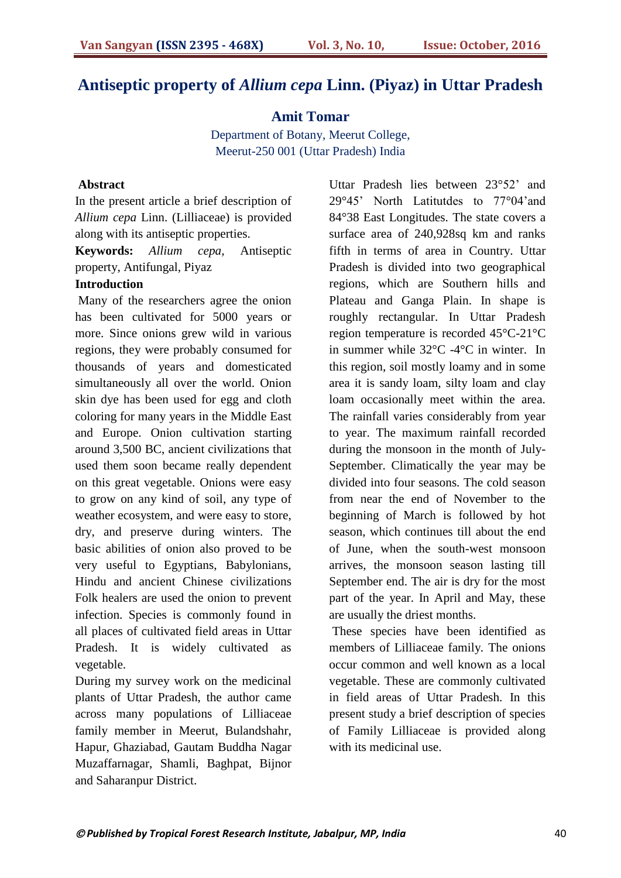# Antiseptic property of *Allium cepa* Linn. (Piyaz) in Uttar Pradesh

**Amit Tomar**

Department of Botany, Meerut College,
Meerut-250 001 (Uttar Pradesh) India

**Abstract**

In the present article a brief description of *Allium cepa* Linn. (Lilliaceae) is provided along with its antiseptic properties.

**Keywords:** *Allium cepa*, Antiseptic property, Antifungal, Piyaz

**Introduction**

Many of the researchers agree the onion has been cultivated for 5000 years or more. Since onions grew wild in various regions, they were probably consumed for thousands of years and domesticated simultaneously all over the world. Onion skin dye has been used for egg and cloth coloring for many years in the Middle East and Europe. Onion cultivation starting around 3,500 BC, ancient civilizations that used them soon became really dependent on this great vegetable. Onions were easy to grow on any kind of soil, any type of weather ecosystem, and were easy to store, dry, and preserve during winters. The basic abilities of onion also proved to be very useful to Egyptians, Babylonians, Hindu and ancient Chinese civilizations Folk healers are used the onion to prevent infection. Species is commonly found in all places of cultivated field areas in Uttar Pradesh. It is widely cultivated as vegetable.

During my survey work on the medicinal plants of Uttar Pradesh, the author came across many populations of Lilliaceae family member in Meerut, Bulandshahr, Hapur, Ghaziabad, Gautam Buddha Nagar Muzaffarnagar, Shamli, Baghpat, Bijnor and Saharanpur District.

Uttar Pradesh lies between 23°52' and 29°45' North Latitutdes to 77°04'and 84°38 East Longitudes. The state covers a surface area of 240,928sq km and ranks fifth in terms of area in Country. Uttar Pradesh is divided into two geographical regions, which are Southern hills and Plateau and Ganga Plain. In shape is roughly rectangular. In Uttar Pradesh region temperature is recorded 45°C-21°C in summer while 32°C -4°C in winter. In this region, soil mostly loamy and in some area it is sandy loam, silty loam and clay loam occasionally meet within the area. The rainfall varies considerably from year to year. The maximum rainfall recorded during the monsoon in the month of July-September. Climatically the year may be divided into four seasons. The cold season from near the end of November to the beginning of March is followed by hot season, which continues till about the end of June, when the south-west monsoon arrives, the monsoon season lasting till September end. The air is dry for the most part of the year. In April and May, these are usually the driest months.

These species have been identified as members of Lilliaceae family. The onions occur common and well known as a local vegetable. These are commonly cultivated in field areas of Uttar Pradesh. In this present study a brief description of species of Family Lilliaceae is provided along with its medicinal use.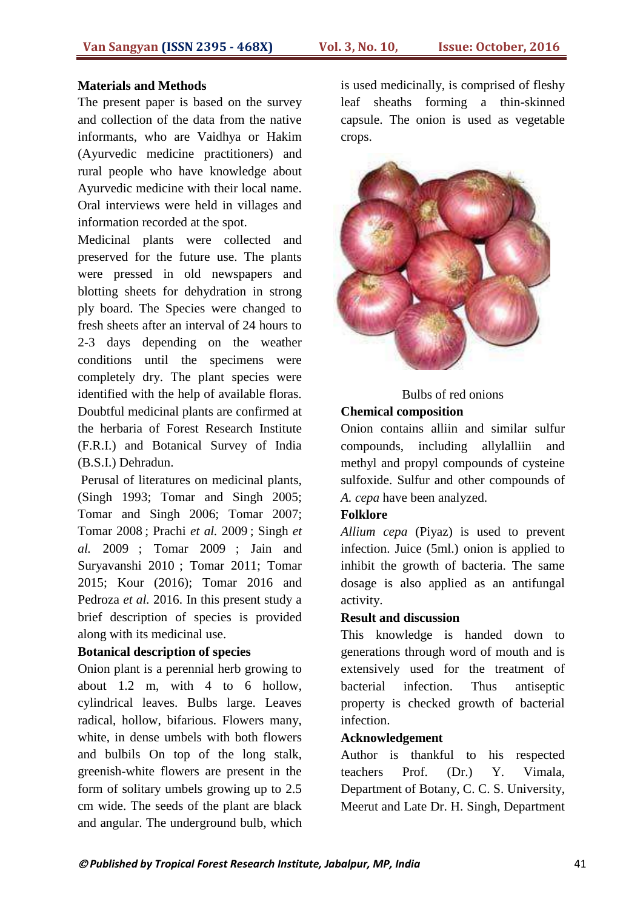## Materials and Methods

The present paper is based on the survey and collection of the data from the native informants, who are Vaidhya or Hakim (Ayurvedic medicine practitioners) and rural people who have knowledge about Ayurvedic medicine with their local name. Oral interviews were held in villages and information recorded at the spot.

Medicinal plants were collected and preserved for the future use. The plants were pressed in old newspapers and blotting sheets for dehydration in strong ply board. The Species were changed to fresh sheets after an interval of 24 hours to 2-3 days depending on the weather conditions until the specimens were completely dry. The plant species were identified with the help of available floras. Doubtful medicinal plants are confirmed at the herbaria of Forest Research Institute (F.R.I.) and Botanical Survey of India (B.S.I.) Dehradun.

Perusal of literatures on medicinal plants, (Singh 1993; Tomar and Singh 2005; Tomar and Singh 2006; Tomar 2007; Tomar 2008 ; Prachi *et al.* 2009 ; Singh *et al.* 2009 ; Tomar 2009 ; Jain and Suryavanshi 2010 ; Tomar 2011; Tomar 2015; Kour (2016); Tomar 2016 and Pedroza *et al.* 2016. In this present study a brief description of species is provided along with its medicinal use.

## Botanical description of species

Onion plant is a perennial herb growing to about 1.2 m, with 4 to 6 hollow, cylindrical leaves. Bulbs large. Leaves radical, hollow, bifarious. Flowers many, white, in dense umbels with both flowers and bulbils On top of the long stalk, greenish-white flowers are present in the form of solitary umbels growing up to 2.5 cm wide. The seeds of the plant are black and angular. The underground bulb, which is used medicinally, is comprised of fleshy leaf sheaths forming a thin-skinned capsule. The onion is used as vegetable crops.

Bulbs of red onions

## Chemical composition

Onion contains alliin and similar sulfur compounds, including allylalliin and methyl and propyl compounds of cysteine sulfoxide. Sulfur and other compounds of *A. cepa* have been analyzed.

## Folklore

*Allium cepa* (Piyaz) is used to prevent infection. Juice (5ml.) onion is applied to inhibit the growth of bacteria. The same dosage is also applied as an antifungal activity.

## Result and discussion

This knowledge is handed down to generations through word of mouth and is extensively used for the treatment of bacterial infection. Thus antiseptic property is checked growth of bacterial infection.

## Acknowledgement

Author is thankful to his respected teachers Prof. (Dr.) Y. Vimala, Department of Botany, C. C. S. University, Meerut and Late Dr. H. Singh, Department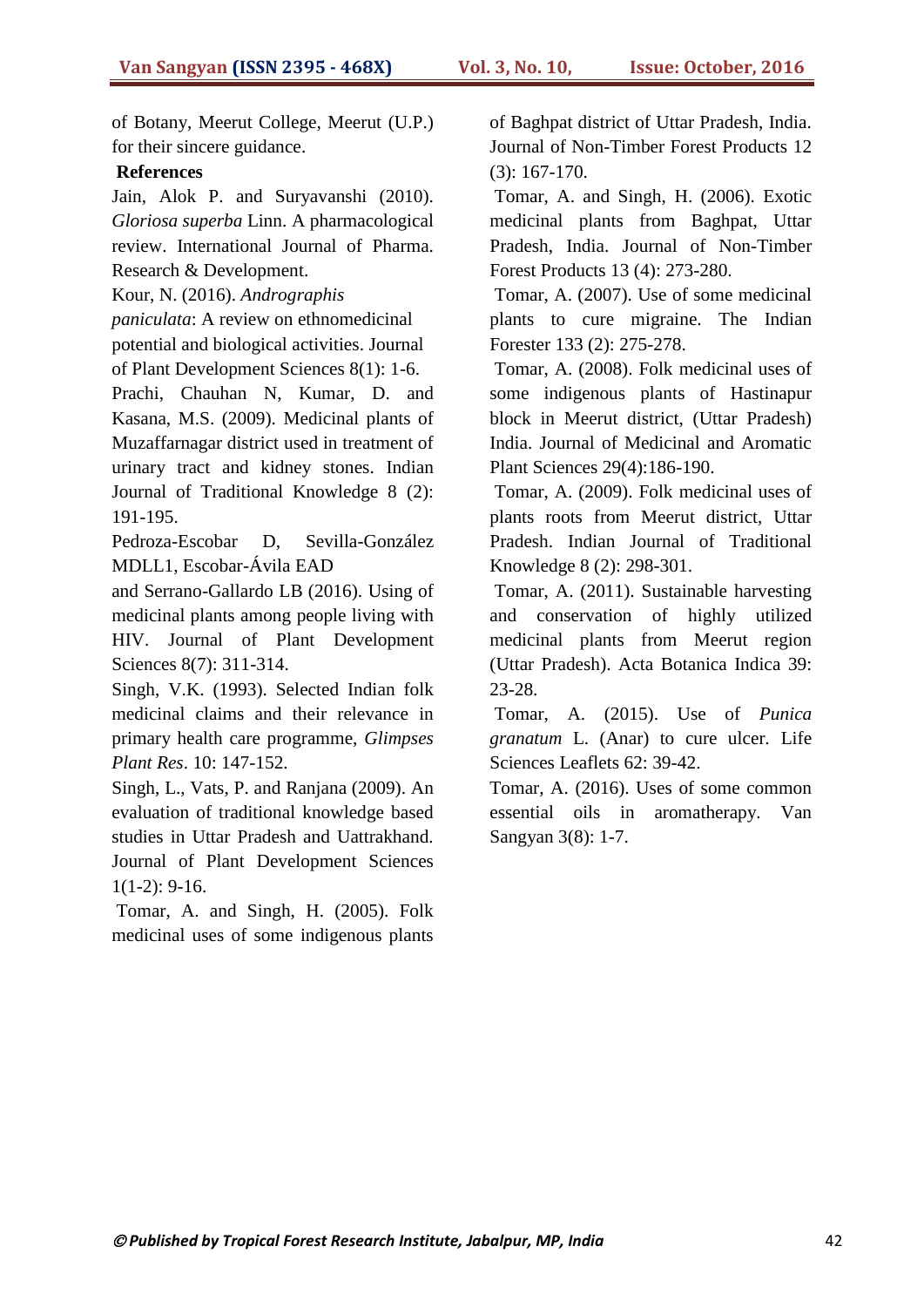of Botany, Meerut College, Meerut (U.P.) for their sincere guidance.

**References**

Jain, Alok P. and Suryavanshi (2010). *Gloriosa superba* Linn. A pharmacological review. International Journal of Pharma. Research & Development.

Kour, N. (2016). *Andrographis paniculata*: A review on ethnomedicinal potential and biological activities. Journal of Plant Development Sciences 8(1): 1-6.

Prachi, Chauhan N, Kumar, D. and Kasana, M.S. (2009). Medicinal plants of Muzaffarnagar district used in treatment of urinary tract and kidney stones. Indian Journal of Traditional Knowledge 8 (2): 191-195.

Pedroza-Escobar D, Sevilla-González MDLL1, Escobar-Ávila EAD and Serrano-Gallardo LB (2016). Using of medicinal plants among people living with HIV. Journal of Plant Development Sciences 8(7): 311-314.

Singh, V.K. (1993). Selected Indian folk medicinal claims and their relevance in primary health care programme, *Glimpses Plant Res*. 10: 147-152.

Singh, L., Vats, P. and Ranjana (2009). An evaluation of traditional knowledge based studies in Uttar Pradesh and Uattrakhand. Journal of Plant Development Sciences 1(1-2): 9-16.

Tomar, A. and Singh, H. (2005). Folk medicinal uses of some indigenous plants of Baghpat district of Uttar Pradesh, India. Journal of Non-Timber Forest Products 12 (3): 167-170.

Tomar, A. and Singh, H. (2006). Exotic medicinal plants from Baghpat, Uttar Pradesh, India. Journal of Non-Timber Forest Products 13 (4): 273-280.

Tomar, A. (2007). Use of some medicinal plants to cure migraine. The Indian Forester 133 (2): 275-278.

Tomar, A. (2008). Folk medicinal uses of some indigenous plants of Hastinapur block in Meerut district, (Uttar Pradesh) India. Journal of Medicinal and Aromatic Plant Sciences 29(4):186-190.

Tomar, A. (2009). Folk medicinal uses of plants roots from Meerut district, Uttar Pradesh. Indian Journal of Traditional Knowledge 8 (2): 298-301.

Tomar, A. (2011). Sustainable harvesting and conservation of highly utilized medicinal plants from Meerut region (Uttar Pradesh). Acta Botanica Indica 39: 23-28.

Tomar, A. (2015). Use of *Punica granatum* L. (Anar) to cure ulcer. Life Sciences Leaflets 62: 39-42.

Tomar, A. (2016). Uses of some common essential oils in aromatherapy. Van Sangyan 3(8): 1-7.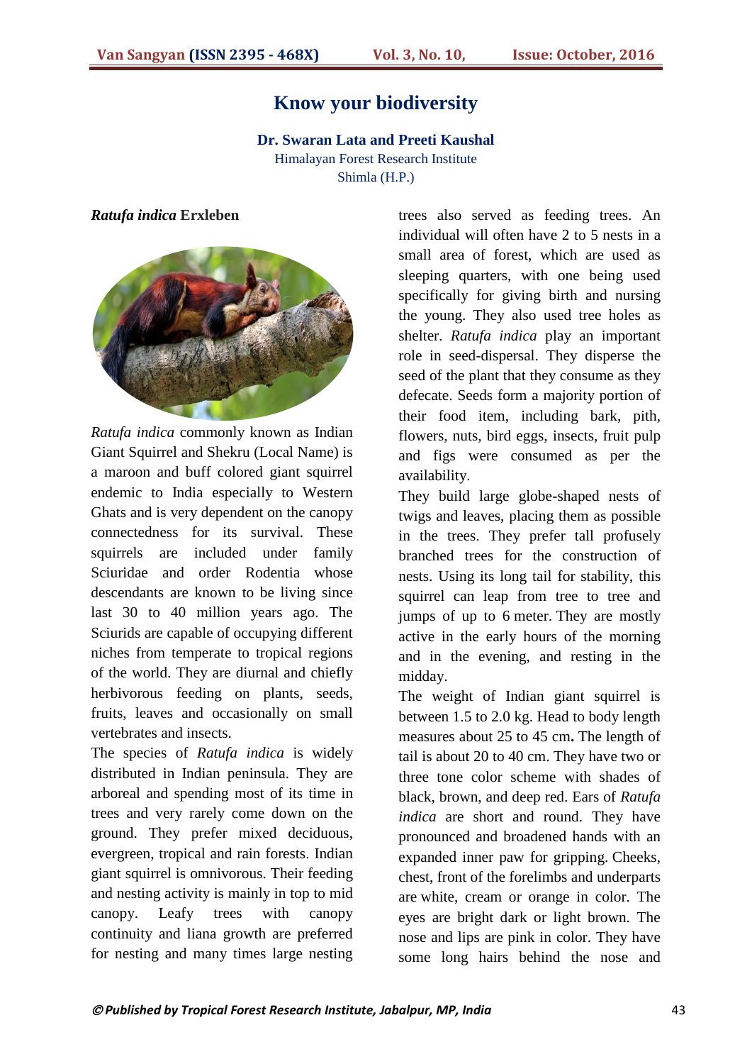# Know your biodiversity

**Dr. Swaran Lata and Preeti Kaushal**

Himalayan Forest Research Institute

Shimla (H.P.)

***Ratufa indica* Erxleben**

*Ratufa indica* commonly known as Indian Giant Squirrel and Shekru (Local Name) is a maroon and buff colored giant squirrel endemic to India especially to Western Ghats and is very dependent on the canopy connectedness for its survival. These squirrels are included under family Sciuridae and order Rodentia whose descendants are known to be living since last 30 to 40 million years ago. The Sciurids are capable of occupying different niches from temperate to tropical regions of the world. They are diurnal and chiefly herbivorous feeding on plants, seeds, fruits, leaves and occasionally on small vertebrates and insects.

The species of *Ratufa indica* is widely distributed in Indian peninsula. They are arboreal and spending most of its time in trees and very rarely come down on the ground. They prefer mixed deciduous, evergreen, tropical and rain forests. Indian giant squirrel is omnivorous. Their feeding and nesting activity is mainly in top to mid canopy. Leafy trees with canopy continuity and liana growth are preferred for nesting and many times large nesting trees also served as feeding trees. An individual will often have 2 to 5 nests in a small area of forest, which are used as sleeping quarters, with one being used specifically for giving birth and nursing the young. They also used tree holes as shelter. *Ratufa indica* play an important role in seed-dispersal. They disperse the seed of the plant that they consume as they defecate. Seeds form a majority portion of their food item, including bark, pith, flowers, nuts, bird eggs, insects, fruit pulp and figs were consumed as per the availability.

They build large globe-shaped nests of twigs and leaves, placing them as possible in the trees. They prefer tall profusely branched trees for the construction of nests. Using its long tail for stability, this squirrel can leap from tree to tree and jumps of up to 6 meter. They are mostly active in the early hours of the morning and in the evening, and resting in the midday.

The weight of Indian giant squirrel is between 1.5 to 2.0 kg. Head to body length measures about 25 to 45 cm**.** The length of tail is about 20 to 40 cm. They have two or three tone color scheme with shades of black, brown, and deep red. Ears of *Ratufa indica* are short and round. They have pronounced and broadened hands with an expanded inner paw for gripping. Cheeks, chest, front of the forelimbs and underparts are white, cream or orange in color. The eyes are bright dark or light brown. The nose and lips are pink in color. They have some long hairs behind the nose and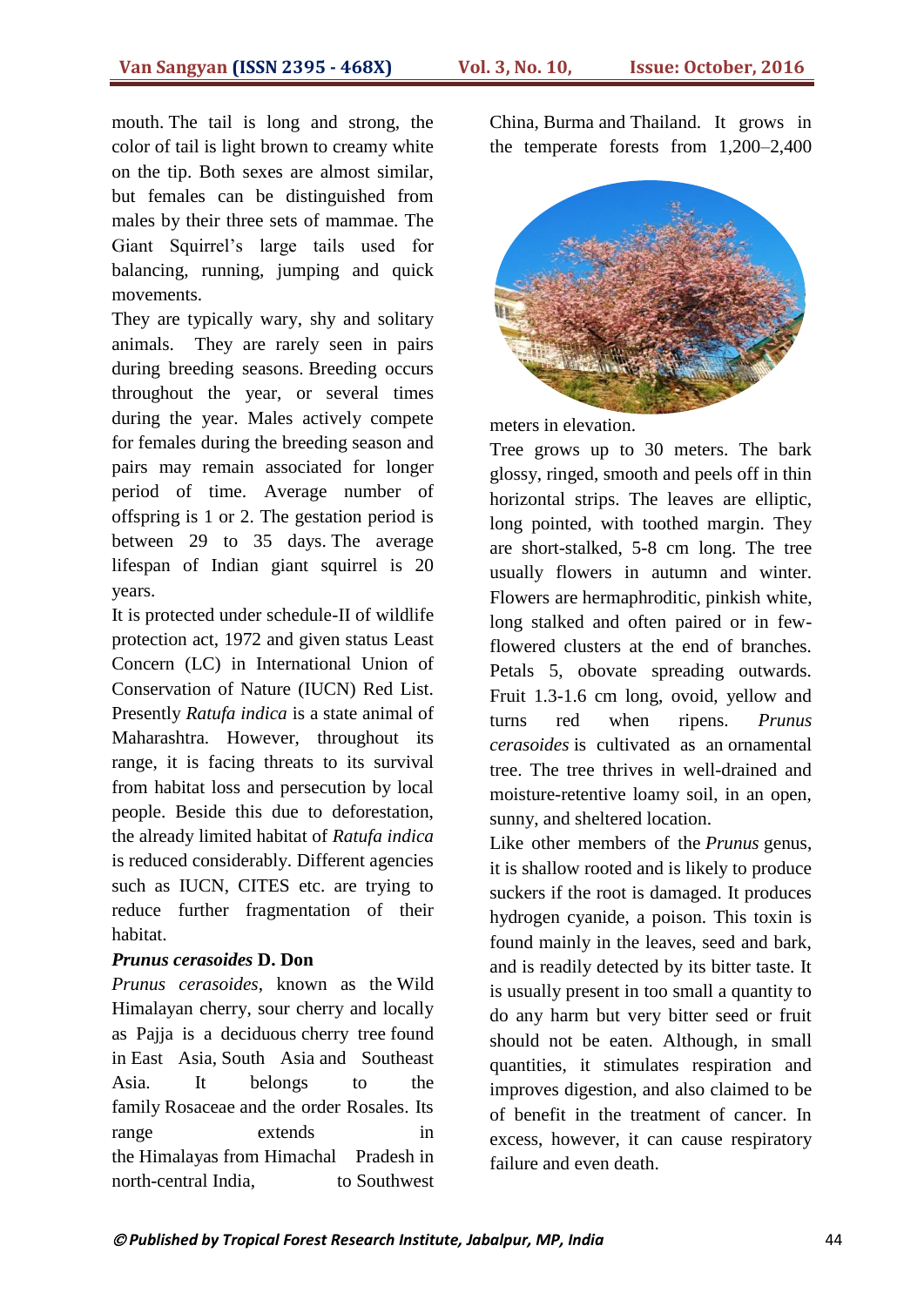mouth. The tail is long and strong, the color of tail is light brown to creamy white on the tip. Both sexes are almost similar, but females can be distinguished from males by their three sets of mammae. The Giant Squirrel's large tails used for balancing, running, jumping and quick movements.

They are typically wary, shy and solitary animals. They are rarely seen in pairs during breeding seasons. Breeding occurs throughout the year, or several times during the year. Males actively compete for females during the breeding season and pairs may remain associated for longer period of time. Average number of offspring is 1 or 2. The gestation period is between 29 to 35 days. The average lifespan of Indian giant squirrel is 20 years.

It is protected under schedule-II of wildlife protection act, 1972 and given status Least Concern (LC) in International Union of Conservation of Nature (IUCN) Red List. Presently *Ratufa indica* is a state animal of Maharashtra. However, throughout its range, it is facing threats to its survival from habitat loss and persecution by local people. Beside this due to deforestation, the already limited habitat of *Ratufa indica* is reduced considerably. Different agencies such as IUCN, CITES etc. are trying to reduce further fragmentation of their habitat.

***Prunus cerasoides* D. Don**

*Prunus cerasoides*, known as the Wild Himalayan cherry, sour cherry and locally as Pajja is a deciduous cherry tree found in East Asia, South Asia and Southeast Asia. It belongs to the family Rosaceae and the order Rosales. Its range extends in the Himalayas from Himachal Pradesh in north-central India, to Southwest China, Burma and Thailand. It grows in the temperate forests from 1,200–2,400 meters in elevation.

Tree grows up to 30 meters. The bark glossy, ringed, smooth and peels off in thin horizontal strips. The leaves are elliptic, long pointed, with toothed margin. They are short-stalked, 5-8 cm long. The tree usually flowers in autumn and winter. Flowers are hermaphroditic, pinkish white, long stalked and often paired or in few-flowered clusters at the end of branches. Petals 5, obovate spreading outwards. Fruit 1.3-1.6 cm long, ovoid, yellow and turns red when ripens. *Prunus cerasoides* is cultivated as an ornamental tree. The tree thrives in well-drained and moisture-retentive loamy soil, in an open, sunny, and sheltered location.

Like other members of the *Prunus* genus, it is shallow rooted and is likely to produce suckers if the root is damaged. It produces hydrogen cyanide, a poison. This toxin is found mainly in the leaves, seed and bark, and is readily detected by its bitter taste. It is usually present in too small a quantity to do any harm but very bitter seed or fruit should not be eaten. Although, in small quantities, it stimulates respiration and improves digestion, and also claimed to be of benefit in the treatment of cancer. In excess, however, it can cause respiratory failure and even death.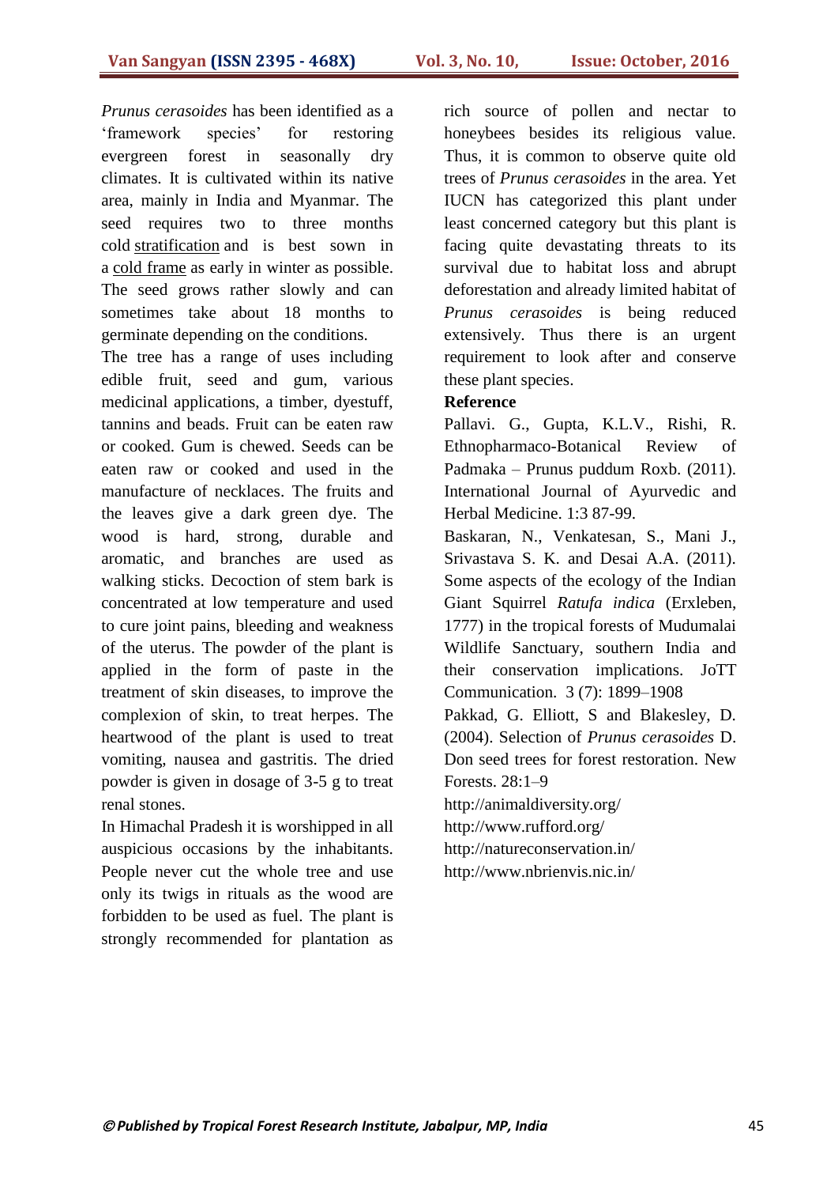*Prunus cerasoides* has been identified as a 'framework species' for restoring evergreen forest in seasonally dry climates. It is cultivated within its native area, mainly in India and Myanmar. The seed requires two to three months cold stratification and is best sown in a cold frame as early in winter as possible. The seed grows rather slowly and can sometimes take about 18 months to germinate depending on the conditions.

The tree has a range of uses including edible fruit, seed and gum, various medicinal applications, a timber, dyestuff, tannins and beads. Fruit can be eaten raw or cooked. Gum is chewed. Seeds can be eaten raw or cooked and used in the manufacture of necklaces. The fruits and the leaves give a dark green dye. The wood is hard, strong, durable and aromatic, and branches are used as walking sticks. Decoction of stem bark is concentrated at low temperature and used to cure joint pains, bleeding and weakness of the uterus. The powder of the plant is applied in the form of paste in the treatment of skin diseases, to improve the complexion of skin, to treat herpes. The heartwood of the plant is used to treat vomiting, nausea and gastritis. The dried powder is given in dosage of 3-5 g to treat renal stones.

In Himachal Pradesh it is worshipped in all auspicious occasions by the inhabitants. People never cut the whole tree and use only its twigs in rituals as the wood are forbidden to be used as fuel. The plant is strongly recommended for plantation as rich source of pollen and nectar to honeybees besides its religious value. Thus, it is common to observe quite old trees of *Prunus cerasoides* in the area. Yet IUCN has categorized this plant under least concerned category but this plant is facing quite devastating threats to its survival due to habitat loss and abrupt deforestation and already limited habitat of *Prunus cerasoides* is being reduced extensively. Thus there is an urgent requirement to look after and conserve these plant species.

**Reference**

Pallavi. G., Gupta, K.L.V., Rishi, R. Ethnopharmaco-Botanical Review of Padmaka – Prunus puddum Roxb. (2011). International Journal of Ayurvedic and Herbal Medicine. 1:3 87-99.

Baskaran, N., Venkatesan, S., Mani J., Srivastava S. K. and Desai A.A. (2011). Some aspects of the ecology of the Indian Giant Squirrel *Ratufa indica* (Erxleben, 1777) in the tropical forests of Mudumalai Wildlife Sanctuary, southern India and their conservation implications. JoTT Communication. 3 (7): 1899–1908

Pakkad, G. Elliott, S and Blakesley, D. (2004). Selection of *Prunus cerasoides* D. Don seed trees for forest restoration. New Forests. 28:1–9

http://animaldiversity.org/

http://www.rufford.org/

http://natureconservation.in/

http://www.nbrienvis.nic.in/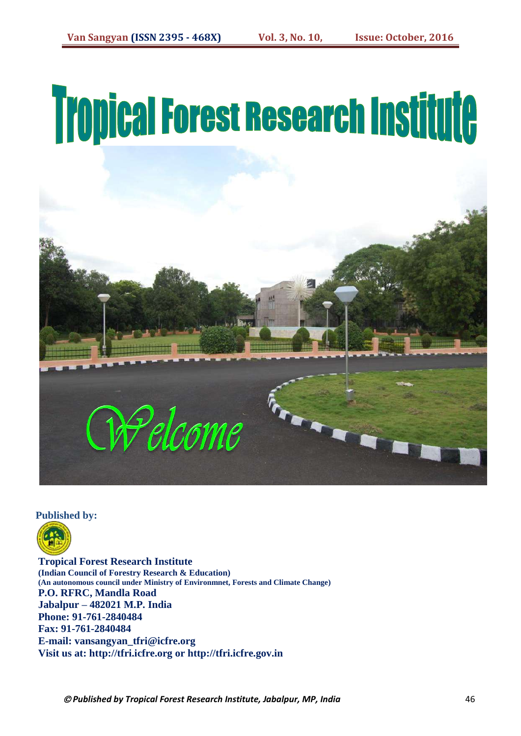# Tropical Forest Research Institute

Welcome

**Published by:**

**Tropical Forest Research Institute**
**(Indian Council of Forestry Research & Education)**
**(An autonomous council under Ministry of Environmnet, Forests and Climate Change)**
**P.O. RFRC, Mandla Road**
**Jabalpur – 482021 M.P. India**
**Phone: 91-761-2840484**
**Fax: 91-761-2840484**
**E-mail: vansangyan_tfri@icfre.org**
**Visit us at: http://tfri.icfre.org or http://tfri.icfre.gov.in**